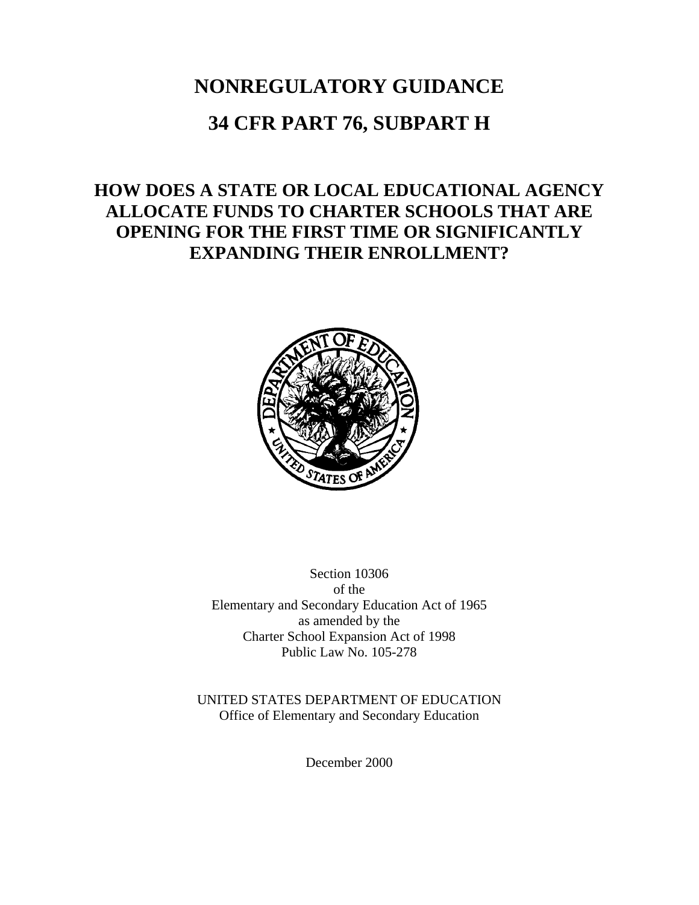# NONREGULATORY GUIDANCE

# 34 CFR PART 76, SUBPART H

## HOW DOES A STATE OR LOCAL EDUCATIONAL AGENCY ALLOCATE FUNDS TO CHARTER SCHOOLS THAT ARE OPENING FOR THE FIRST TIME OR SIGNIFICANTLY EXPANDING THEIR ENROLLMENT?

Section 10306
of the
Elementary and Secondary Education Act of 1965
as amended by the
Charter School Expansion Act of 1998
Public Law No. 105-278

UNITED STATES DEPARTMENT OF EDUCATION
Office of Elementary and Secondary Education

December 2000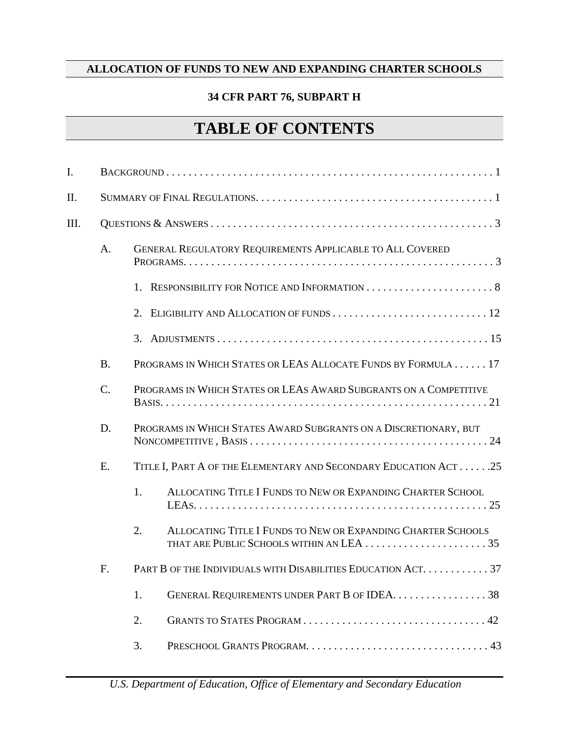**ALLOCATION OF FUNDS TO NEW AND EXPANDING CHARTER SCHOOLS**

**34 CFR PART 76, SUBPART H**

# TABLE OF CONTENTS

I. BACKGROUND . . . . . . . . . . 1

II. SUMMARY OF FINAL REGULATIONS. . . . . . . . . . 1

III. QUESTIONS & ANSWERS . . . . . . . . . . 3

- A. GENERAL REGULATORY REQUIREMENTS APPLICABLE TO ALL COVERED PROGRAMS. . . . . . . . . . 3
  - 1. RESPONSIBILITY FOR NOTICE AND INFORMATION . . . . . . . . . . 8
  - 2. ELIGIBILITY AND ALLOCATION OF FUNDS . . . . . . . . . . 12
  - 3. ADJUSTMENTS . . . . . . . . . . 15
- B. PROGRAMS IN WHICH STATES OR LEAS ALLOCATE FUNDS BY FORMULA . . . . . . 17
- C. PROGRAMS IN WHICH STATES OR LEAS AWARD SUBGRANTS ON A COMPETITIVE BASIS. . . . . . . . . . 21
- D. PROGRAMS IN WHICH STATES AWARD SUBGRANTS ON A DISCRETIONARY, BUT NONCOMPETITIVE , BASIS . . . . . . . . . . 24
- E. TITLE I, PART A OF THE ELEMENTARY AND SECONDARY EDUCATION ACT . . . . . .25
  - 1. ALLOCATING TITLE I FUNDS TO NEW OR EXPANDING CHARTER SCHOOL LEAS. . . . . . . . . . 25
  - 2. ALLOCATING TITLE I FUNDS TO NEW OR EXPANDING CHARTER SCHOOLS THAT ARE PUBLIC SCHOOLS WITHIN AN LEA . . . . . . . . . . 35
- F. PART B OF THE INDIVIDUALS WITH DISABILITIES EDUCATION ACT. . . . . . . . . . . . 37
  - 1. GENERAL REQUIREMENTS UNDER PART B OF IDEA. . . . . . . . . . 38
  - 2. GRANTS TO STATES PROGRAM . . . . . . . . . . 42
  - 3. PRESCHOOL GRANTS PROGRAM. . . . . . . . . . 43

*U.S. Department of Education, Office of Elementary and Secondary Education*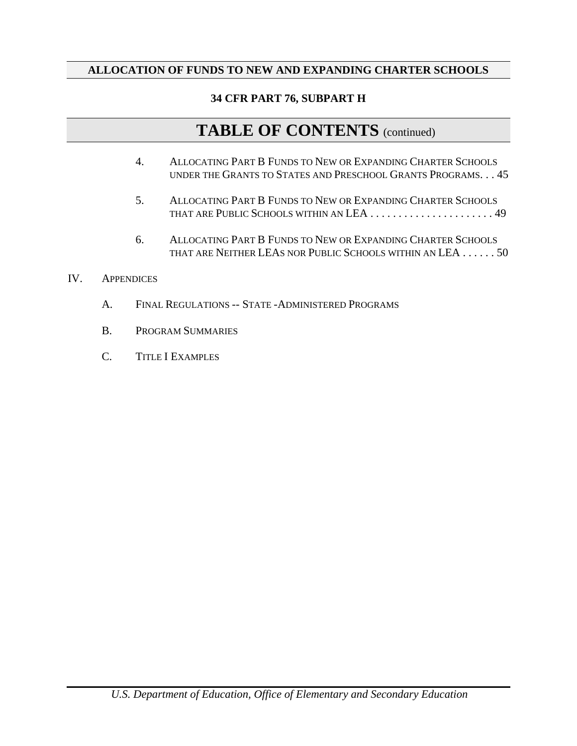**ALLOCATION OF FUNDS TO NEW AND EXPANDING CHARTER SCHOOLS**

**34 CFR PART 76, SUBPART H**

# TABLE OF CONTENTS (continued)

4. ALLOCATING PART B FUNDS TO NEW OR EXPANDING CHARTER SCHOOLS UNDER THE GRANTS TO STATES AND PRESCHOOL GRANTS PROGRAMS. . . 45

5. ALLOCATING PART B FUNDS TO NEW OR EXPANDING CHARTER SCHOOLS THAT ARE PUBLIC SCHOOLS WITHIN AN LEA . . . . . . . . . . . . . . . . . . . . . . 49

6. ALLOCATING PART B FUNDS TO NEW OR EXPANDING CHARTER SCHOOLS THAT ARE NEITHER LEAS NOR PUBLIC SCHOOLS WITHIN AN LEA . . . . . . 50

IV. APPENDICES

A. FINAL REGULATIONS -- STATE -ADMINISTERED PROGRAMS

B. PROGRAM SUMMARIES

C. TITLE I EXAMPLES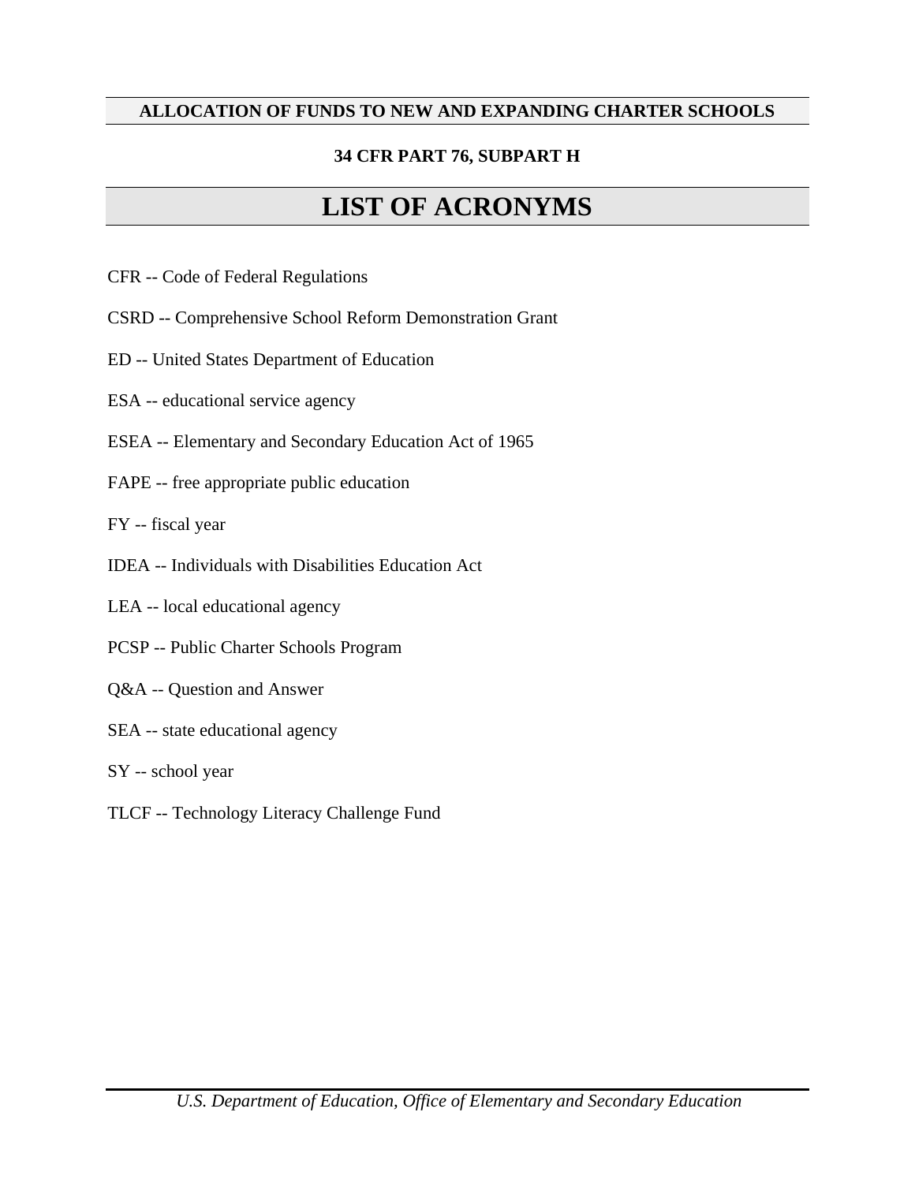**ALLOCATION OF FUNDS TO NEW AND EXPANDING CHARTER SCHOOLS**

**34 CFR PART 76, SUBPART H**

# LIST OF ACRONYMS

CFR -- Code of Federal Regulations

CSRD -- Comprehensive School Reform Demonstration Grant

ED -- United States Department of Education

ESA -- educational service agency

ESEA -- Elementary and Secondary Education Act of 1965

FAPE -- free appropriate public education

FY -- fiscal year

IDEA -- Individuals with Disabilities Education Act

LEA -- local educational agency

PCSP -- Public Charter Schools Program

Q&A -- Question and Answer

SEA -- state educational agency

SY -- school year

TLCF -- Technology Literacy Challenge Fund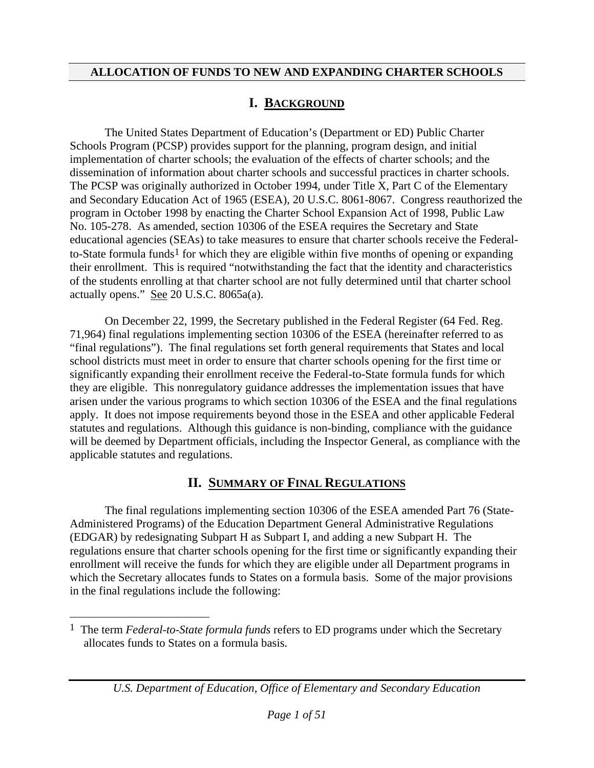# ALLOCATION OF FUNDS TO NEW AND EXPANDING CHARTER SCHOOLS

## I. BACKGROUND

The United States Department of Education's (Department or ED) Public Charter Schools Program (PCSP) provides support for the planning, program design, and initial implementation of charter schools; the evaluation of the effects of charter schools; and the dissemination of information about charter schools and successful practices in charter schools. The PCSP was originally authorized in October 1994, under Title X, Part C of the Elementary and Secondary Education Act of 1965 (ESEA), 20 U.S.C. 8061-8067. Congress reauthorized the program in October 1998 by enacting the Charter School Expansion Act of 1998, Public Law No. 105-278. As amended, section 10306 of the ESEA requires the Secretary and State educational agencies (SEAs) to take measures to ensure that charter schools receive the Federal-to-State formula funds[1] for which they are eligible within five months of opening or expanding their enrollment. This is required "notwithstanding the fact that the identity and characteristics of the students enrolling at that charter school are not fully determined until that charter school actually opens." See 20 U.S.C. 8065a(a).

On December 22, 1999, the Secretary published in the Federal Register (64 Fed. Reg. 71,964) final regulations implementing section 10306 of the ESEA (hereinafter referred to as "final regulations"). The final regulations set forth general requirements that States and local school districts must meet in order to ensure that charter schools opening for the first time or significantly expanding their enrollment receive the Federal-to-State formula funds for which they are eligible. This nonregulatory guidance addresses the implementation issues that have arisen under the various programs to which section 10306 of the ESEA and the final regulations apply. It does not impose requirements beyond those in the ESEA and other applicable Federal statutes and regulations. Although this guidance is non-binding, compliance with the guidance will be deemed by Department officials, including the Inspector General, as compliance with the applicable statutes and regulations.

## II. SUMMARY OF FINAL REGULATIONS

The final regulations implementing section 10306 of the ESEA amended Part 76 (State-Administered Programs) of the Education Department General Administrative Regulations (EDGAR) by redesignating Subpart H as Subpart I, and adding a new Subpart H. The regulations ensure that charter schools opening for the first time or significantly expanding their enrollment will receive the funds for which they are eligible under all Department programs in which the Secretary allocates funds to States on a formula basis. Some of the major provisions in the final regulations include the following:

[1] The term *Federal-to-State formula funds* refers to ED programs under which the Secretary allocates funds to States on a formula basis.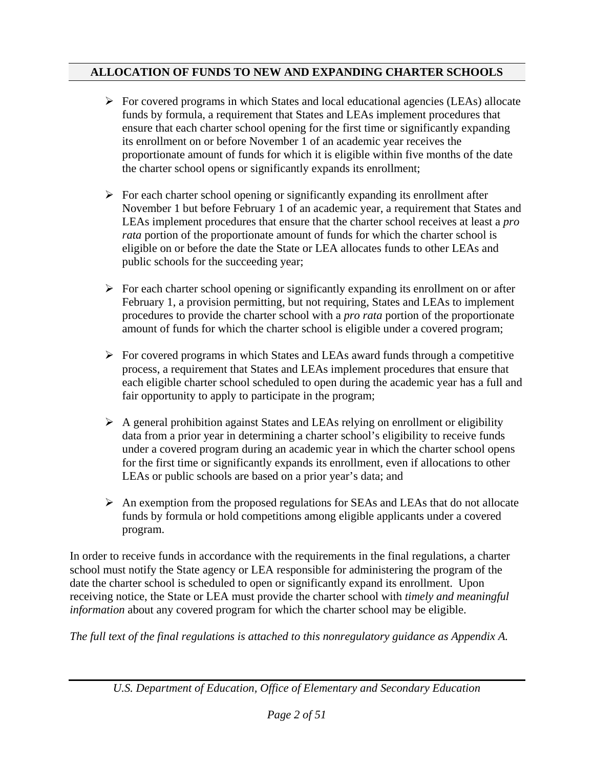## ALLOCATION OF FUNDS TO NEW AND EXPANDING CHARTER SCHOOLS

- For covered programs in which States and local educational agencies (LEAs) allocate funds by formula, a requirement that States and LEAs implement procedures that ensure that each charter school opening for the first time or significantly expanding its enrollment on or before November 1 of an academic year receives the proportionate amount of funds for which it is eligible within five months of the date the charter school opens or significantly expands its enrollment;

- For each charter school opening or significantly expanding its enrollment after November 1 but before February 1 of an academic year, a requirement that States and LEAs implement procedures that ensure that the charter school receives at least a *pro rata* portion of the proportionate amount of funds for which the charter school is eligible on or before the date the State or LEA allocates funds to other LEAs and public schools for the succeeding year;

- For each charter school opening or significantly expanding its enrollment on or after February 1, a provision permitting, but not requiring, States and LEAs to implement procedures to provide the charter school with a *pro rata* portion of the proportionate amount of funds for which the charter school is eligible under a covered program;

- For covered programs in which States and LEAs award funds through a competitive process, a requirement that States and LEAs implement procedures that ensure that each eligible charter school scheduled to open during the academic year has a full and fair opportunity to apply to participate in the program;

- A general prohibition against States and LEAs relying on enrollment or eligibility data from a prior year in determining a charter school's eligibility to receive funds under a covered program during an academic year in which the charter school opens for the first time or significantly expands its enrollment, even if allocations to other LEAs or public schools are based on a prior year's data; and

- An exemption from the proposed regulations for SEAs and LEAs that do not allocate funds by formula or hold competitions among eligible applicants under a covered program.

In order to receive funds in accordance with the requirements in the final regulations, a charter school must notify the State agency or LEA responsible for administering the program of the date the charter school is scheduled to open or significantly expand its enrollment. Upon receiving notice, the State or LEA must provide the charter school with *timely and meaningful information* about any covered program for which the charter school may be eligible.

*The full text of the final regulations is attached to this nonregulatory guidance as Appendix A.*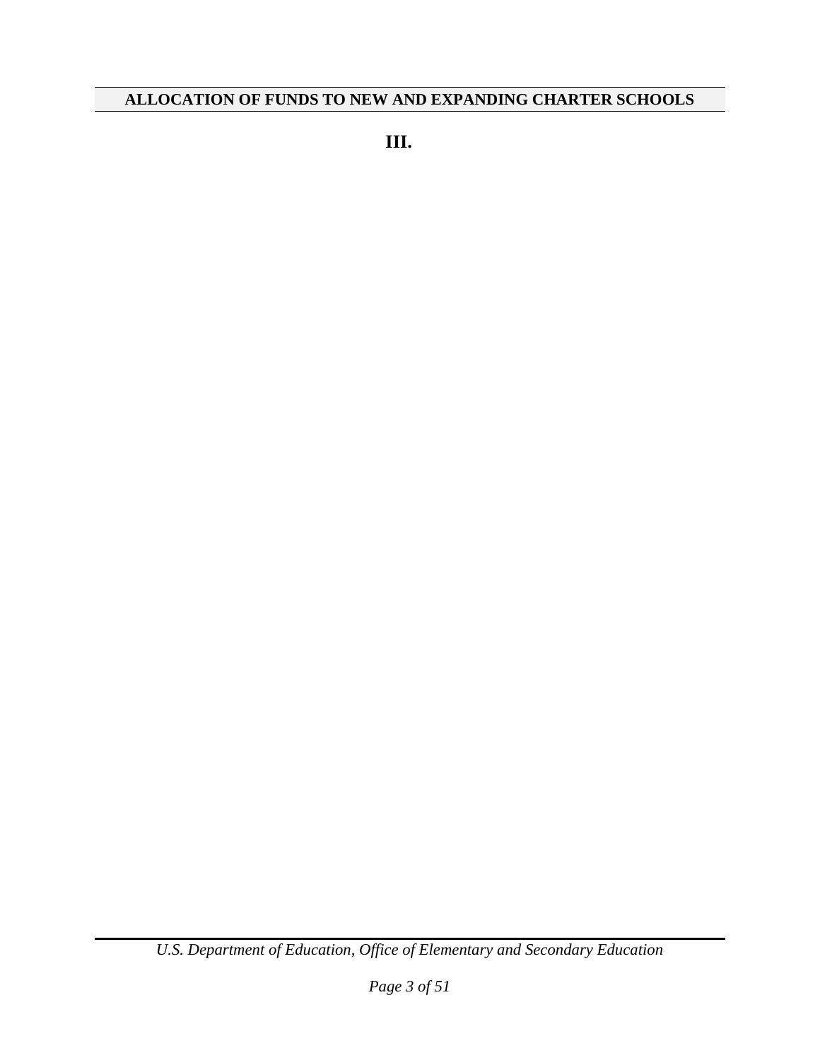## ALLOCATION OF FUNDS TO NEW AND EXPANDING CHARTER SCHOOLS

**III.**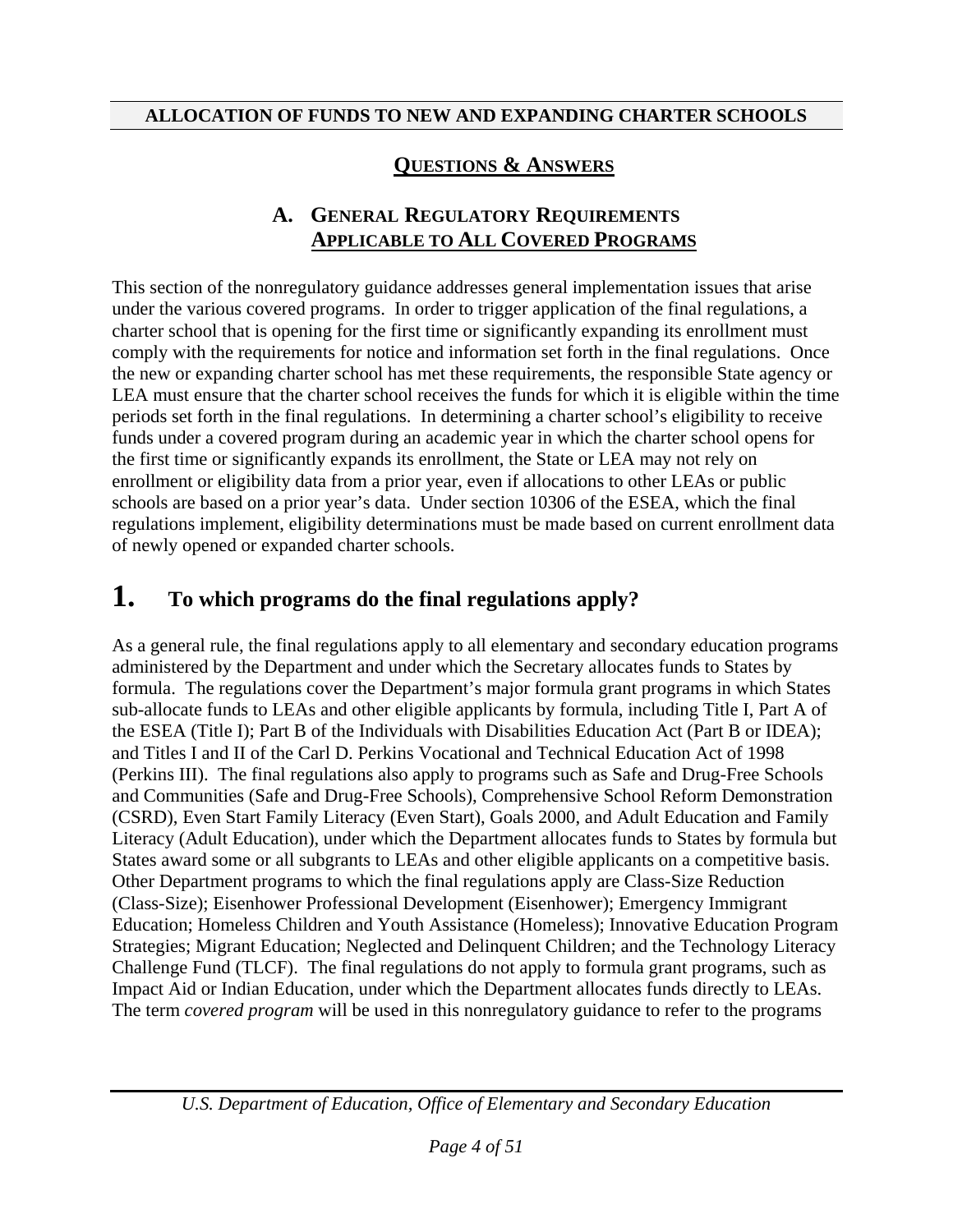## ALLOCATION OF FUNDS TO NEW AND EXPANDING CHARTER SCHOOLS

### QUESTIONS & ANSWERS

### A. GENERAL REGULATORY REQUIREMENTS APPLICABLE TO ALL COVERED PROGRAMS

This section of the nonregulatory guidance addresses general implementation issues that arise under the various covered programs. In order to trigger application of the final regulations, a charter school that is opening for the first time or significantly expanding its enrollment must comply with the requirements for notice and information set forth in the final regulations. Once the new or expanding charter school has met these requirements, the responsible State agency or LEA must ensure that the charter school receives the funds for which it is eligible within the time periods set forth in the final regulations. In determining a charter school's eligibility to receive funds under a covered program during an academic year in which the charter school opens for the first time or significantly expands its enrollment, the State or LEA may not rely on enrollment or eligibility data from a prior year, even if allocations to other LEAs or public schools are based on a prior year's data. Under section 10306 of the ESEA, which the final regulations implement, eligibility determinations must be made based on current enrollment data of newly opened or expanded charter schools.

# 1. To which programs do the final regulations apply?

As a general rule, the final regulations apply to all elementary and secondary education programs administered by the Department and under which the Secretary allocates funds to States by formula. The regulations cover the Department's major formula grant programs in which States sub-allocate funds to LEAs and other eligible applicants by formula, including Title I, Part A of the ESEA (Title I); Part B of the Individuals with Disabilities Education Act (Part B or IDEA); and Titles I and II of the Carl D. Perkins Vocational and Technical Education Act of 1998 (Perkins III). The final regulations also apply to programs such as Safe and Drug-Free Schools and Communities (Safe and Drug-Free Schools), Comprehensive School Reform Demonstration (CSRD), Even Start Family Literacy (Even Start), Goals 2000, and Adult Education and Family Literacy (Adult Education), under which the Department allocates funds to States by formula but States award some or all subgrants to LEAs and other eligible applicants on a competitive basis. Other Department programs to which the final regulations apply are Class-Size Reduction (Class-Size); Eisenhower Professional Development (Eisenhower); Emergency Immigrant Education; Homeless Children and Youth Assistance (Homeless); Innovative Education Program Strategies; Migrant Education; Neglected and Delinquent Children; and the Technology Literacy Challenge Fund (TLCF). The final regulations do not apply to formula grant programs, such as Impact Aid or Indian Education, under which the Department allocates funds directly to LEAs. The term *covered program* will be used in this nonregulatory guidance to refer to the programs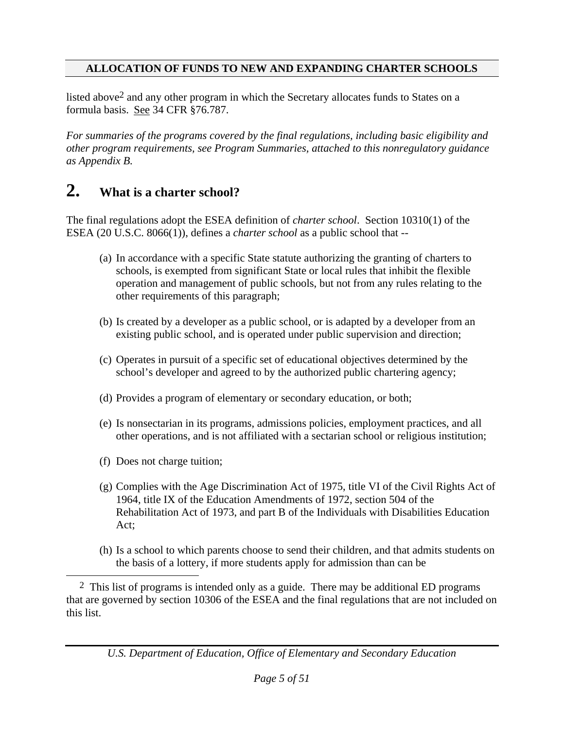listed above[2] and any other program in which the Secretary allocates funds to States on a formula basis. See 34 CFR §76.787.

*For summaries of the programs covered by the final regulations, including basic eligibility and other program requirements, see Program Summaries, attached to this nonregulatory guidance as Appendix B.*

# 2. What is a charter school?

The final regulations adopt the ESEA definition of *charter school*. Section 10310(1) of the ESEA (20 U.S.C. 8066(1)), defines a *charter school* as a public school that --

(a) In accordance with a specific State statute authorizing the granting of charters to schools, is exempted from significant State or local rules that inhibit the flexible operation and management of public schools, but not from any rules relating to the other requirements of this paragraph;

(b) Is created by a developer as a public school, or is adapted by a developer from an existing public school, and is operated under public supervision and direction;

(c) Operates in pursuit of a specific set of educational objectives determined by the school's developer and agreed to by the authorized public chartering agency;

(d) Provides a program of elementary or secondary education, or both;

(e) Is nonsectarian in its programs, admissions policies, employment practices, and all other operations, and is not affiliated with a sectarian school or religious institution;

(f) Does not charge tuition;

(g) Complies with the Age Discrimination Act of 1975, title VI of the Civil Rights Act of 1964, title IX of the Education Amendments of 1972, section 504 of the Rehabilitation Act of 1973, and part B of the Individuals with Disabilities Education Act;

(h) Is a school to which parents choose to send their children, and that admits students on the basis of a lottery, if more students apply for admission than can be

[2] This list of programs is intended only as a guide. There may be additional ED programs that are governed by section 10306 of the ESEA and the final regulations that are not included on this list.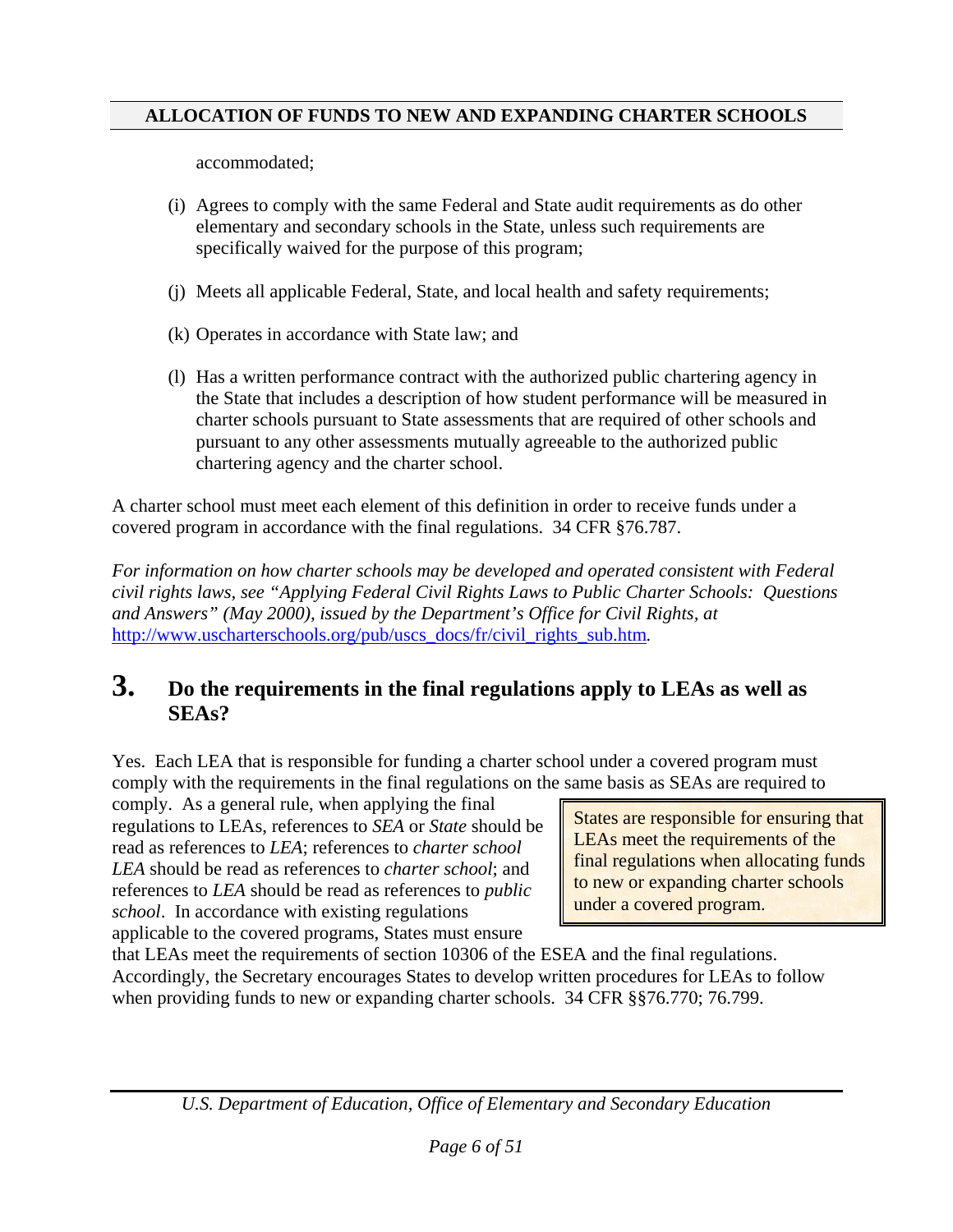accommodated;

(i) Agrees to comply with the same Federal and State audit requirements as do other elementary and secondary schools in the State, unless such requirements are specifically waived for the purpose of this program;

(j) Meets all applicable Federal, State, and local health and safety requirements;

(k) Operates in accordance with State law; and

(l) Has a written performance contract with the authorized public chartering agency in the State that includes a description of how student performance will be measured in charter schools pursuant to State assessments that are required of other schools and pursuant to any other assessments mutually agreeable to the authorized public chartering agency and the charter school.

A charter school must meet each element of this definition in order to receive funds under a covered program in accordance with the final regulations. 34 CFR §76.787.

*For information on how charter schools may be developed and operated consistent with Federal civil rights laws, see "Applying Federal Civil Rights Laws to Public Charter Schools: Questions and Answers" (May 2000), issued by the Department's Office for Civil Rights, at* http://www.uscharterschools.org/pub/uscs_docs/fr/civil_rights_sub.htm.

## 3. Do the requirements in the final regulations apply to LEAs as well as SEAs?

Yes. Each LEA that is responsible for funding a charter school under a covered program must comply with the requirements in the final regulations on the same basis as SEAs are required to comply. As a general rule, when applying the final regulations to LEAs, references to *SEA* or *State* should be read as references to *LEA*; references to *charter school LEA* should be read as references to *charter school*; and references to *LEA* should be read as references to *public school*. In accordance with existing regulations applicable to the covered programs, States must ensure that LEAs meet the requirements of section 10306 of the ESEA and the final regulations. Accordingly, the Secretary encourages States to develop written procedures for LEAs to follow when providing funds to new or expanding charter schools. 34 CFR §§76.770; 76.799.

> States are responsible for ensuring that LEAs meet the requirements of the final regulations when allocating funds to new or expanding charter schools under a covered program.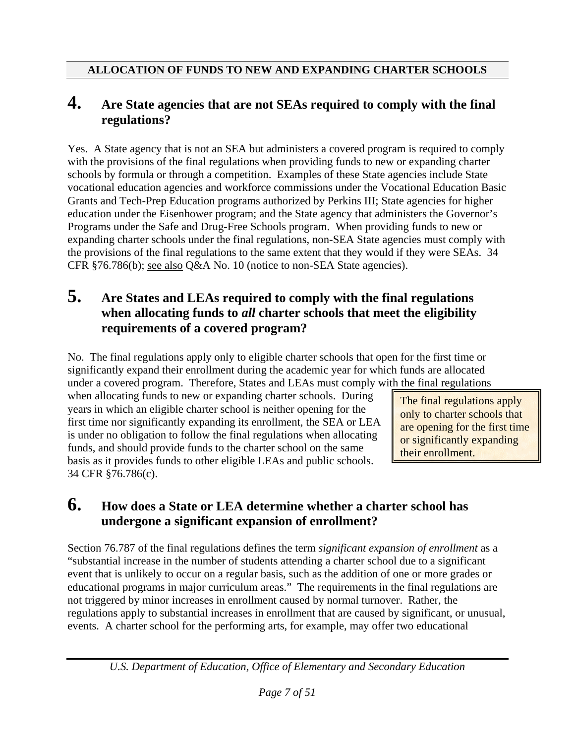**ALLOCATION OF FUNDS TO NEW AND EXPANDING CHARTER SCHOOLS**

## 4. Are State agencies that are not SEAs required to comply with the final regulations?

Yes. A State agency that is not an SEA but administers a covered program is required to comply with the provisions of the final regulations when providing funds to new or expanding charter schools by formula or through a competition. Examples of these State agencies include State vocational education agencies and workforce commissions under the Vocational Education Basic Grants and Tech-Prep Education programs authorized by Perkins III; State agencies for higher education under the Eisenhower program; and the State agency that administers the Governor's Programs under the Safe and Drug-Free Schools program. When providing funds to new or expanding charter schools under the final regulations, non-SEA State agencies must comply with the provisions of the final regulations to the same extent that they would if they were SEAs. 34 CFR §76.786(b); see also Q&A No. 10 (notice to non-SEA State agencies).

## 5. Are States and LEAs required to comply with the final regulations when allocating funds to *all* charter schools that meet the eligibility requirements of a covered program?

No. The final regulations apply only to eligible charter schools that open for the first time or significantly expand their enrollment during the academic year for which funds are allocated under a covered program. Therefore, States and LEAs must comply with the final regulations when allocating funds to new or expanding charter schools. During years in which an eligible charter school is neither opening for the first time nor significantly expanding its enrollment, the SEA or LEA is under no obligation to follow the final regulations when allocating funds, and should provide funds to the charter school on the same basis as it provides funds to other eligible LEAs and public schools. 34 CFR §76.786(c).

> The final regulations apply only to charter schools that are opening for the first time or significantly expanding their enrollment.

## 6. How does a State or LEA determine whether a charter school has undergone a significant expansion of enrollment?

Section 76.787 of the final regulations defines the term *significant expansion of enrollment* as a "substantial increase in the number of students attending a charter school due to a significant event that is unlikely to occur on a regular basis, such as the addition of one or more grades or educational programs in major curriculum areas." The requirements in the final regulations are not triggered by minor increases in enrollment caused by normal turnover. Rather, the regulations apply to substantial increases in enrollment that are caused by significant, or unusual, events. A charter school for the performing arts, for example, may offer two educational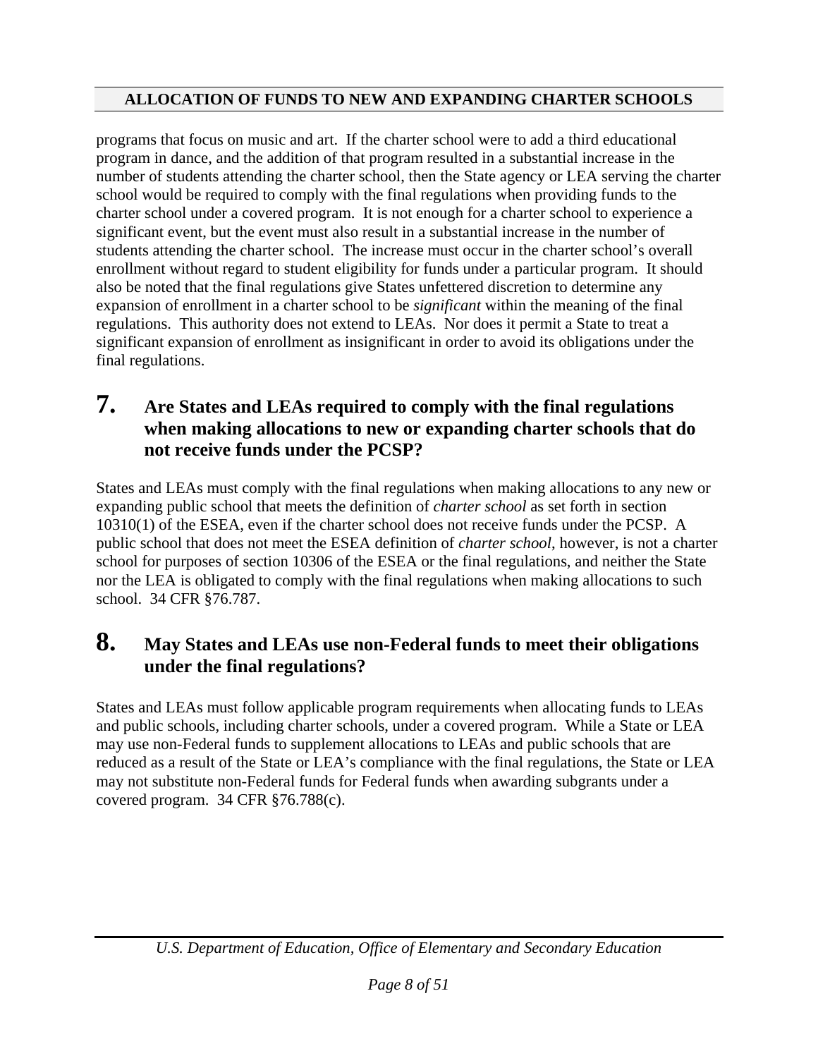programs that focus on music and art. If the charter school were to add a third educational program in dance, and the addition of that program resulted in a substantial increase in the number of students attending the charter school, then the State agency or LEA serving the charter school would be required to comply with the final regulations when providing funds to the charter school under a covered program. It is not enough for a charter school to experience a significant event, but the event must also result in a substantial increase in the number of students attending the charter school. The increase must occur in the charter school's overall enrollment without regard to student eligibility for funds under a particular program. It should also be noted that the final regulations give States unfettered discretion to determine any expansion of enrollment in a charter school to be *significant* within the meaning of the final regulations. This authority does not extend to LEAs. Nor does it permit a State to treat a significant expansion of enrollment as insignificant in order to avoid its obligations under the final regulations.

## 7. Are States and LEAs required to comply with the final regulations when making allocations to new or expanding charter schools that do not receive funds under the PCSP?

States and LEAs must comply with the final regulations when making allocations to any new or expanding public school that meets the definition of *charter school* as set forth in section 10310(1) of the ESEA, even if the charter school does not receive funds under the PCSP. A public school that does not meet the ESEA definition of *charter school*, however, is not a charter school for purposes of section 10306 of the ESEA or the final regulations, and neither the State nor the LEA is obligated to comply with the final regulations when making allocations to such school. 34 CFR §76.787.

## 8. May States and LEAs use non-Federal funds to meet their obligations under the final regulations?

States and LEAs must follow applicable program requirements when allocating funds to LEAs and public schools, including charter schools, under a covered program. While a State or LEA may use non-Federal funds to supplement allocations to LEAs and public schools that are reduced as a result of the State or LEA's compliance with the final regulations, the State or LEA may not substitute non-Federal funds for Federal funds when awarding subgrants under a covered program. 34 CFR §76.788(c).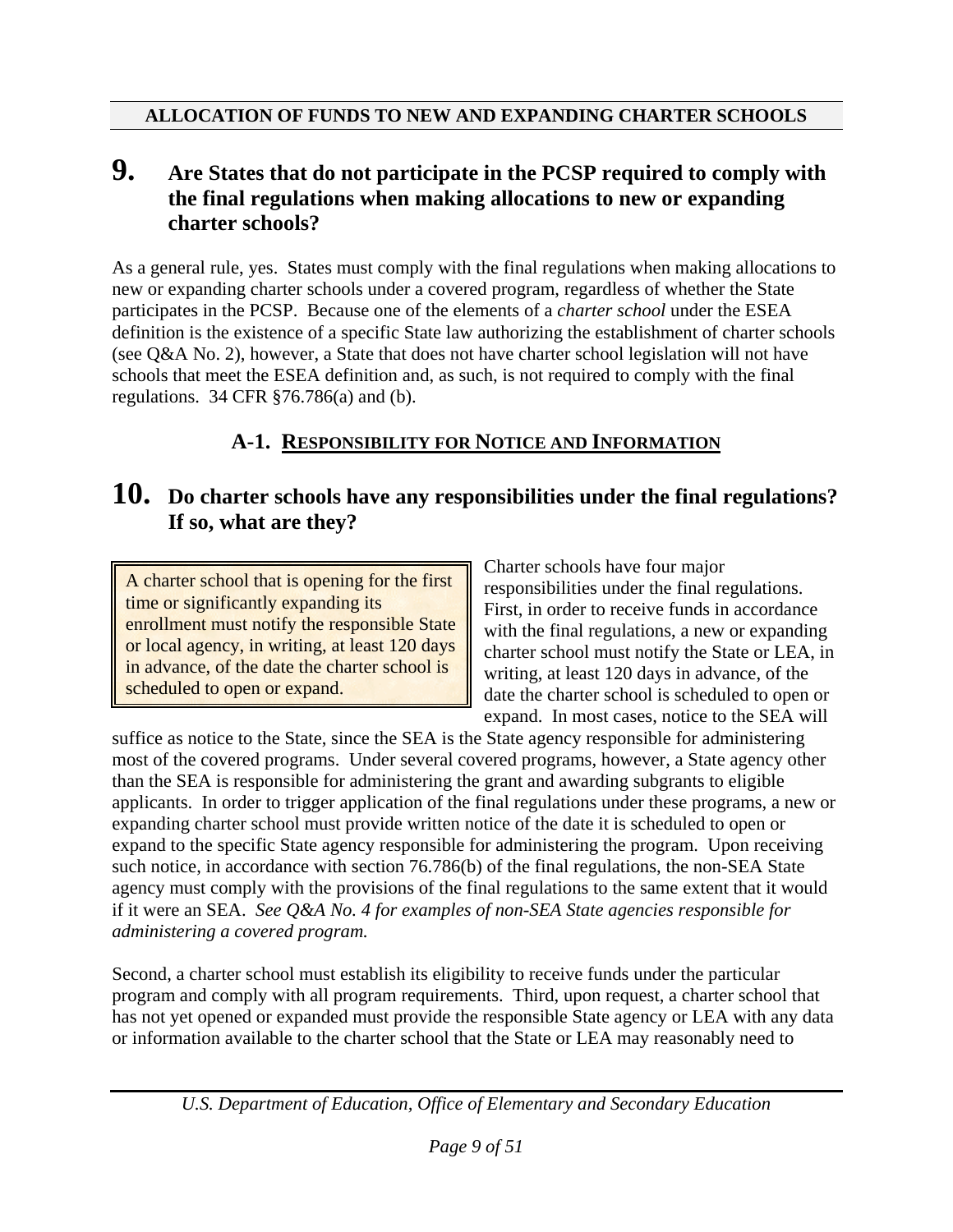**ALLOCATION OF FUNDS TO NEW AND EXPANDING CHARTER SCHOOLS**

## 9. Are States that do not participate in the PCSP required to comply with the final regulations when making allocations to new or expanding charter schools?

As a general rule, yes. States must comply with the final regulations when making allocations to new or expanding charter schools under a covered program, regardless of whether the State participates in the PCSP. Because one of the elements of a *charter school* under the ESEA definition is the existence of a specific State law authorizing the establishment of charter schools (see Q&A No. 2), however, a State that does not have charter school legislation will not have schools that meet the ESEA definition and, as such, is not required to comply with the final regulations. 34 CFR §76.786(a) and (b).

### A-1. RESPONSIBILITY FOR NOTICE AND INFORMATION

## 10. Do charter schools have any responsibilities under the final regulations? If so, what are they?

> A charter school that is opening for the first time or significantly expanding its enrollment must notify the responsible State or local agency, in writing, at least 120 days in advance, of the date the charter school is scheduled to open or expand.

Charter schools have four major responsibilities under the final regulations. First, in order to receive funds in accordance with the final regulations, a new or expanding charter school must notify the State or LEA, in writing, at least 120 days in advance, of the date the charter school is scheduled to open or expand. In most cases, notice to the SEA will suffice as notice to the State, since the SEA is the State agency responsible for administering most of the covered programs. Under several covered programs, however, a State agency other than the SEA is responsible for administering the grant and awarding subgrants to eligible applicants. In order to trigger application of the final regulations under these programs, a new or expanding charter school must provide written notice of the date it is scheduled to open or expand to the specific State agency responsible for administering the program. Upon receiving such notice, in accordance with section 76.786(b) of the final regulations, the non-SEA State agency must comply with the provisions of the final regulations to the same extent that it would if it were an SEA. *See Q&A No. 4 for examples of non-SEA State agencies responsible for administering a covered program.*

Second, a charter school must establish its eligibility to receive funds under the particular program and comply with all program requirements. Third, upon request, a charter school that has not yet opened or expanded must provide the responsible State agency or LEA with any data or information available to the charter school that the State or LEA may reasonably need to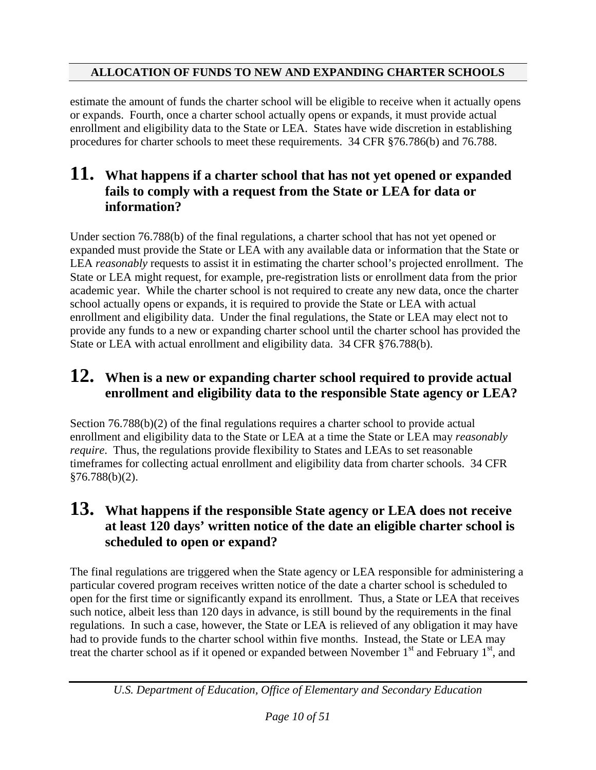estimate the amount of funds the charter school will be eligible to receive when it actually opens or expands. Fourth, once a charter school actually opens or expands, it must provide actual enrollment and eligibility data to the State or LEA. States have wide discretion in establishing procedures for charter schools to meet these requirements. 34 CFR §76.786(b) and 76.788.

## 11. What happens if a charter school that has not yet opened or expanded fails to comply with a request from the State or LEA for data or information?

Under section 76.788(b) of the final regulations, a charter school that has not yet opened or expanded must provide the State or LEA with any available data or information that the State or LEA *reasonably* requests to assist it in estimating the charter school's projected enrollment. The State or LEA might request, for example, pre-registration lists or enrollment data from the prior academic year. While the charter school is not required to create any new data, once the charter school actually opens or expands, it is required to provide the State or LEA with actual enrollment and eligibility data. Under the final regulations, the State or LEA may elect not to provide any funds to a new or expanding charter school until the charter school has provided the State or LEA with actual enrollment and eligibility data. 34 CFR §76.788(b).

## 12. When is a new or expanding charter school required to provide actual enrollment and eligibility data to the responsible State agency or LEA?

Section 76.788(b)(2) of the final regulations requires a charter school to provide actual enrollment and eligibility data to the State or LEA at a time the State or LEA may *reasonably require*. Thus, the regulations provide flexibility to States and LEAs to set reasonable timeframes for collecting actual enrollment and eligibility data from charter schools. 34 CFR §76.788(b)(2).

## 13. What happens if the responsible State agency or LEA does not receive at least 120 days' written notice of the date an eligible charter school is scheduled to open or expand?

The final regulations are triggered when the State agency or LEA responsible for administering a particular covered program receives written notice of the date a charter school is scheduled to open for the first time or significantly expand its enrollment. Thus, a State or LEA that receives such notice, albeit less than 120 days in advance, is still bound by the requirements in the final regulations. In such a case, however, the State or LEA is relieved of any obligation it may have had to provide funds to the charter school within five months. Instead, the State or LEA may treat the charter school as if it opened or expanded between November 1st and February 1st, and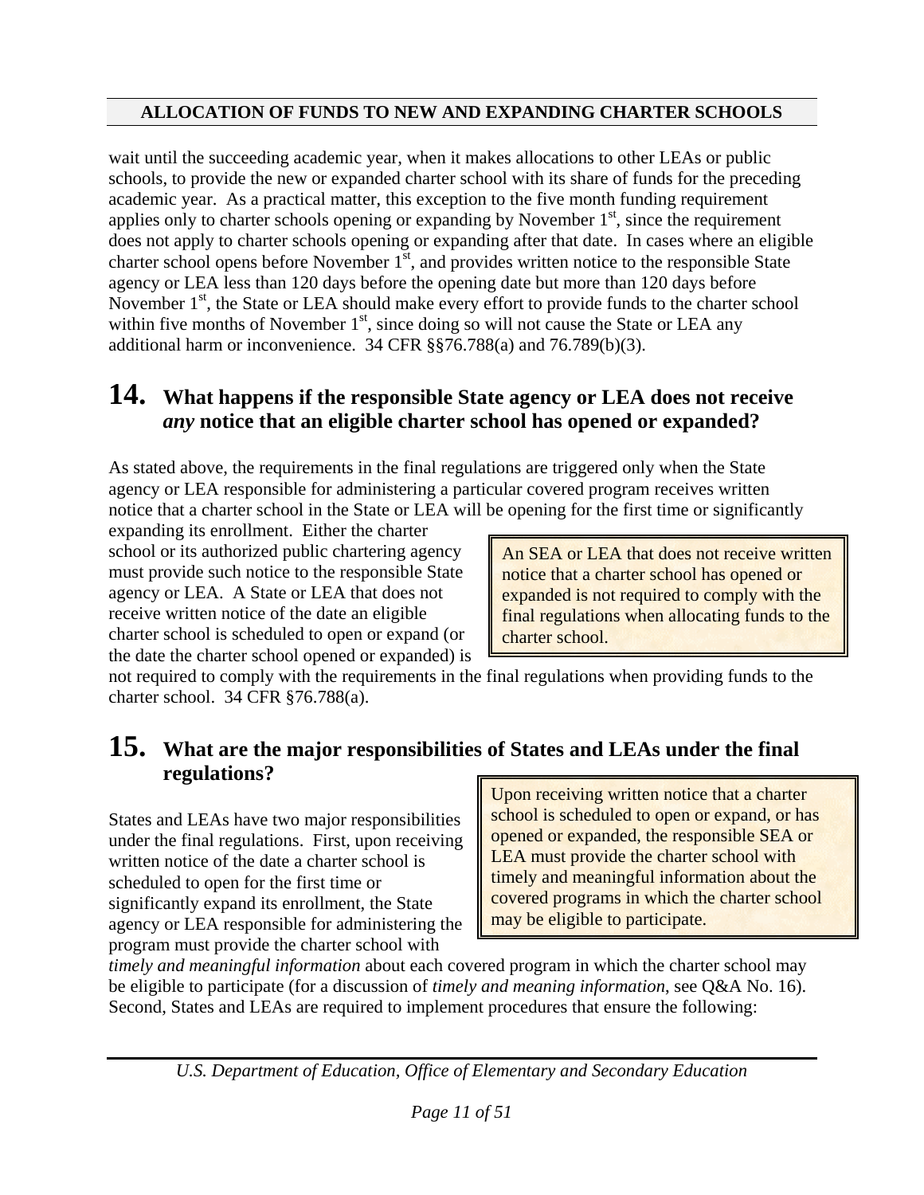wait until the succeeding academic year, when it makes allocations to other LEAs or public schools, to provide the new or expanded charter school with its share of funds for the preceding academic year. As a practical matter, this exception to the five month funding requirement applies only to charter schools opening or expanding by November 1st, since the requirement does not apply to charter schools opening or expanding after that date. In cases where an eligible charter school opens before November 1st, and provides written notice to the responsible State agency or LEA less than 120 days before the opening date but more than 120 days before November 1st, the State or LEA should make every effort to provide funds to the charter school within five months of November 1st, since doing so will not cause the State or LEA any additional harm or inconvenience. 34 CFR §§76.788(a) and 76.789(b)(3).

## 14. What happens if the responsible State agency or LEA does not receive *any* notice that an eligible charter school has opened or expanded?

As stated above, the requirements in the final regulations are triggered only when the State agency or LEA responsible for administering a particular covered program receives written notice that a charter school in the State or LEA will be opening for the first time or significantly expanding its enrollment. Either the charter school or its authorized public chartering agency must provide such notice to the responsible State agency or LEA. A State or LEA that does not receive written notice of the date an eligible charter school is scheduled to open or expand (or the date the charter school opened or expanded) is not required to comply with the requirements in the final regulations when providing funds to the charter school. 34 CFR §76.788(a).

> An SEA or LEA that does not receive written notice that a charter school has opened or expanded is not required to comply with the final regulations when allocating funds to the charter school.

## 15. What are the major responsibilities of States and LEAs under the final regulations?

> Upon receiving written notice that a charter school is scheduled to open or expand, or has opened or expanded, the responsible SEA or LEA must provide the charter school with timely and meaningful information about the covered programs in which the charter school may be eligible to participate.

States and LEAs have two major responsibilities under the final regulations. First, upon receiving written notice of the date a charter school is scheduled to open for the first time or significantly expand its enrollment, the State agency or LEA responsible for administering the program must provide the charter school with *timely and meaningful information* about each covered program in which the charter school may be eligible to participate (for a discussion of *timely and meaning information*, see Q&A No. 16). Second, States and LEAs are required to implement procedures that ensure the following: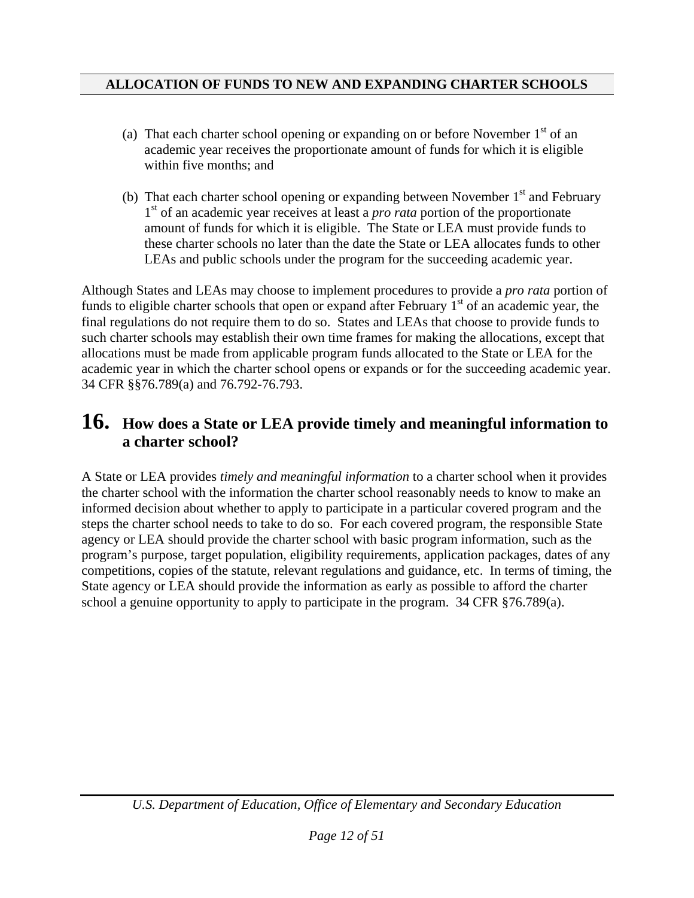(a) That each charter school opening or expanding on or before November 1st of an academic year receives the proportionate amount of funds for which it is eligible within five months; and

(b) That each charter school opening or expanding between November 1st and February 1st of an academic year receives at least a *pro rata* portion of the proportionate amount of funds for which it is eligible. The State or LEA must provide funds to these charter schools no later than the date the State or LEA allocates funds to other LEAs and public schools under the program for the succeeding academic year.

Although States and LEAs may choose to implement procedures to provide a *pro rata* portion of funds to eligible charter schools that open or expand after February 1st of an academic year, the final regulations do not require them to do so. States and LEAs that choose to provide funds to such charter schools may establish their own time frames for making the allocations, except that allocations must be made from applicable program funds allocated to the State or LEA for the academic year in which the charter school opens or expands or for the succeeding academic year. 34 CFR §§76.789(a) and 76.792-76.793.

## 16. How does a State or LEA provide timely and meaningful information to a charter school?

A State or LEA provides *timely and meaningful information* to a charter school when it provides the charter school with the information the charter school reasonably needs to know to make an informed decision about whether to apply to participate in a particular covered program and the steps the charter school needs to take to do so. For each covered program, the responsible State agency or LEA should provide the charter school with basic program information, such as the program's purpose, target population, eligibility requirements, application packages, dates of any competitions, copies of the statute, relevant regulations and guidance, etc. In terms of timing, the State agency or LEA should provide the information as early as possible to afford the charter school a genuine opportunity to apply to participate in the program. 34 CFR §76.789(a).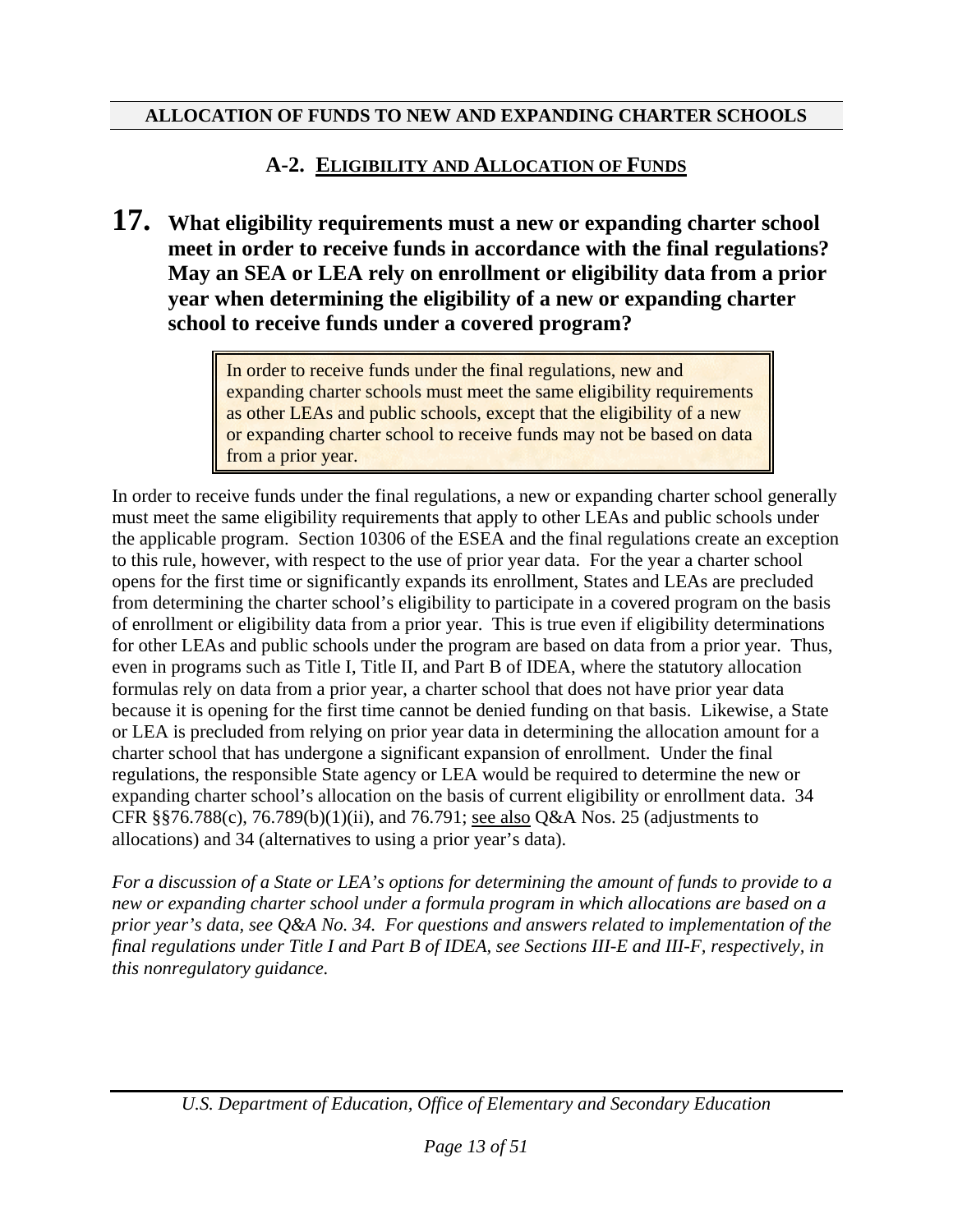**ALLOCATION OF FUNDS TO NEW AND EXPANDING CHARTER SCHOOLS**

## A-2. Eligibility and Allocation of Funds

### 17. What eligibility requirements must a new or expanding charter school meet in order to receive funds in accordance with the final regulations? May an SEA or LEA rely on enrollment or eligibility data from a prior year when determining the eligibility of a new or expanding charter school to receive funds under a covered program?

> In order to receive funds under the final regulations, new and expanding charter schools must meet the same eligibility requirements as other LEAs and public schools, except that the eligibility of a new or expanding charter school to receive funds may not be based on data from a prior year.

In order to receive funds under the final regulations, a new or expanding charter school generally must meet the same eligibility requirements that apply to other LEAs and public schools under the applicable program. Section 10306 of the ESEA and the final regulations create an exception to this rule, however, with respect to the use of prior year data. For the year a charter school opens for the first time or significantly expands its enrollment, States and LEAs are precluded from determining the charter school's eligibility to participate in a covered program on the basis of enrollment or eligibility data from a prior year. This is true even if eligibility determinations for other LEAs and public schools under the program are based on data from a prior year. Thus, even in programs such as Title I, Title II, and Part B of IDEA, where the statutory allocation formulas rely on data from a prior year, a charter school that does not have prior year data because it is opening for the first time cannot be denied funding on that basis. Likewise, a State or LEA is precluded from relying on prior year data in determining the allocation amount for a charter school that has undergone a significant expansion of enrollment. Under the final regulations, the responsible State agency or LEA would be required to determine the new or expanding charter school's allocation on the basis of current eligibility or enrollment data. 34 CFR §§76.788(c), 76.789(b)(1)(ii), and 76.791; see also Q&A Nos. 25 (adjustments to allocations) and 34 (alternatives to using a prior year's data).

*For a discussion of a State or LEA's options for determining the amount of funds to provide to a new or expanding charter school under a formula program in which allocations are based on a prior year's data, see Q&A No. 34. For questions and answers related to implementation of the final regulations under Title I and Part B of IDEA, see Sections III-E and III-F, respectively, in this nonregulatory guidance.*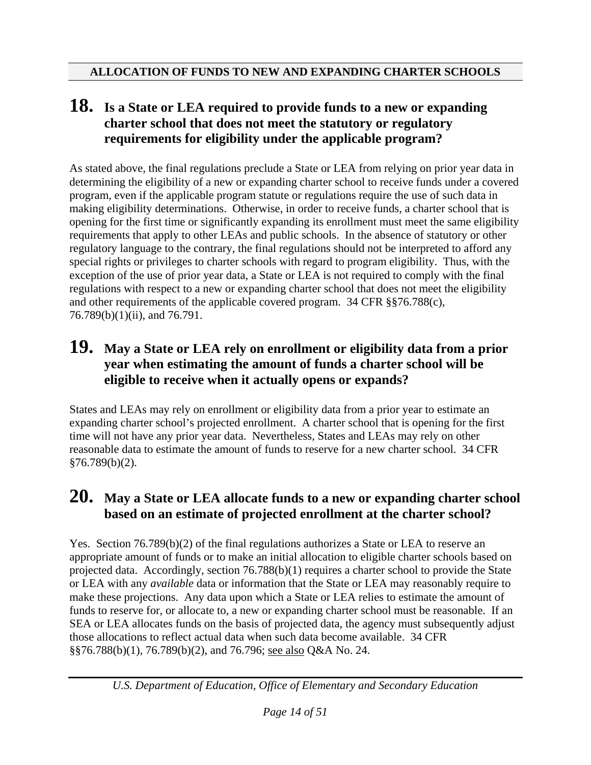## ALLOCATION OF FUNDS TO NEW AND EXPANDING CHARTER SCHOOLS

### 18. Is a State or LEA required to provide funds to a new or expanding charter school that does not meet the statutory or regulatory requirements for eligibility under the applicable program?

As stated above, the final regulations preclude a State or LEA from relying on prior year data in determining the eligibility of a new or expanding charter school to receive funds under a covered program, even if the applicable program statute or regulations require the use of such data in making eligibility determinations. Otherwise, in order to receive funds, a charter school that is opening for the first time or significantly expanding its enrollment must meet the same eligibility requirements that apply to other LEAs and public schools. In the absence of statutory or other regulatory language to the contrary, the final regulations should not be interpreted to afford any special rights or privileges to charter schools with regard to program eligibility. Thus, with the exception of the use of prior year data, a State or LEA is not required to comply with the final regulations with respect to a new or expanding charter school that does not meet the eligibility and other requirements of the applicable covered program. 34 CFR §§76.788(c), 76.789(b)(1)(ii), and 76.791.

### 19. May a State or LEA rely on enrollment or eligibility data from a prior year when estimating the amount of funds a charter school will be eligible to receive when it actually opens or expands?

States and LEAs may rely on enrollment or eligibility data from a prior year to estimate an expanding charter school's projected enrollment. A charter school that is opening for the first time will not have any prior year data. Nevertheless, States and LEAs may rely on other reasonable data to estimate the amount of funds to reserve for a new charter school. 34 CFR §76.789(b)(2).

### 20. May a State or LEA allocate funds to a new or expanding charter school based on an estimate of projected enrollment at the charter school?

Yes. Section 76.789(b)(2) of the final regulations authorizes a State or LEA to reserve an appropriate amount of funds or to make an initial allocation to eligible charter schools based on projected data. Accordingly, section 76.788(b)(1) requires a charter school to provide the State or LEA with any *available* data or information that the State or LEA may reasonably require to make these projections. Any data upon which a State or LEA relies to estimate the amount of funds to reserve for, or allocate to, a new or expanding charter school must be reasonable. If an SEA or LEA allocates funds on the basis of projected data, the agency must subsequently adjust those allocations to reflect actual data when such data become available. 34 CFR §§76.788(b)(1), 76.789(b)(2), and 76.796; see also Q&A No. 24.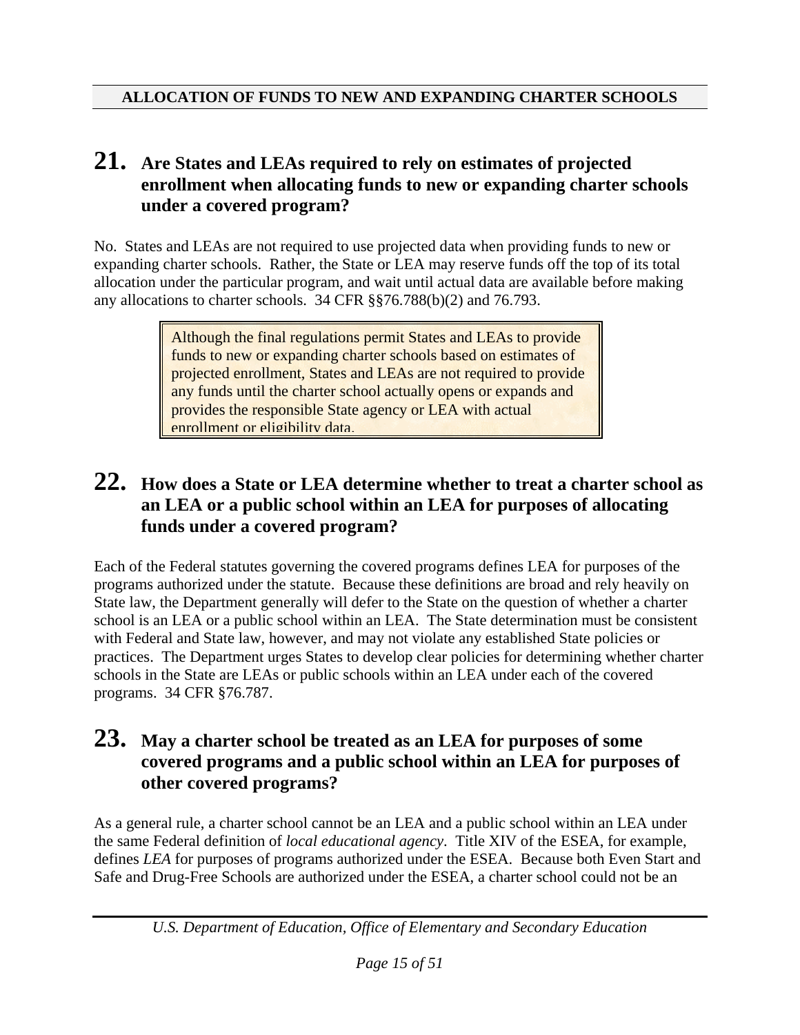## ALLOCATION OF FUNDS TO NEW AND EXPANDING CHARTER SCHOOLS

### 21. Are States and LEAs required to rely on estimates of projected enrollment when allocating funds to new or expanding charter schools under a covered program?

No. States and LEAs are not required to use projected data when providing funds to new or expanding charter schools. Rather, the State or LEA may reserve funds off the top of its total allocation under the particular program, and wait until actual data are available before making any allocations to charter schools. 34 CFR §§76.788(b)(2) and 76.793.

> Although the final regulations permit States and LEAs to provide funds to new or expanding charter schools based on estimates of projected enrollment, States and LEAs are not required to provide any funds until the charter school actually opens or expands and provides the responsible State agency or LEA with actual enrollment or eligibility data.

### 22. How does a State or LEA determine whether to treat a charter school as an LEA or a public school within an LEA for purposes of allocating funds under a covered program?

Each of the Federal statutes governing the covered programs defines LEA for purposes of the programs authorized under the statute. Because these definitions are broad and rely heavily on State law, the Department generally will defer to the State on the question of whether a charter school is an LEA or a public school within an LEA. The State determination must be consistent with Federal and State law, however, and may not violate any established State policies or practices. The Department urges States to develop clear policies for determining whether charter schools in the State are LEAs or public schools within an LEA under each of the covered programs. 34 CFR §76.787.

### 23. May a charter school be treated as an LEA for purposes of some covered programs and a public school within an LEA for purposes of other covered programs?

As a general rule, a charter school cannot be an LEA and a public school within an LEA under the same Federal definition of *local educational agency*. Title XIV of the ESEA, for example, defines *LEA* for purposes of programs authorized under the ESEA. Because both Even Start and Safe and Drug-Free Schools are authorized under the ESEA, a charter school could not be an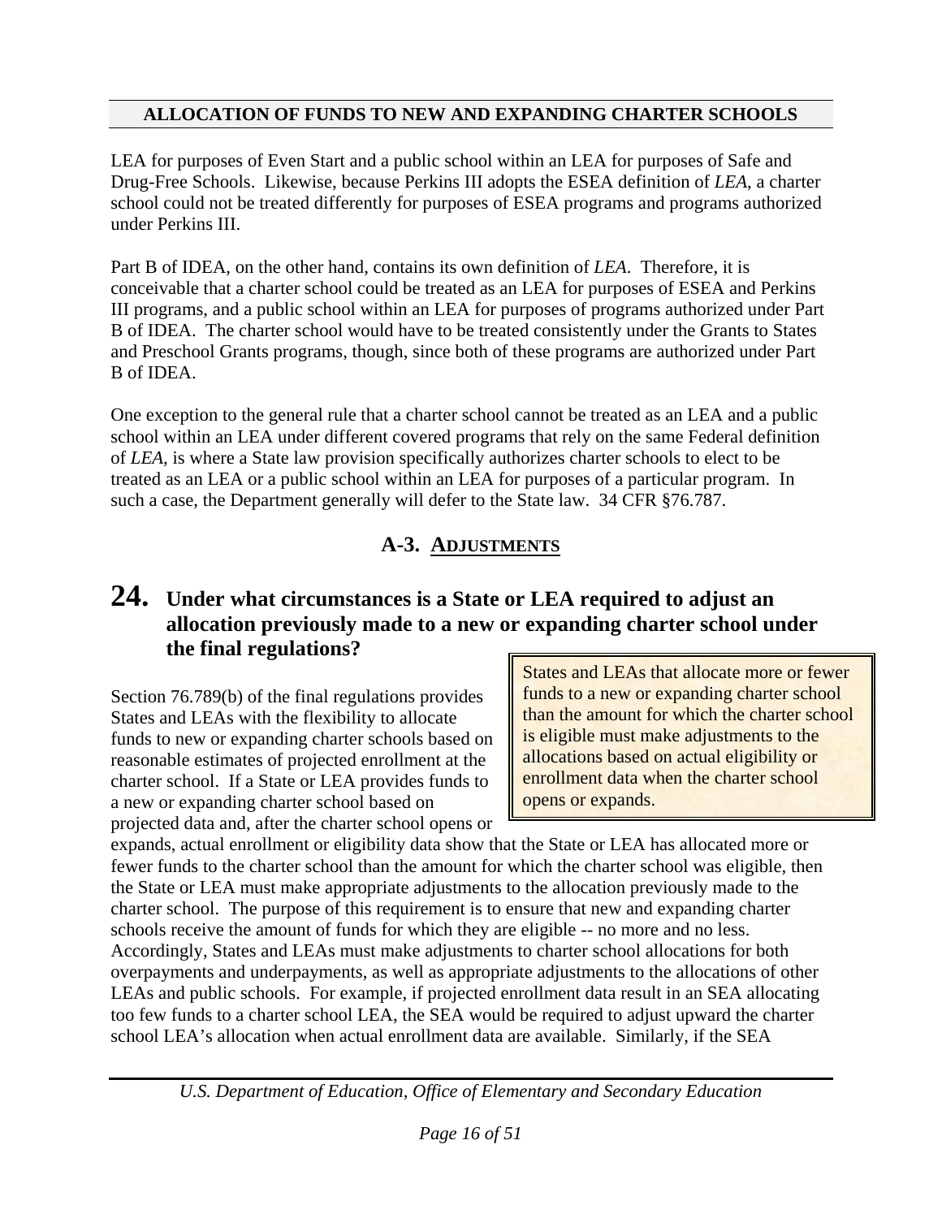LEA for purposes of Even Start and a public school within an LEA for purposes of Safe and Drug-Free Schools. Likewise, because Perkins III adopts the ESEA definition of *LEA*, a charter school could not be treated differently for purposes of ESEA programs and programs authorized under Perkins III.

Part B of IDEA, on the other hand, contains its own definition of *LEA*. Therefore, it is conceivable that a charter school could be treated as an LEA for purposes of ESEA and Perkins III programs, and a public school within an LEA for purposes of programs authorized under Part B of IDEA. The charter school would have to be treated consistently under the Grants to States and Preschool Grants programs, though, since both of these programs are authorized under Part B of IDEA.

One exception to the general rule that a charter school cannot be treated as an LEA and a public school within an LEA under different covered programs that rely on the same Federal definition of *LEA*, is where a State law provision specifically authorizes charter schools to elect to be treated as an LEA or a public school within an LEA for purposes of a particular program. In such a case, the Department generally will defer to the State law. 34 CFR §76.787.

## A-3. ADJUSTMENTS

## 24. Under what circumstances is a State or LEA required to adjust an allocation previously made to a new or expanding charter school under the final regulations?

> States and LEAs that allocate more or fewer funds to a new or expanding charter school than the amount for which the charter school is eligible must make adjustments to the allocations based on actual eligibility or enrollment data when the charter school opens or expands.

Section 76.789(b) of the final regulations provides States and LEAs with the flexibility to allocate funds to new or expanding charter schools based on reasonable estimates of projected enrollment at the charter school. If a State or LEA provides funds to a new or expanding charter school based on projected data and, after the charter school opens or expands, actual enrollment or eligibility data show that the State or LEA has allocated more or fewer funds to the charter school than the amount for which the charter school was eligible, then the State or LEA must make appropriate adjustments to the allocation previously made to the charter school. The purpose of this requirement is to ensure that new and expanding charter schools receive the amount of funds for which they are eligible -- no more and no less. Accordingly, States and LEAs must make adjustments to charter school allocations for both overpayments and underpayments, as well as appropriate adjustments to the allocations of other LEAs and public schools. For example, if projected enrollment data result in an SEA allocating too few funds to a charter school LEA, the SEA would be required to adjust upward the charter school LEA's allocation when actual enrollment data are available. Similarly, if the SEA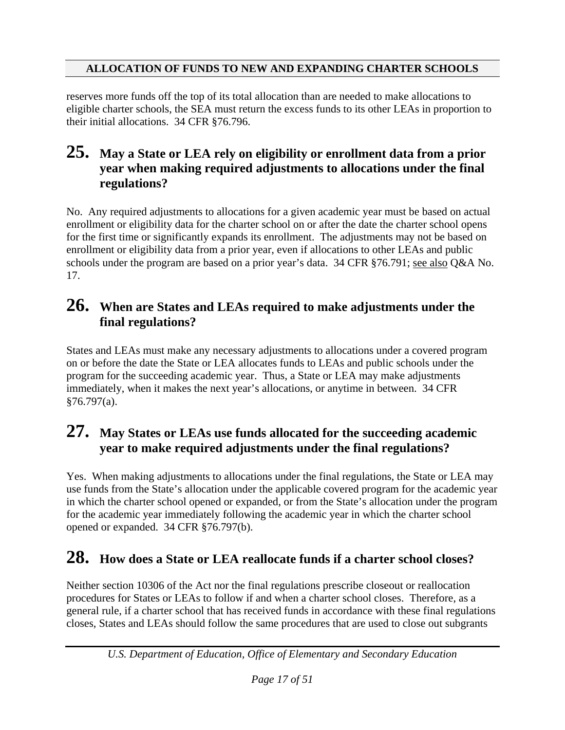reserves more funds off the top of its total allocation than are needed to make allocations to eligible charter schools, the SEA must return the excess funds to its other LEAs in proportion to their initial allocations. 34 CFR §76.796.

## 25. May a State or LEA rely on eligibility or enrollment data from a prior year when making required adjustments to allocations under the final regulations?

No. Any required adjustments to allocations for a given academic year must be based on actual enrollment or eligibility data for the charter school on or after the date the charter school opens for the first time or significantly expands its enrollment. The adjustments may not be based on enrollment or eligibility data from a prior year, even if allocations to other LEAs and public schools under the program are based on a prior year's data. 34 CFR §76.791; see also Q&A No. 17.

## 26. When are States and LEAs required to make adjustments under the final regulations?

States and LEAs must make any necessary adjustments to allocations under a covered program on or before the date the State or LEA allocates funds to LEAs and public schools under the program for the succeeding academic year. Thus, a State or LEA may make adjustments immediately, when it makes the next year's allocations, or anytime in between. 34 CFR §76.797(a).

## 27. May States or LEAs use funds allocated for the succeeding academic year to make required adjustments under the final regulations?

Yes. When making adjustments to allocations under the final regulations, the State or LEA may use funds from the State's allocation under the applicable covered program for the academic year in which the charter school opened or expanded, or from the State's allocation under the program for the academic year immediately following the academic year in which the charter school opened or expanded. 34 CFR §76.797(b).

## 28. How does a State or LEA reallocate funds if a charter school closes?

Neither section 10306 of the Act nor the final regulations prescribe closeout or reallocation procedures for States or LEAs to follow if and when a charter school closes. Therefore, as a general rule, if a charter school that has received funds in accordance with these final regulations closes, States and LEAs should follow the same procedures that are used to close out subgrants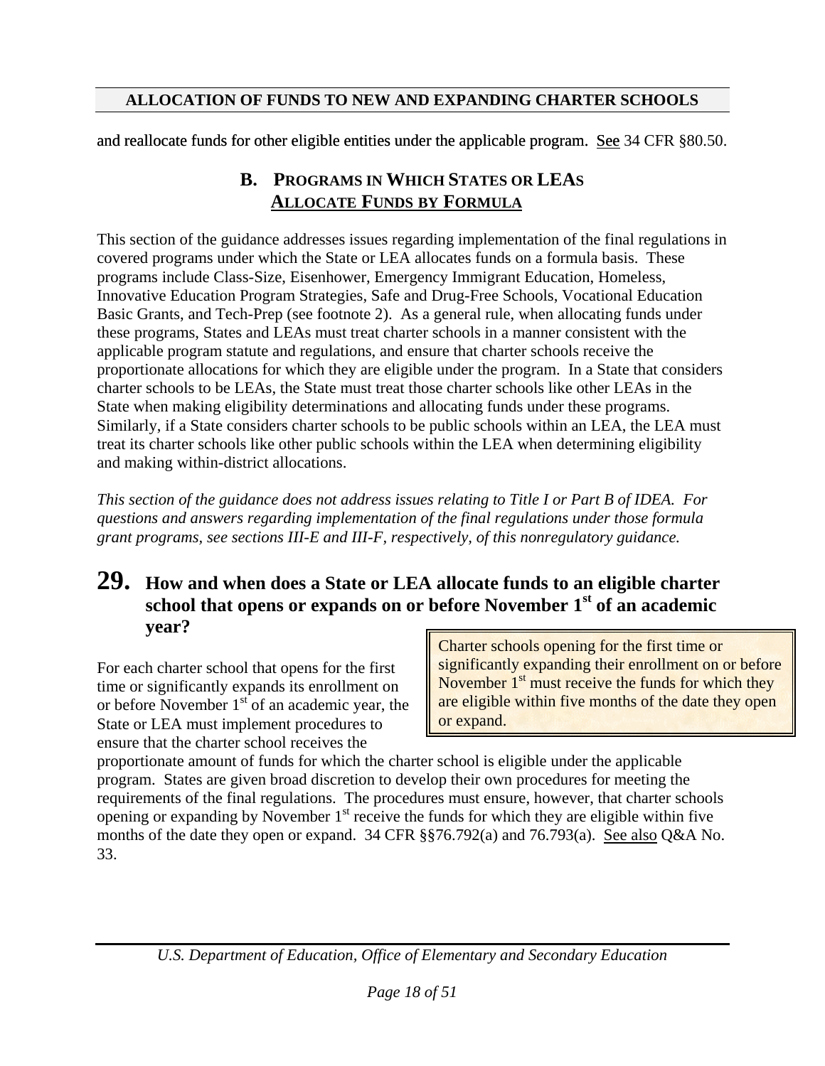and reallocate funds for other eligible entities under the applicable program. See 34 CFR §80.50.

## B. PROGRAMS IN WHICH STATES OR LEAS ALLOCATE FUNDS BY FORMULA

This section of the guidance addresses issues regarding implementation of the final regulations in covered programs under which the State or LEA allocates funds on a formula basis. These programs include Class-Size, Eisenhower, Emergency Immigrant Education, Homeless, Innovative Education Program Strategies, Safe and Drug-Free Schools, Vocational Education Basic Grants, and Tech-Prep (see footnote 2). As a general rule, when allocating funds under these programs, States and LEAs must treat charter schools in a manner consistent with the applicable program statute and regulations, and ensure that charter schools receive the proportionate allocations for which they are eligible under the program. In a State that considers charter schools to be LEAs, the State must treat those charter schools like other LEAs in the State when making eligibility determinations and allocating funds under these programs. Similarly, if a State considers charter schools to be public schools within an LEA, the LEA must treat its charter schools like other public schools within the LEA when determining eligibility and making within-district allocations.

*This section of the guidance does not address issues relating to Title I or Part B of IDEA. For questions and answers regarding implementation of the final regulations under those formula grant programs, see sections III-E and III-F, respectively, of this nonregulatory guidance.*

### 29. How and when does a State or LEA allocate funds to an eligible charter school that opens or expands on or before November 1st of an academic year?

> Charter schools opening for the first time or significantly expanding their enrollment on or before November 1st must receive the funds for which they are eligible within five months of the date they open or expand.

For each charter school that opens for the first time or significantly expands its enrollment on or before November 1st of an academic year, the State or LEA must implement procedures to ensure that the charter school receives the proportionate amount of funds for which the charter school is eligible under the applicable program. States are given broad discretion to develop their own procedures for meeting the requirements of the final regulations. The procedures must ensure, however, that charter schools opening or expanding by November 1st receive the funds for which they are eligible within five months of the date they open or expand. 34 CFR §§76.792(a) and 76.793(a). See also Q&A No. 33.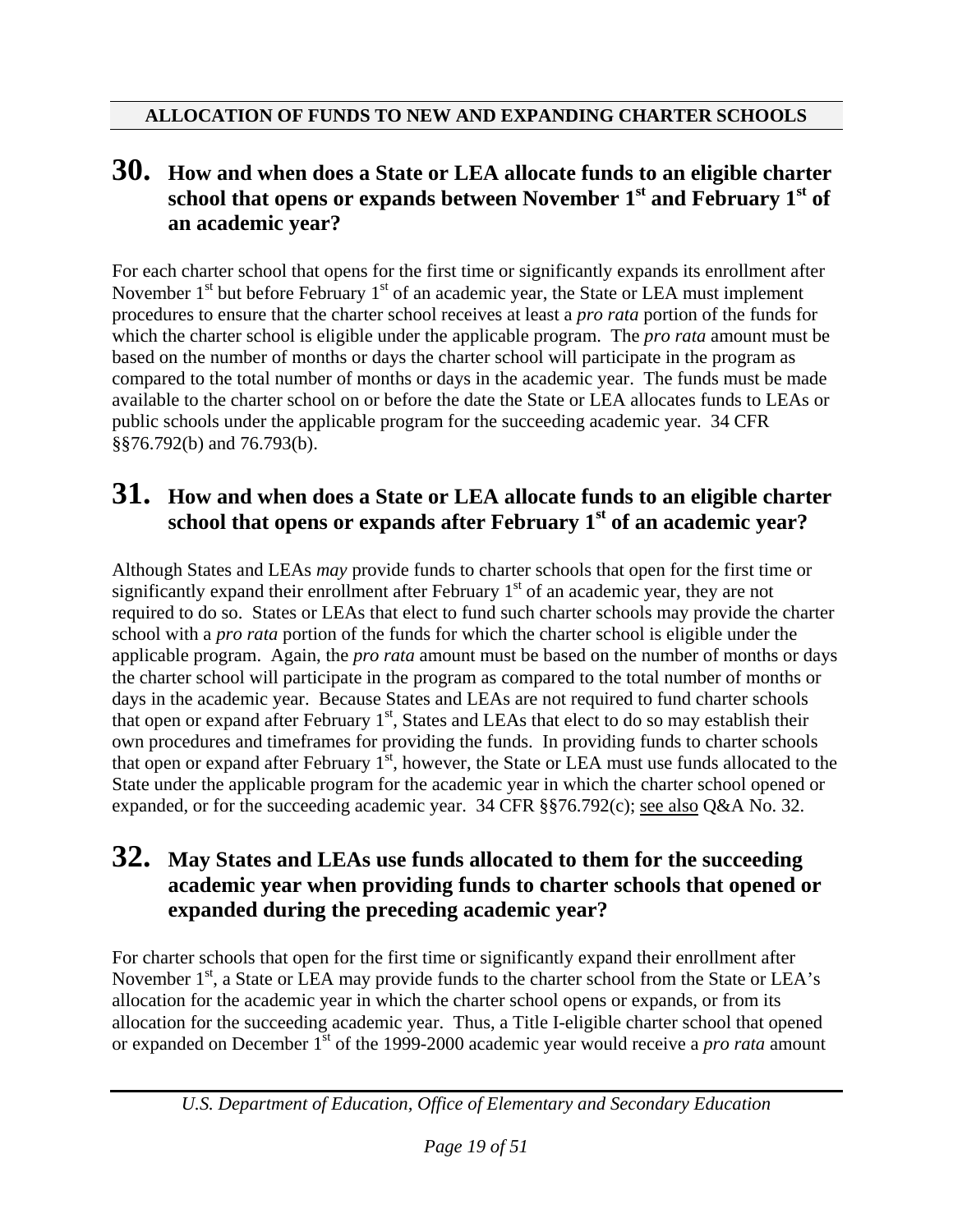## ALLOCATION OF FUNDS TO NEW AND EXPANDING CHARTER SCHOOLS

### 30. How and when does a State or LEA allocate funds to an eligible charter school that opens or expands between November 1st and February 1st of an academic year?

For each charter school that opens for the first time or significantly expands its enrollment after November 1st but before February 1st of an academic year, the State or LEA must implement procedures to ensure that the charter school receives at least a *pro rata* portion of the funds for which the charter school is eligible under the applicable program. The *pro rata* amount must be based on the number of months or days the charter school will participate in the program as compared to the total number of months or days in the academic year. The funds must be made available to the charter school on or before the date the State or LEA allocates funds to LEAs or public schools under the applicable program for the succeeding academic year. 34 CFR §§76.792(b) and 76.793(b).

### 31. How and when does a State or LEA allocate funds to an eligible charter school that opens or expands after February 1st of an academic year?

Although States and LEAs *may* provide funds to charter schools that open for the first time or significantly expand their enrollment after February 1st of an academic year, they are not required to do so. States or LEAs that elect to fund such charter schools may provide the charter school with a *pro rata* portion of the funds for which the charter school is eligible under the applicable program. Again, the *pro rata* amount must be based on the number of months or days the charter school will participate in the program as compared to the total number of months or days in the academic year. Because States and LEAs are not required to fund charter schools that open or expand after February 1st, States and LEAs that elect to do so may establish their own procedures and timeframes for providing the funds. In providing funds to charter schools that open or expand after February 1st, however, the State or LEA must use funds allocated to the State under the applicable program for the academic year in which the charter school opened or expanded, or for the succeeding academic year. 34 CFR §§76.792(c); see also Q&A No. 32.

### 32. May States and LEAs use funds allocated to them for the succeeding academic year when providing funds to charter schools that opened or expanded during the preceding academic year?

For charter schools that open for the first time or significantly expand their enrollment after November 1st, a State or LEA may provide funds to the charter school from the State or LEA's allocation for the academic year in which the charter school opens or expands, or from its allocation for the succeeding academic year. Thus, a Title I-eligible charter school that opened or expanded on December 1st of the 1999-2000 academic year would receive a *pro rata* amount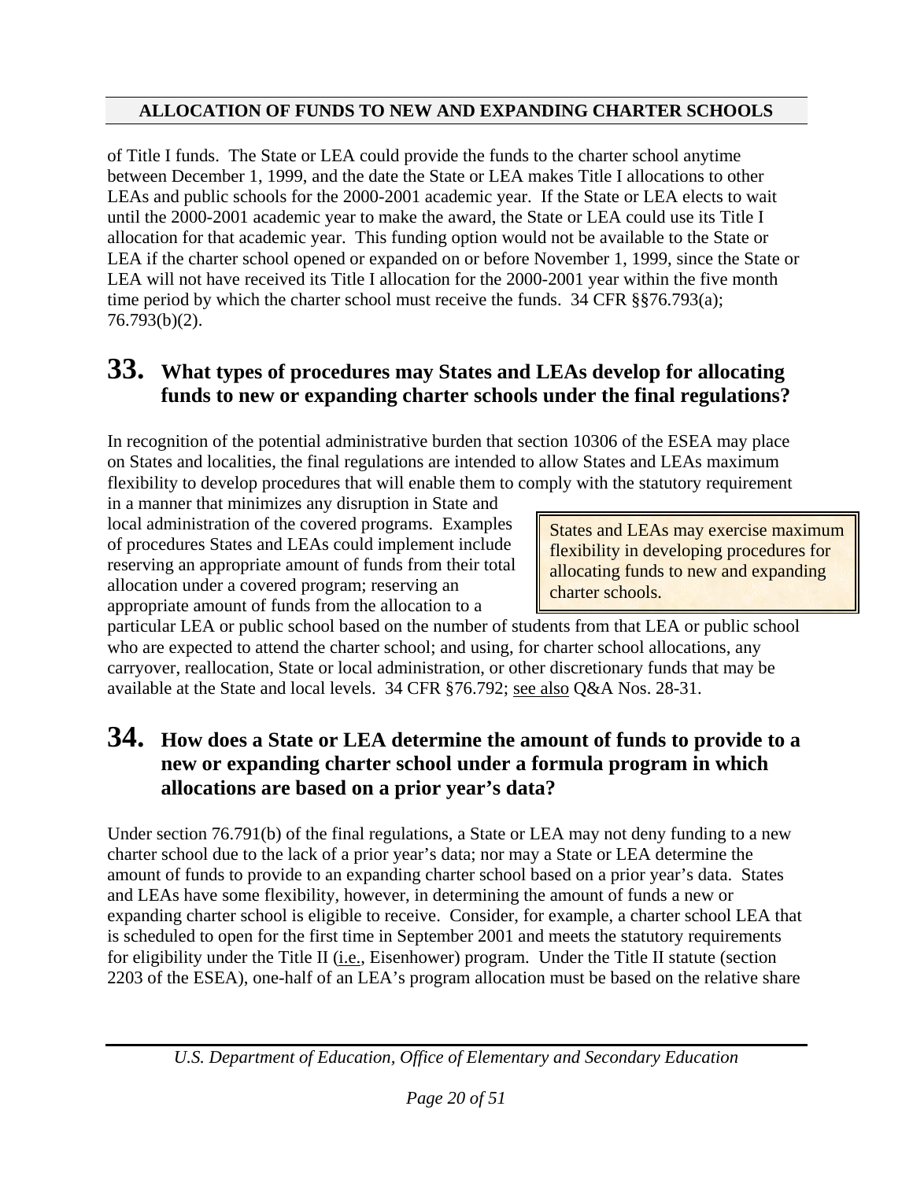of Title I funds. The State or LEA could provide the funds to the charter school anytime between December 1, 1999, and the date the State or LEA makes Title I allocations to other LEAs and public schools for the 2000-2001 academic year. If the State or LEA elects to wait until the 2000-2001 academic year to make the award, the State or LEA could use its Title I allocation for that academic year. This funding option would not be available to the State or LEA if the charter school opened or expanded on or before November 1, 1999, since the State or LEA will not have received its Title I allocation for the 2000-2001 year within the five month time period by which the charter school must receive the funds. 34 CFR §§76.793(a); 76.793(b)(2).

## 33. What types of procedures may States and LEAs develop for allocating funds to new or expanding charter schools under the final regulations?

In recognition of the potential administrative burden that section 10306 of the ESEA may place on States and localities, the final regulations are intended to allow States and LEAs maximum flexibility to develop procedures that will enable them to comply with the statutory requirement in a manner that minimizes any disruption in State and local administration of the covered programs. Examples of procedures States and LEAs could implement include reserving an appropriate amount of funds from their total allocation under a covered program; reserving an appropriate amount of funds from the allocation to a particular LEA or public school based on the number of students from that LEA or public school who are expected to attend the charter school; and using, for charter school allocations, any carryover, reallocation, State or local administration, or other discretionary funds that may be available at the State and local levels. 34 CFR §76.792; see also Q&A Nos. 28-31.

> States and LEAs may exercise maximum flexibility in developing procedures for allocating funds to new and expanding charter schools.

## 34. How does a State or LEA determine the amount of funds to provide to a new or expanding charter school under a formula program in which allocations are based on a prior year's data?

Under section 76.791(b) of the final regulations, a State or LEA may not deny funding to a new charter school due to the lack of a prior year's data; nor may a State or LEA determine the amount of funds to provide to an expanding charter school based on a prior year's data. States and LEAs have some flexibility, however, in determining the amount of funds a new or expanding charter school is eligible to receive. Consider, for example, a charter school LEA that is scheduled to open for the first time in September 2001 and meets the statutory requirements for eligibility under the Title II (i.e., Eisenhower) program. Under the Title II statute (section 2203 of the ESEA), one-half of an LEA's program allocation must be based on the relative share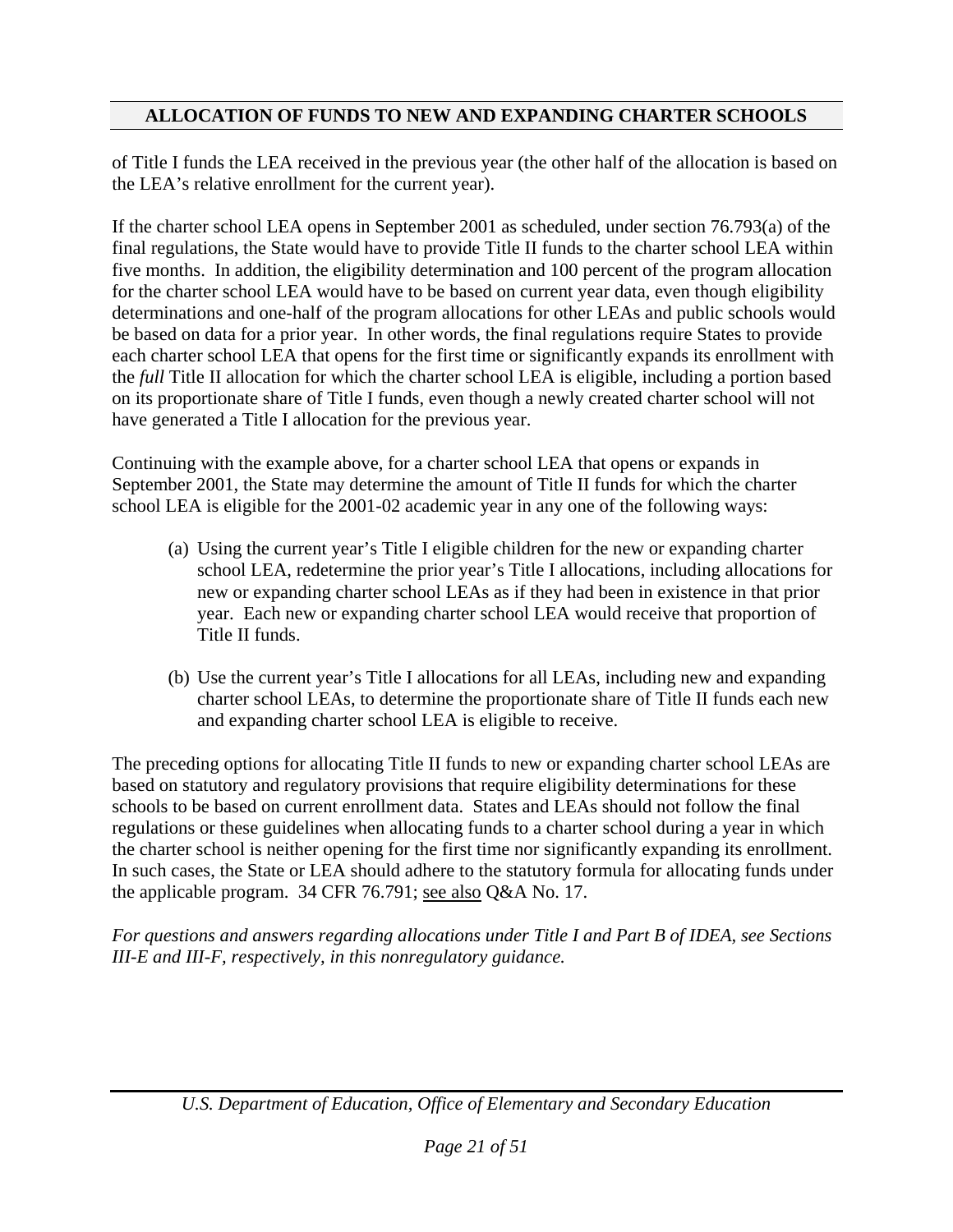of Title I funds the LEA received in the previous year (the other half of the allocation is based on the LEA's relative enrollment for the current year).

If the charter school LEA opens in September 2001 as scheduled, under section 76.793(a) of the final regulations, the State would have to provide Title II funds to the charter school LEA within five months. In addition, the eligibility determination and 100 percent of the program allocation for the charter school LEA would have to be based on current year data, even though eligibility determinations and one-half of the program allocations for other LEAs and public schools would be based on data for a prior year. In other words, the final regulations require States to provide each charter school LEA that opens for the first time or significantly expands its enrollment with the *full* Title II allocation for which the charter school LEA is eligible, including a portion based on its proportionate share of Title I funds, even though a newly created charter school will not have generated a Title I allocation for the previous year.

Continuing with the example above, for a charter school LEA that opens or expands in September 2001, the State may determine the amount of Title II funds for which the charter school LEA is eligible for the 2001-02 academic year in any one of the following ways:

(a) Using the current year's Title I eligible children for the new or expanding charter school LEA, redetermine the prior year's Title I allocations, including allocations for new or expanding charter school LEAs as if they had been in existence in that prior year. Each new or expanding charter school LEA would receive that proportion of Title II funds.

(b) Use the current year's Title I allocations for all LEAs, including new and expanding charter school LEAs, to determine the proportionate share of Title II funds each new and expanding charter school LEA is eligible to receive.

The preceding options for allocating Title II funds to new or expanding charter school LEAs are based on statutory and regulatory provisions that require eligibility determinations for these schools to be based on current enrollment data. States and LEAs should not follow the final regulations or these guidelines when allocating funds to a charter school during a year in which the charter school is neither opening for the first time nor significantly expanding its enrollment. In such cases, the State or LEA should adhere to the statutory formula for allocating funds under the applicable program. 34 CFR 76.791; see also Q&A No. 17.

*For questions and answers regarding allocations under Title I and Part B of IDEA, see Sections III-E and III-F, respectively, in this nonregulatory guidance.*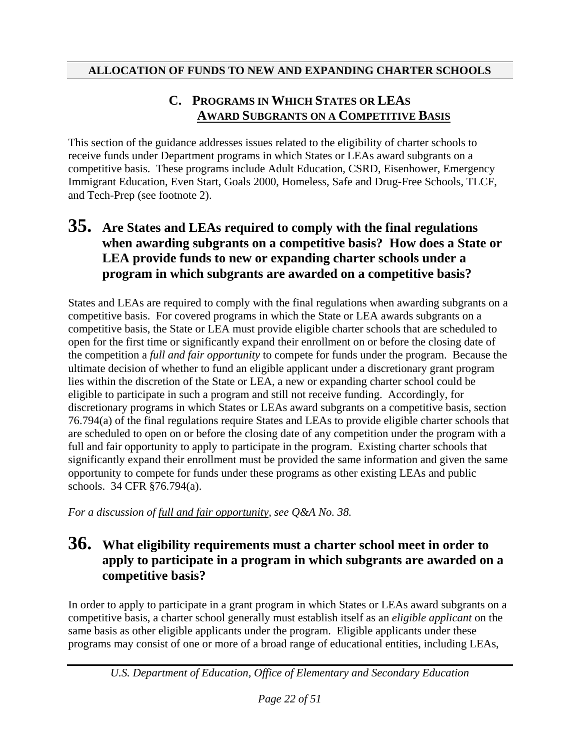**ALLOCATION OF FUNDS TO NEW AND EXPANDING CHARTER SCHOOLS**

## C. PROGRAMS IN WHICH STATES OR LEAS AWARD SUBGRANTS ON A COMPETITIVE BASIS

This section of the guidance addresses issues related to the eligibility of charter schools to receive funds under Department programs in which States or LEAs award subgrants on a competitive basis. These programs include Adult Education, CSRD, Eisenhower, Emergency Immigrant Education, Even Start, Goals 2000, Homeless, Safe and Drug-Free Schools, TLCF, and Tech-Prep (see footnote 2).

### 35. Are States and LEAs required to comply with the final regulations when awarding subgrants on a competitive basis? How does a State or LEA provide funds to new or expanding charter schools under a program in which subgrants are awarded on a competitive basis?

States and LEAs are required to comply with the final regulations when awarding subgrants on a competitive basis. For covered programs in which the State or LEA awards subgrants on a competitive basis, the State or LEA must provide eligible charter schools that are scheduled to open for the first time or significantly expand their enrollment on or before the closing date of the competition a *full and fair opportunity* to compete for funds under the program. Because the ultimate decision of whether to fund an eligible applicant under a discretionary grant program lies within the discretion of the State or LEA, a new or expanding charter school could be eligible to participate in such a program and still not receive funding. Accordingly, for discretionary programs in which States or LEAs award subgrants on a competitive basis, section 76.794(a) of the final regulations require States and LEAs to provide eligible charter schools that are scheduled to open on or before the closing date of any competition under the program with a full and fair opportunity to apply to participate in the program. Existing charter schools that significantly expand their enrollment must be provided the same information and given the same opportunity to compete for funds under these programs as other existing LEAs and public schools. 34 CFR §76.794(a).

*For a discussion of full and fair opportunity, see Q&A No. 38.*

### 36. What eligibility requirements must a charter school meet in order to apply to participate in a program in which subgrants are awarded on a competitive basis?

In order to apply to participate in a grant program in which States or LEAs award subgrants on a competitive basis, a charter school generally must establish itself as an *eligible applicant* on the same basis as other eligible applicants under the program. Eligible applicants under these programs may consist of one or more of a broad range of educational entities, including LEAs,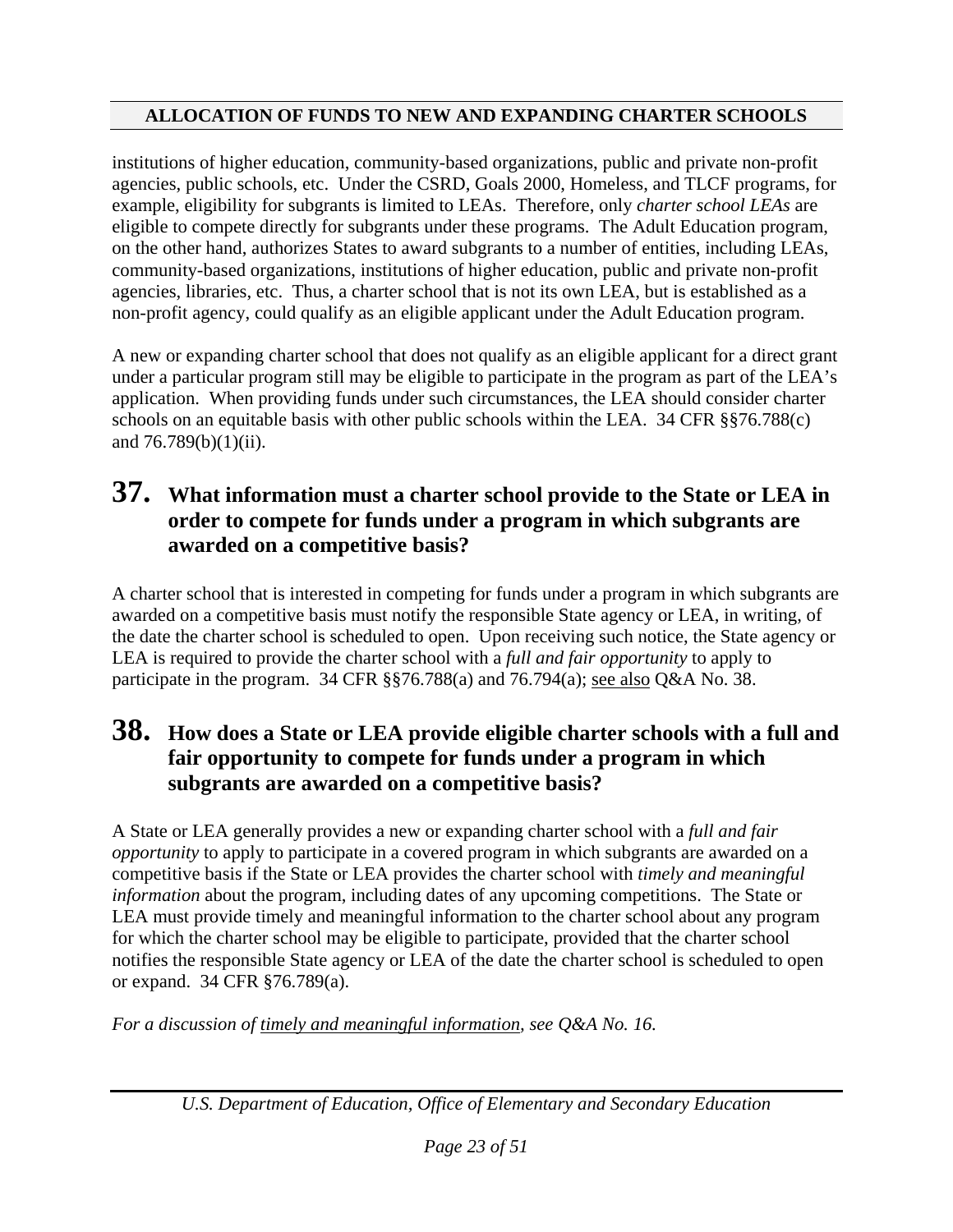institutions of higher education, community-based organizations, public and private non-profit agencies, public schools, etc. Under the CSRD, Goals 2000, Homeless, and TLCF programs, for example, eligibility for subgrants is limited to LEAs. Therefore, only *charter school LEAs* are eligible to compete directly for subgrants under these programs. The Adult Education program, on the other hand, authorizes States to award subgrants to a number of entities, including LEAs, community-based organizations, institutions of higher education, public and private non-profit agencies, libraries, etc. Thus, a charter school that is not its own LEA, but is established as a non-profit agency, could qualify as an eligible applicant under the Adult Education program.

A new or expanding charter school that does not qualify as an eligible applicant for a direct grant under a particular program still may be eligible to participate in the program as part of the LEA's application. When providing funds under such circumstances, the LEA should consider charter schools on an equitable basis with other public schools within the LEA. 34 CFR §§76.788(c) and 76.789(b)(1)(ii).

## 37. What information must a charter school provide to the State or LEA in order to compete for funds under a program in which subgrants are awarded on a competitive basis?

A charter school that is interested in competing for funds under a program in which subgrants are awarded on a competitive basis must notify the responsible State agency or LEA, in writing, of the date the charter school is scheduled to open. Upon receiving such notice, the State agency or LEA is required to provide the charter school with a *full and fair opportunity* to apply to participate in the program. 34 CFR §§76.788(a) and 76.794(a); see also Q&A No. 38.

## 38. How does a State or LEA provide eligible charter schools with a full and fair opportunity to compete for funds under a program in which subgrants are awarded on a competitive basis?

A State or LEA generally provides a new or expanding charter school with a *full and fair opportunity* to apply to participate in a covered program in which subgrants are awarded on a competitive basis if the State or LEA provides the charter school with *timely and meaningful information* about the program, including dates of any upcoming competitions. The State or LEA must provide timely and meaningful information to the charter school about any program for which the charter school may be eligible to participate, provided that the charter school notifies the responsible State agency or LEA of the date the charter school is scheduled to open or expand. 34 CFR §76.789(a).

*For a discussion of timely and meaningful information, see Q&A No. 16.*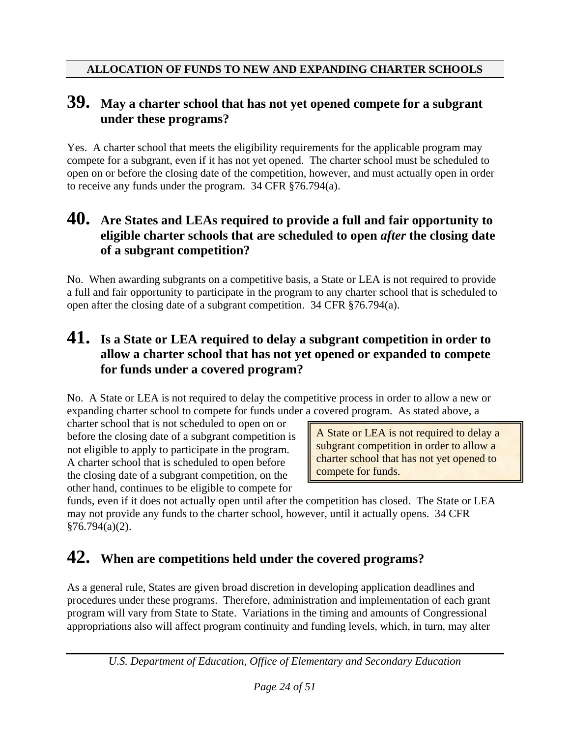**ALLOCATION OF FUNDS TO NEW AND EXPANDING CHARTER SCHOOLS**

## 39. May a charter school that has not yet opened compete for a subgrant under these programs?

Yes. A charter school that meets the eligibility requirements for the applicable program may compete for a subgrant, even if it has not yet opened. The charter school must be scheduled to open on or before the closing date of the competition, however, and must actually open in order to receive any funds under the program. 34 CFR §76.794(a).

## 40. Are States and LEAs required to provide a full and fair opportunity to eligible charter schools that are scheduled to open *after* the closing date of a subgrant competition?

No. When awarding subgrants on a competitive basis, a State or LEA is not required to provide a full and fair opportunity to participate in the program to any charter school that is scheduled to open after the closing date of a subgrant competition. 34 CFR §76.794(a).

## 41. Is a State or LEA required to delay a subgrant competition in order to allow a charter school that has not yet opened or expanded to compete for funds under a covered program?

No. A State or LEA is not required to delay the competitive process in order to allow a new or expanding charter school to compete for funds under a covered program. As stated above, a charter school that is not scheduled to open on or before the closing date of a subgrant competition is not eligible to apply to participate in the program. A charter school that is scheduled to open before the closing date of a subgrant competition, on the other hand, continues to be eligible to compete for funds, even if it does not actually open until after the competition has closed. The State or LEA may not provide any funds to the charter school, however, until it actually opens. 34 CFR §76.794(a)(2).

> A State or LEA is not required to delay a subgrant competition in order to allow a charter school that has not yet opened to compete for funds.

## 42. When are competitions held under the covered programs?

As a general rule, States are given broad discretion in developing application deadlines and procedures under these programs. Therefore, administration and implementation of each grant program will vary from State to State. Variations in the timing and amounts of Congressional appropriations also will affect program continuity and funding levels, which, in turn, may alter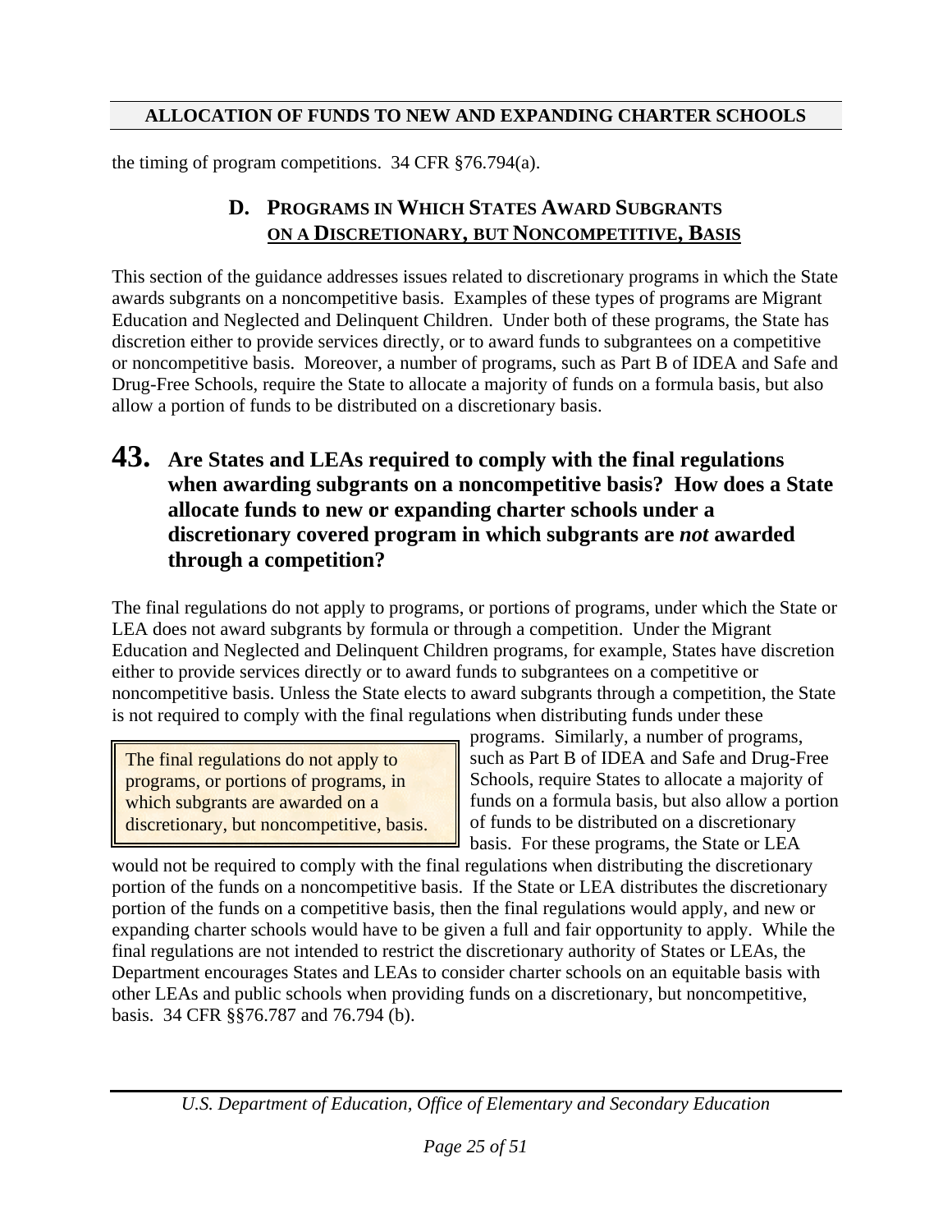the timing of program competitions. 34 CFR §76.794(a).

## D. PROGRAMS IN WHICH STATES AWARD SUBGRANTS ON A DISCRETIONARY, BUT NONCOMPETITIVE, BASIS

This section of the guidance addresses issues related to discretionary programs in which the State awards subgrants on a noncompetitive basis. Examples of these types of programs are Migrant Education and Neglected and Delinquent Children. Under both of these programs, the State has discretion either to provide services directly, or to award funds to subgrantees on a competitive or noncompetitive basis. Moreover, a number of programs, such as Part B of IDEA and Safe and Drug-Free Schools, require the State to allocate a majority of funds on a formula basis, but also allow a portion of funds to be distributed on a discretionary basis.

### 43. Are States and LEAs required to comply with the final regulations when awarding subgrants on a noncompetitive basis? How does a State allocate funds to new or expanding charter schools under a discretionary covered program in which subgrants are *not* awarded through a competition?

The final regulations do not apply to programs, or portions of programs, under which the State or LEA does not award subgrants by formula or through a competition. Under the Migrant Education and Neglected and Delinquent Children programs, for example, States have discretion either to provide services directly or to award funds to subgrantees on a competitive or noncompetitive basis. Unless the State elects to award subgrants through a competition, the State is not required to comply with the final regulations when distributing funds under these programs. Similarly, a number of programs, such as Part B of IDEA and Safe and Drug-Free Schools, require States to allocate a majority of funds on a formula basis, but also allow a portion of funds to be distributed on a discretionary basis. For these programs, the State or LEA would not be required to comply with the final regulations when distributing the discretionary portion of the funds on a noncompetitive basis. If the State or LEA distributes the discretionary portion of the funds on a competitive basis, then the final regulations would apply, and new or expanding charter schools would have to be given a full and fair opportunity to apply. While the final regulations are not intended to restrict the discretionary authority of States or LEAs, the Department encourages States and LEAs to consider charter schools on an equitable basis with other LEAs and public schools when providing funds on a discretionary, but noncompetitive, basis. 34 CFR §§76.787 and 76.794 (b).

> The final regulations do not apply to programs, or portions of programs, in which subgrants are awarded on a discretionary, but noncompetitive, basis.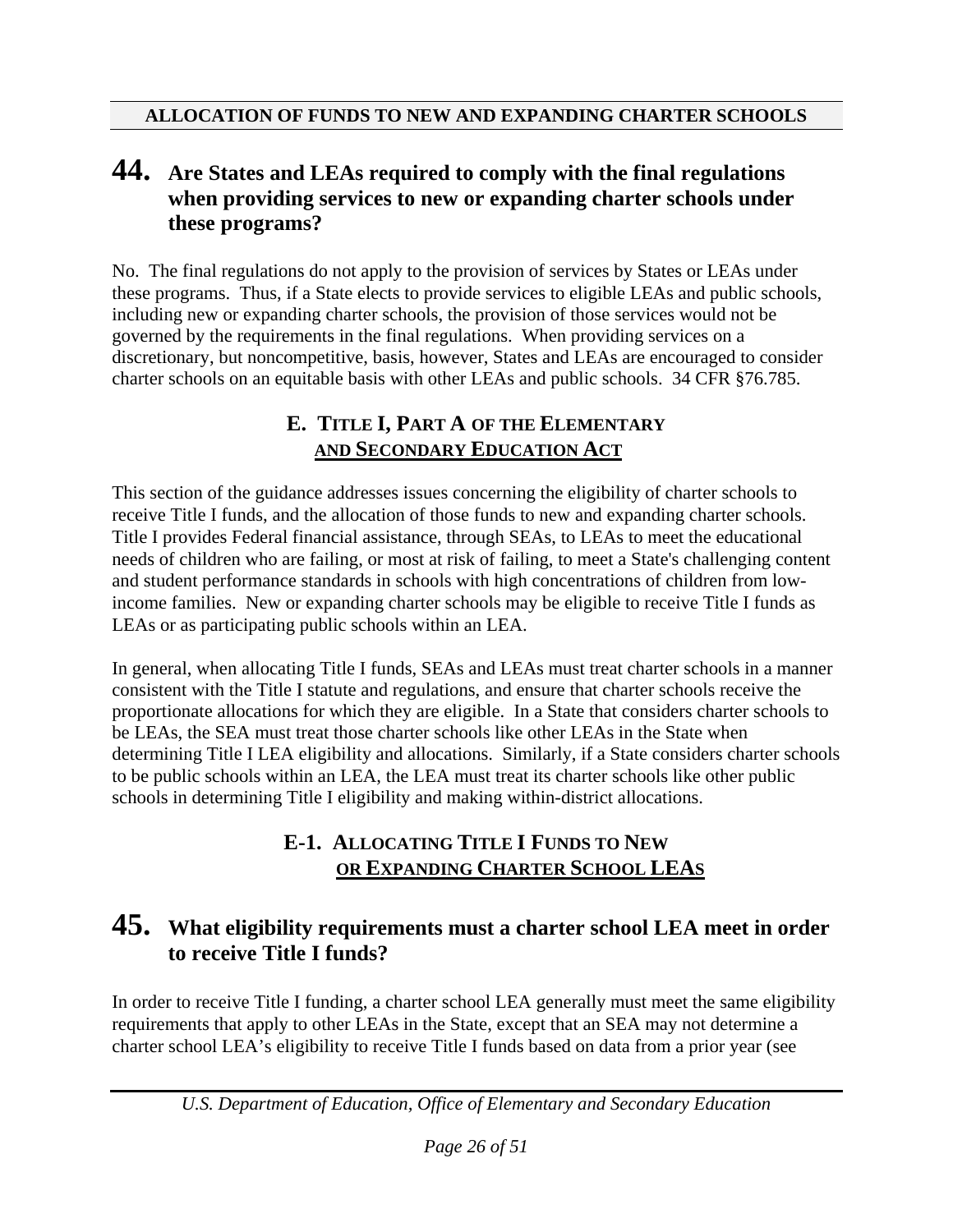**ALLOCATION OF FUNDS TO NEW AND EXPANDING CHARTER SCHOOLS**

## 44. Are States and LEAs required to comply with the final regulations when providing services to new or expanding charter schools under these programs?

No. The final regulations do not apply to the provision of services by States or LEAs under these programs. Thus, if a State elects to provide services to eligible LEAs and public schools, including new or expanding charter schools, the provision of those services would not be governed by the requirements in the final regulations. When providing services on a discretionary, but noncompetitive, basis, however, States and LEAs are encouraged to consider charter schools on an equitable basis with other LEAs and public schools. 34 CFR §76.785.

## E. TITLE I, PART A OF THE ELEMENTARY AND SECONDARY EDUCATION ACT

This section of the guidance addresses issues concerning the eligibility of charter schools to receive Title I funds, and the allocation of those funds to new and expanding charter schools. Title I provides Federal financial assistance, through SEAs, to LEAs to meet the educational needs of children who are failing, or most at risk of failing, to meet a State's challenging content and student performance standards in schools with high concentrations of children from low-income families. New or expanding charter schools may be eligible to receive Title I funds as LEAs or as participating public schools within an LEA.

In general, when allocating Title I funds, SEAs and LEAs must treat charter schools in a manner consistent with the Title I statute and regulations, and ensure that charter schools receive the proportionate allocations for which they are eligible. In a State that considers charter schools to be LEAs, the SEA must treat those charter schools like other LEAs in the State when determining Title I LEA eligibility and allocations. Similarly, if a State considers charter schools to be public schools within an LEA, the LEA must treat its charter schools like other public schools in determining Title I eligibility and making within-district allocations.

### E-1. ALLOCATING TITLE I FUNDS TO NEW OR EXPANDING CHARTER SCHOOL LEAS

## 45. What eligibility requirements must a charter school LEA meet in order to receive Title I funds?

In order to receive Title I funding, a charter school LEA generally must meet the same eligibility requirements that apply to other LEAs in the State, except that an SEA may not determine a charter school LEA's eligibility to receive Title I funds based on data from a prior year (see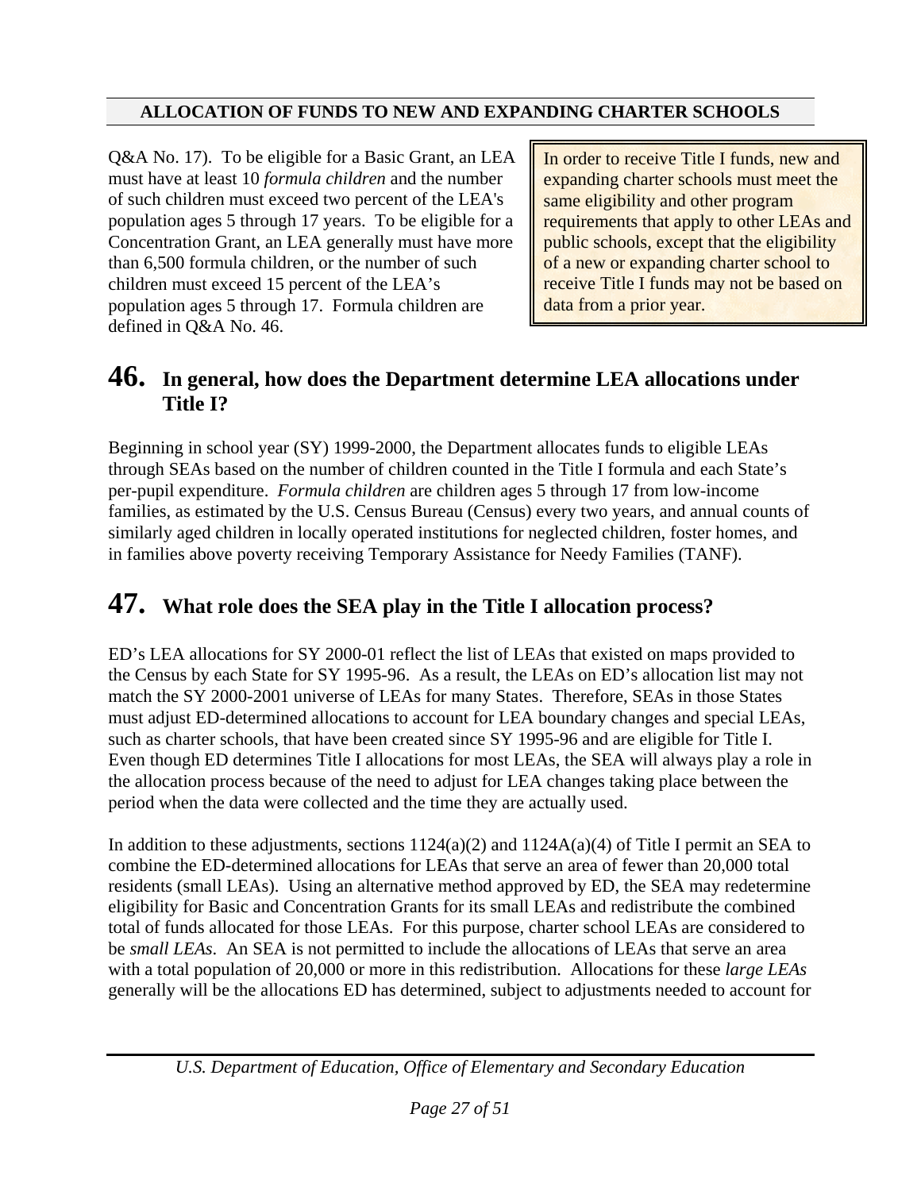Q&A No. 17). To be eligible for a Basic Grant, an LEA must have at least 10 *formula children* and the number of such children must exceed two percent of the LEA's population ages 5 through 17 years. To be eligible for a Concentration Grant, an LEA generally must have more than 6,500 formula children, or the number of such children must exceed 15 percent of the LEA's population ages 5 through 17. Formula children are defined in Q&A No. 46.

> In order to receive Title I funds, new and expanding charter schools must meet the same eligibility and other program requirements that apply to other LEAs and public schools, except that the eligibility of a new or expanding charter school to receive Title I funds may not be based on data from a prior year.

## 46. In general, how does the Department determine LEA allocations under Title I?

Beginning in school year (SY) 1999-2000, the Department allocates funds to eligible LEAs through SEAs based on the number of children counted in the Title I formula and each State's per-pupil expenditure. *Formula children* are children ages 5 through 17 from low-income families, as estimated by the U.S. Census Bureau (Census) every two years, and annual counts of similarly aged children in locally operated institutions for neglected children, foster homes, and in families above poverty receiving Temporary Assistance for Needy Families (TANF).

## 47. What role does the SEA play in the Title I allocation process?

ED's LEA allocations for SY 2000-01 reflect the list of LEAs that existed on maps provided to the Census by each State for SY 1995-96. As a result, the LEAs on ED's allocation list may not match the SY 2000-2001 universe of LEAs for many States. Therefore, SEAs in those States must adjust ED-determined allocations to account for LEA boundary changes and special LEAs, such as charter schools, that have been created since SY 1995-96 and are eligible for Title I. Even though ED determines Title I allocations for most LEAs, the SEA will always play a role in the allocation process because of the need to adjust for LEA changes taking place between the period when the data were collected and the time they are actually used.

In addition to these adjustments, sections 1124(a)(2) and 1124A(a)(4) of Title I permit an SEA to combine the ED-determined allocations for LEAs that serve an area of fewer than 20,000 total residents (small LEAs). Using an alternative method approved by ED, the SEA may redetermine eligibility for Basic and Concentration Grants for its small LEAs and redistribute the combined total of funds allocated for those LEAs. For this purpose, charter school LEAs are considered to be *small LEAs*. An SEA is not permitted to include the allocations of LEAs that serve an area with a total population of 20,000 or more in this redistribution. Allocations for these *large LEAs* generally will be the allocations ED has determined, subject to adjustments needed to account for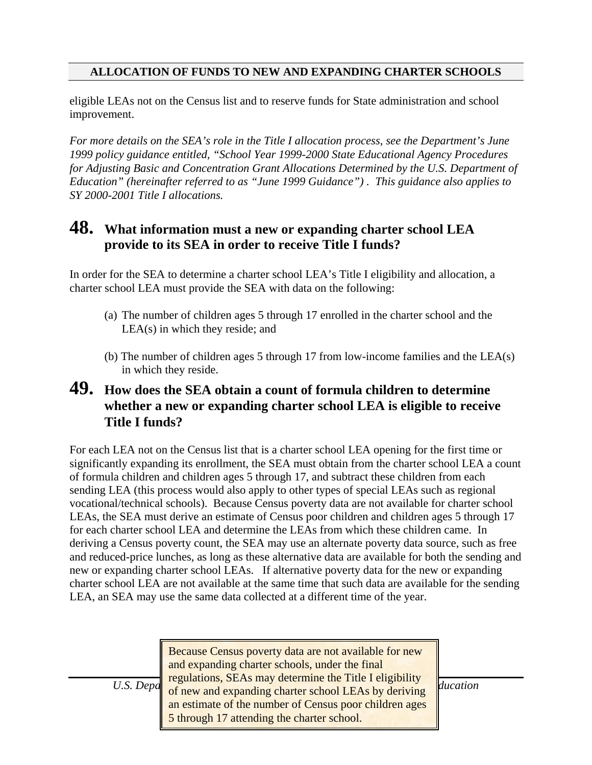eligible LEAs not on the Census list and to reserve funds for State administration and school improvement.

*For more details on the SEA's role in the Title I allocation process, see the Department's June 1999 policy guidance entitled, "School Year 1999-2000 State Educational Agency Procedures for Adjusting Basic and Concentration Grant Allocations Determined by the U.S. Department of Education" (hereinafter referred to as "June 1999 Guidance") . This guidance also applies to SY 2000-2001 Title I allocations.*

## 48. What information must a new or expanding charter school LEA provide to its SEA in order to receive Title I funds?

In order for the SEA to determine a charter school LEA's Title I eligibility and allocation, a charter school LEA must provide the SEA with data on the following:

(a) The number of children ages 5 through 17 enrolled in the charter school and the LEA(s) in which they reside; and

(b) The number of children ages 5 through 17 from low-income families and the LEA(s) in which they reside.

## 49. How does the SEA obtain a count of formula children to determine whether a new or expanding charter school LEA is eligible to receive Title I funds?

For each LEA not on the Census list that is a charter school LEA opening for the first time or significantly expanding its enrollment, the SEA must obtain from the charter school LEA a count of formula children and children ages 5 through 17, and subtract these children from each sending LEA (this process would also apply to other types of special LEAs such as regional vocational/technical schools). Because Census poverty data are not available for charter school LEAs, the SEA must derive an estimate of Census poor children and children ages 5 through 17 for each charter school LEA and determine the LEAs from which these children came. In deriving a Census poverty count, the SEA may use an alternate poverty data source, such as free and reduced-price lunches, as long as these alternative data are available for both the sending and new or expanding charter school LEAs. If alternative poverty data for the new or expanding charter school LEA are not available at the same time that such data are available for the sending LEA, an SEA may use the same data collected at a different time of the year.

> Because Census poverty data are not available for new and expanding charter schools, under the final regulations, SEAs may determine the Title I eligibility of new and expanding charter school LEAs by deriving an estimate of the number of Census poor children ages 5 through 17 attending the charter school.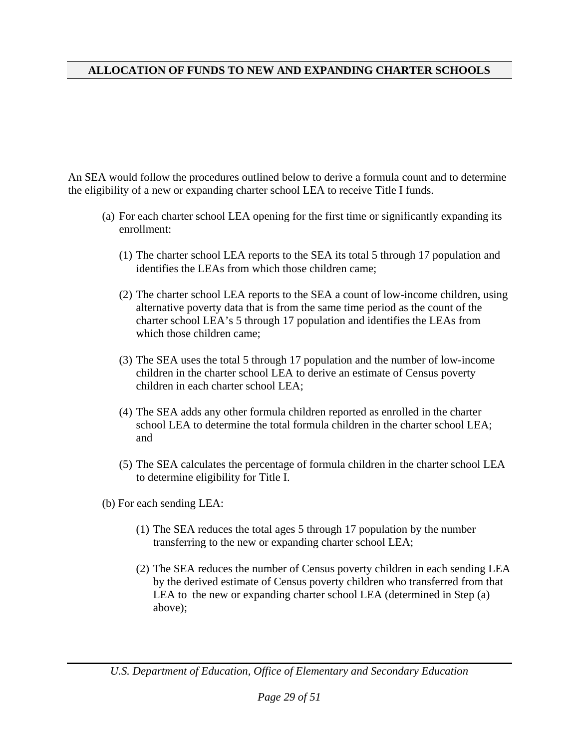## ALLOCATION OF FUNDS TO NEW AND EXPANDING CHARTER SCHOOLS

An SEA would follow the procedures outlined below to derive a formula count and to determine the eligibility of a new or expanding charter school LEA to receive Title I funds.

(a) For each charter school LEA opening for the first time or significantly expanding its enrollment:

(1) The charter school LEA reports to the SEA its total 5 through 17 population and identifies the LEAs from which those children came;

(2) The charter school LEA reports to the SEA a count of low-income children, using alternative poverty data that is from the same time period as the count of the charter school LEA's 5 through 17 population and identifies the LEAs from which those children came;

(3) The SEA uses the total 5 through 17 population and the number of low-income children in the charter school LEA to derive an estimate of Census poverty children in each charter school LEA;

(4) The SEA adds any other formula children reported as enrolled in the charter school LEA to determine the total formula children in the charter school LEA; and

(5) The SEA calculates the percentage of formula children in the charter school LEA to determine eligibility for Title I.

(b) For each sending LEA:

(1) The SEA reduces the total ages 5 through 17 population by the number transferring to the new or expanding charter school LEA;

(2) The SEA reduces the number of Census poverty children in each sending LEA by the derived estimate of Census poverty children who transferred from that LEA to the new or expanding charter school LEA (determined in Step (a) above);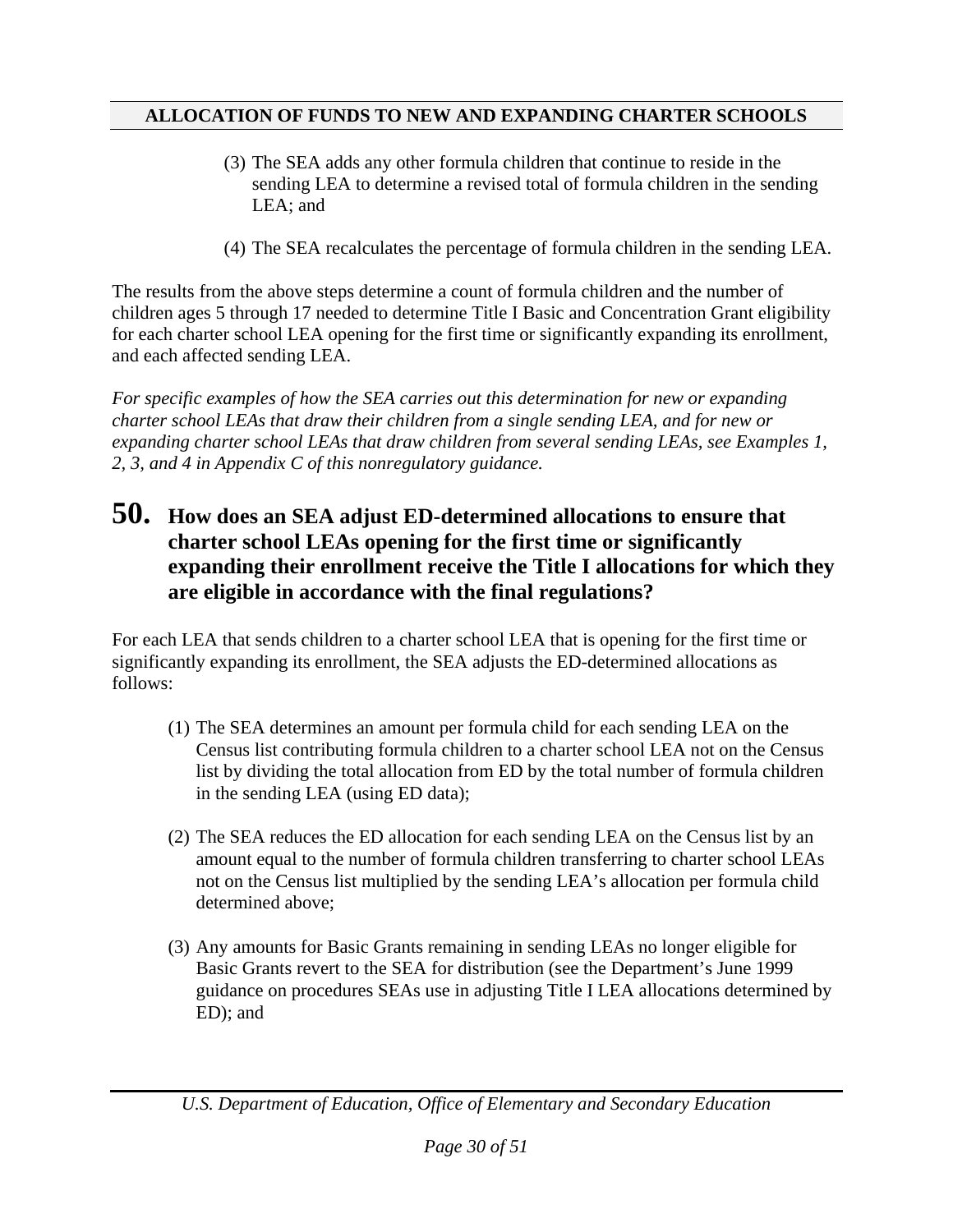(3) The SEA adds any other formula children that continue to reside in the sending LEA to determine a revised total of formula children in the sending LEA; and

(4) The SEA recalculates the percentage of formula children in the sending LEA.

The results from the above steps determine a count of formula children and the number of children ages 5 through 17 needed to determine Title I Basic and Concentration Grant eligibility for each charter school LEA opening for the first time or significantly expanding its enrollment, and each affected sending LEA.

*For specific examples of how the SEA carries out this determination for new or expanding charter school LEAs that draw their children from a single sending LEA, and for new or expanding charter school LEAs that draw children from several sending LEAs, see Examples 1, 2, 3, and 4 in Appendix C of this nonregulatory guidance.*

## 50. How does an SEA adjust ED-determined allocations to ensure that charter school LEAs opening for the first time or significantly expanding their enrollment receive the Title I allocations for which they are eligible in accordance with the final regulations?

For each LEA that sends children to a charter school LEA that is opening for the first time or significantly expanding its enrollment, the SEA adjusts the ED-determined allocations as follows:

(1) The SEA determines an amount per formula child for each sending LEA on the Census list contributing formula children to a charter school LEA not on the Census list by dividing the total allocation from ED by the total number of formula children in the sending LEA (using ED data);

(2) The SEA reduces the ED allocation for each sending LEA on the Census list by an amount equal to the number of formula children transferring to charter school LEAs not on the Census list multiplied by the sending LEA's allocation per formula child determined above;

(3) Any amounts for Basic Grants remaining in sending LEAs no longer eligible for Basic Grants revert to the SEA for distribution (see the Department's June 1999 guidance on procedures SEAs use in adjusting Title I LEA allocations determined by ED); and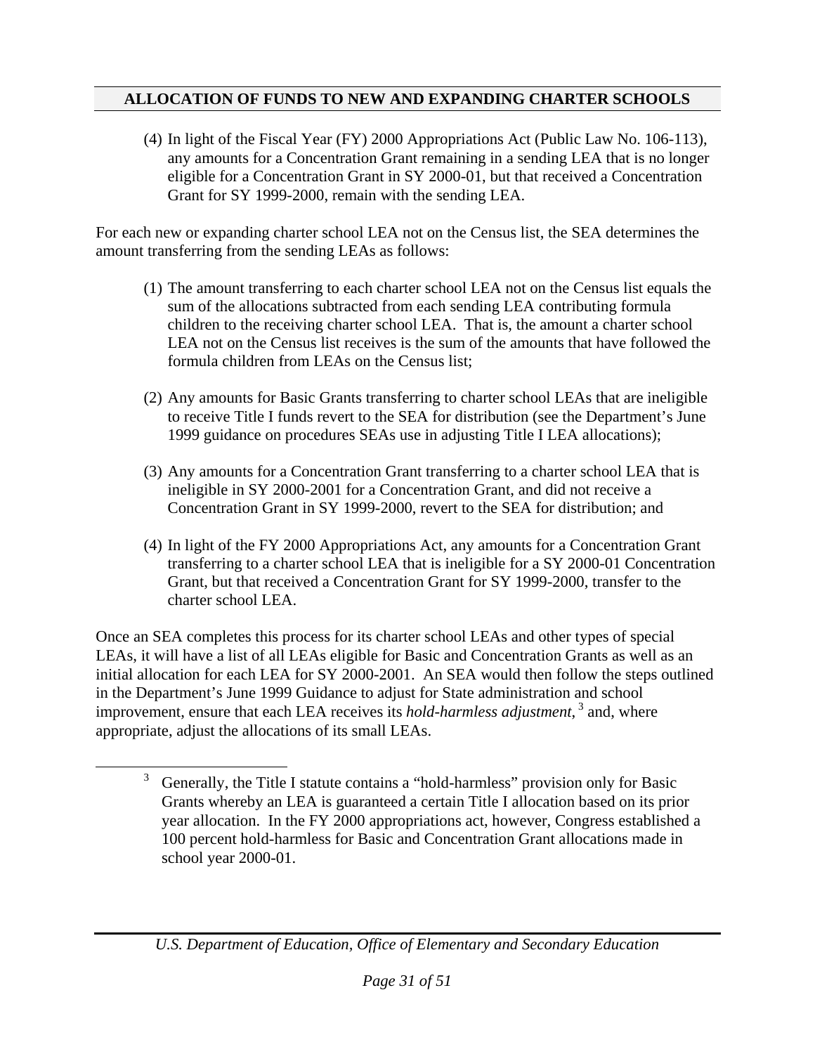## ALLOCATION OF FUNDS TO NEW AND EXPANDING CHARTER SCHOOLS

(4) In light of the Fiscal Year (FY) 2000 Appropriations Act (Public Law No. 106-113), any amounts for a Concentration Grant remaining in a sending LEA that is no longer eligible for a Concentration Grant in SY 2000-01, but that received a Concentration Grant for SY 1999-2000, remain with the sending LEA.

For each new or expanding charter school LEA not on the Census list, the SEA determines the amount transferring from the sending LEAs as follows:

(1) The amount transferring to each charter school LEA not on the Census list equals the sum of the allocations subtracted from each sending LEA contributing formula children to the receiving charter school LEA. That is, the amount a charter school LEA not on the Census list receives is the sum of the amounts that have followed the formula children from LEAs on the Census list;

(2) Any amounts for Basic Grants transferring to charter school LEAs that are ineligible to receive Title I funds revert to the SEA for distribution (see the Department's June 1999 guidance on procedures SEAs use in adjusting Title I LEA allocations);

(3) Any amounts for a Concentration Grant transferring to a charter school LEA that is ineligible in SY 2000-2001 for a Concentration Grant, and did not receive a Concentration Grant in SY 1999-2000, revert to the SEA for distribution; and

(4) In light of the FY 2000 Appropriations Act, any amounts for a Concentration Grant transferring to a charter school LEA that is ineligible for a SY 2000-01 Concentration Grant, but that received a Concentration Grant for SY 1999-2000, transfer to the charter school LEA.

Once an SEA completes this process for its charter school LEAs and other types of special LEAs, it will have a list of all LEAs eligible for Basic and Concentration Grants as well as an initial allocation for each LEA for SY 2000-2001. An SEA would then follow the steps outlined in the Department's June 1999 Guidance to adjust for State administration and school improvement, ensure that each LEA receives its *hold-harmless adjustment*,[3] and, where appropriate, adjust the allocations of its small LEAs.

[3] Generally, the Title I statute contains a "hold-harmless" provision only for Basic Grants whereby an LEA is guaranteed a certain Title I allocation based on its prior year allocation. In the FY 2000 appropriations act, however, Congress established a 100 percent hold-harmless for Basic and Concentration Grant allocations made in school year 2000-01.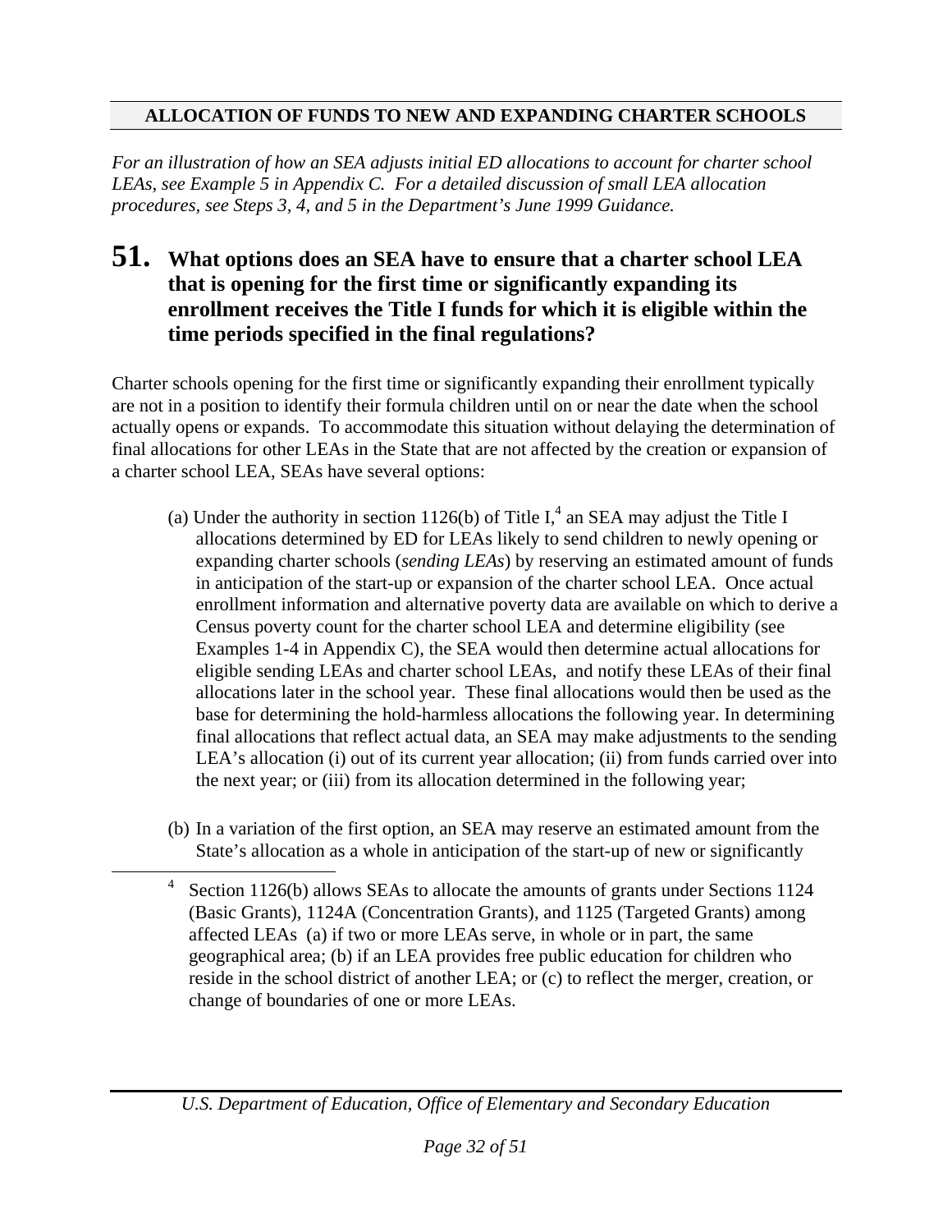## ALLOCATION OF FUNDS TO NEW AND EXPANDING CHARTER SCHOOLS

*For an illustration of how an SEA adjusts initial ED allocations to account for charter school LEAs, see Example 5 in Appendix C. For a detailed discussion of small LEA allocation procedures, see Steps 3, 4, and 5 in the Department's June 1999 Guidance.*

## 51. What options does an SEA have to ensure that a charter school LEA that is opening for the first time or significantly expanding its enrollment receives the Title I funds for which it is eligible within the time periods specified in the final regulations?

Charter schools opening for the first time or significantly expanding their enrollment typically are not in a position to identify their formula children until on or near the date when the school actually opens or expands. To accommodate this situation without delaying the determination of final allocations for other LEAs in the State that are not affected by the creation or expansion of a charter school LEA, SEAs have several options:

(a) Under the authority in section 1126(b) of Title I,[4] an SEA may adjust the Title I allocations determined by ED for LEAs likely to send children to newly opening or expanding charter schools (*sending LEAs*) by reserving an estimated amount of funds in anticipation of the start-up or expansion of the charter school LEA. Once actual enrollment information and alternative poverty data are available on which to derive a Census poverty count for the charter school LEA and determine eligibility (see Examples 1-4 in Appendix C), the SEA would then determine actual allocations for eligible sending LEAs and charter school LEAs, and notify these LEAs of their final allocations later in the school year. These final allocations would then be used as the base for determining the hold-harmless allocations the following year. In determining final allocations that reflect actual data, an SEA may make adjustments to the sending LEA's allocation (i) out of its current year allocation; (ii) from funds carried over into the next year; or (iii) from its allocation determined in the following year;

(b) In a variation of the first option, an SEA may reserve an estimated amount from the State's allocation as a whole in anticipation of the start-up of new or significantly

---

[4] Section 1126(b) allows SEAs to allocate the amounts of grants under Sections 1124 (Basic Grants), 1124A (Concentration Grants), and 1125 (Targeted Grants) among affected LEAs (a) if two or more LEAs serve, in whole or in part, the same geographical area; (b) if an LEA provides free public education for children who reside in the school district of another LEA; or (c) to reflect the merger, creation, or change of boundaries of one or more LEAs.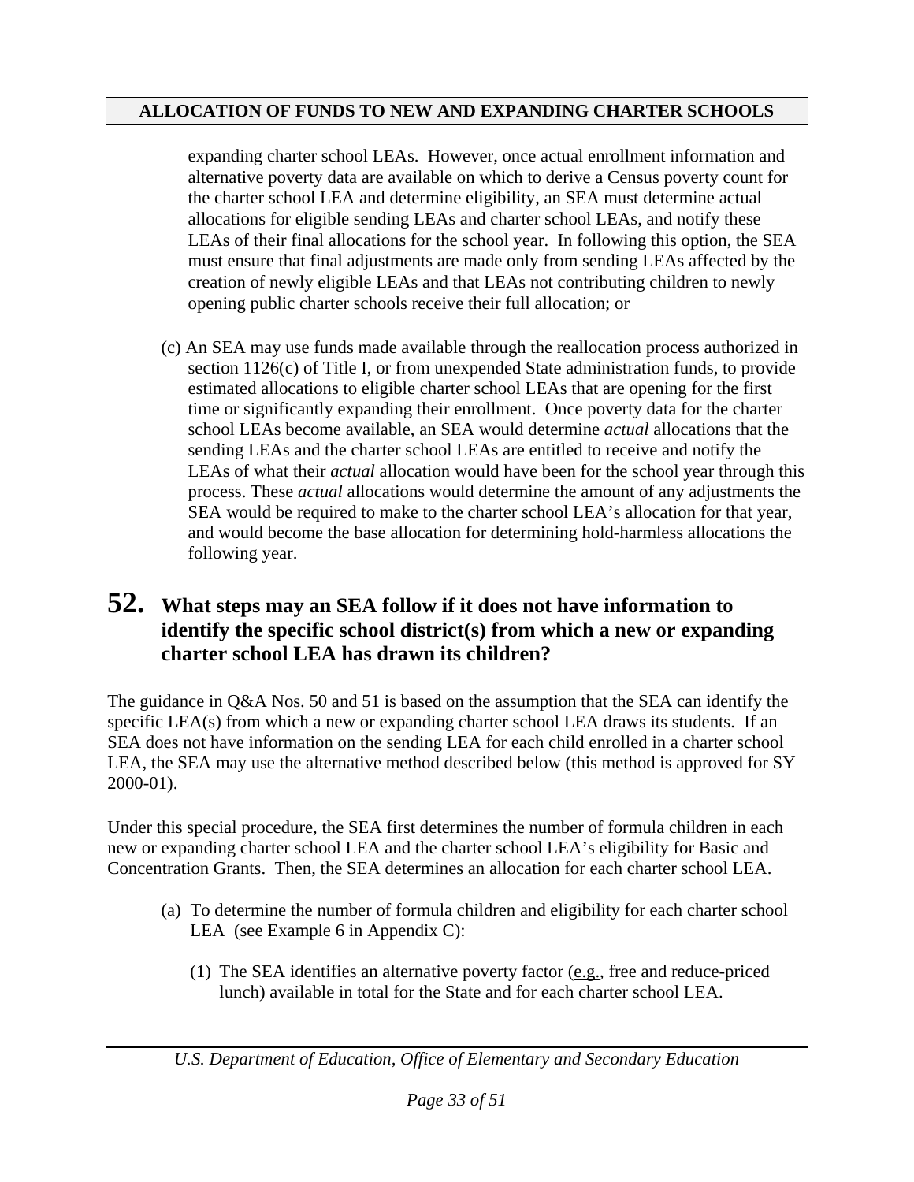expanding charter school LEAs. However, once actual enrollment information and alternative poverty data are available on which to derive a Census poverty count for the charter school LEA and determine eligibility, an SEA must determine actual allocations for eligible sending LEAs and charter school LEAs, and notify these LEAs of their final allocations for the school year. In following this option, the SEA must ensure that final adjustments are made only from sending LEAs affected by the creation of newly eligible LEAs and that LEAs not contributing children to newly opening public charter schools receive their full allocation; or

(c) An SEA may use funds made available through the reallocation process authorized in section 1126(c) of Title I, or from unexpended State administration funds, to provide estimated allocations to eligible charter school LEAs that are opening for the first time or significantly expanding their enrollment. Once poverty data for the charter school LEAs become available, an SEA would determine *actual* allocations that the sending LEAs and the charter school LEAs are entitled to receive and notify the LEAs of what their *actual* allocation would have been for the school year through this process. These *actual* allocations would determine the amount of any adjustments the SEA would be required to make to the charter school LEA's allocation for that year, and would become the base allocation for determining hold-harmless allocations the following year.

## 52. What steps may an SEA follow if it does not have information to identify the specific school district(s) from which a new or expanding charter school LEA has drawn its children?

The guidance in Q&A Nos. 50 and 51 is based on the assumption that the SEA can identify the specific LEA(s) from which a new or expanding charter school LEA draws its students. If an SEA does not have information on the sending LEA for each child enrolled in a charter school LEA, the SEA may use the alternative method described below (this method is approved for SY 2000-01).

Under this special procedure, the SEA first determines the number of formula children in each new or expanding charter school LEA and the charter school LEA's eligibility for Basic and Concentration Grants. Then, the SEA determines an allocation for each charter school LEA.

(a) To determine the number of formula children and eligibility for each charter school LEA (see Example 6 in Appendix C):

(1) The SEA identifies an alternative poverty factor (e.g., free and reduce-priced lunch) available in total for the State and for each charter school LEA.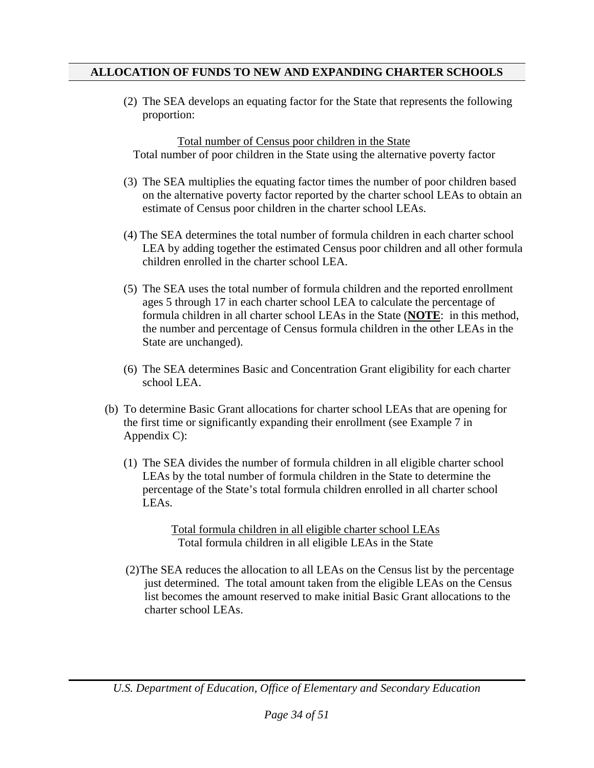## ALLOCATION OF FUNDS TO NEW AND EXPANDING CHARTER SCHOOLS

(2) The SEA develops an equating factor for the State that represents the following proportion:

$$\frac{\text{Total number of Census poor children in the State}}{\text{Total number of poor children in the State using the alternative poverty factor}}$$

(3) The SEA multiplies the equating factor times the number of poor children based on the alternative poverty factor reported by the charter school LEAs to obtain an estimate of Census poor children in the charter school LEAs.

(4) The SEA determines the total number of formula children in each charter school LEA by adding together the estimated Census poor children and all other formula children enrolled in the charter school LEA.

(5) The SEA uses the total number of formula children and the reported enrollment ages 5 through 17 in each charter school LEA to calculate the percentage of formula children in all charter school LEAs in the State (**NOTE**: in this method, the number and percentage of Census formula children in the other LEAs in the State are unchanged).

(6) The SEA determines Basic and Concentration Grant eligibility for each charter school LEA.

(b) To determine Basic Grant allocations for charter school LEAs that are opening for the first time or significantly expanding their enrollment (see Example 7 in Appendix C):

(1) The SEA divides the number of formula children in all eligible charter school LEAs by the total number of formula children in the State to determine the percentage of the State's total formula children enrolled in all charter school LEAs.

$$\frac{\text{Total formula children in all eligible charter school LEAs}}{\text{Total formula children in all eligible LEAs in the State}}$$

(2) The SEA reduces the allocation to all LEAs on the Census list by the percentage just determined. The total amount taken from the eligible LEAs on the Census list becomes the amount reserved to make initial Basic Grant allocations to the charter school LEAs.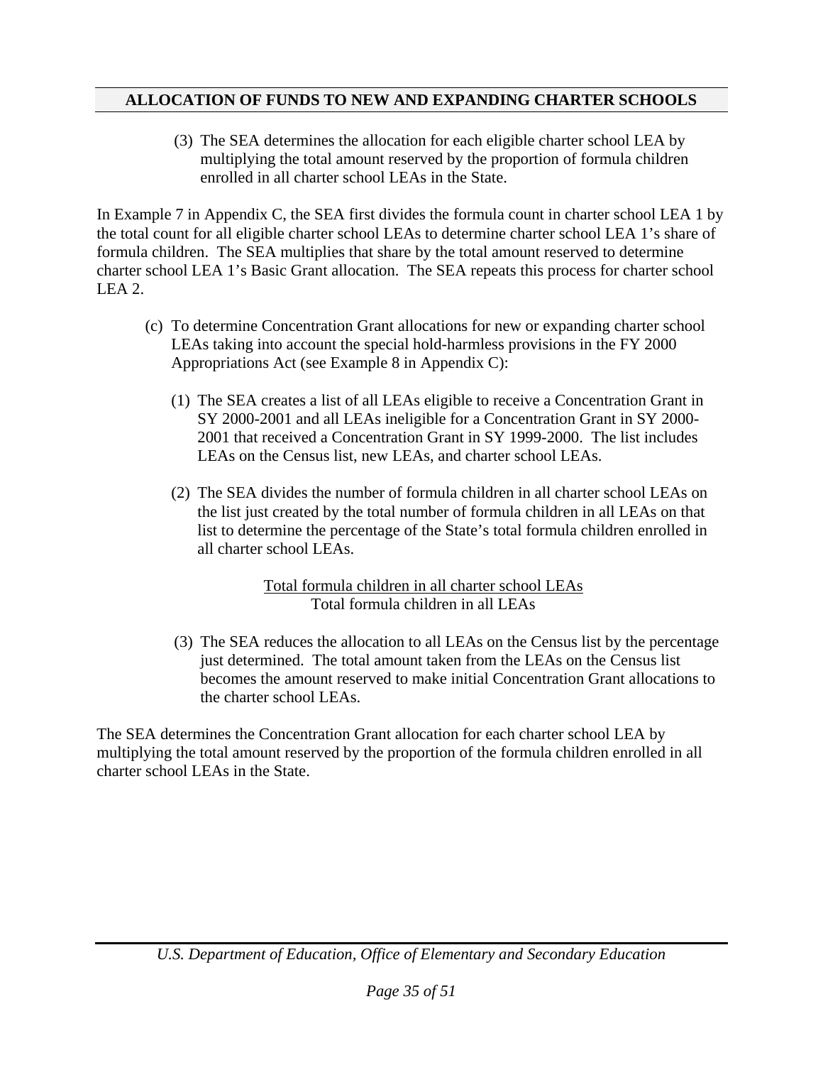## ALLOCATION OF FUNDS TO NEW AND EXPANDING CHARTER SCHOOLS

(3) The SEA determines the allocation for each eligible charter school LEA by multiplying the total amount reserved by the proportion of formula children enrolled in all charter school LEAs in the State.

In Example 7 in Appendix C, the SEA first divides the formula count in charter school LEA 1 by the total count for all eligible charter school LEAs to determine charter school LEA 1's share of formula children. The SEA multiplies that share by the total amount reserved to determine charter school LEA 1's Basic Grant allocation. The SEA repeats this process for charter school LEA 2.

(c) To determine Concentration Grant allocations for new or expanding charter school LEAs taking into account the special hold-harmless provisions in the FY 2000 Appropriations Act (see Example 8 in Appendix C):

(1) The SEA creates a list of all LEAs eligible to receive a Concentration Grant in SY 2000-2001 and all LEAs ineligible for a Concentration Grant in SY 2000-2001 that received a Concentration Grant in SY 1999-2000. The list includes LEAs on the Census list, new LEAs, and charter school LEAs.

(2) The SEA divides the number of formula children in all charter school LEAs on the list just created by the total number of formula children in all LEAs on that list to determine the percentage of the State's total formula children enrolled in all charter school LEAs.

$$\frac{\text{Total formula children in all charter school LEAs}}{\text{Total formula children in all LEAs}}$$

(3) The SEA reduces the allocation to all LEAs on the Census list by the percentage just determined. The total amount taken from the LEAs on the Census list becomes the amount reserved to make initial Concentration Grant allocations to the charter school LEAs.

The SEA determines the Concentration Grant allocation for each charter school LEA by multiplying the total amount reserved by the proportion of the formula children enrolled in all charter school LEAs in the State.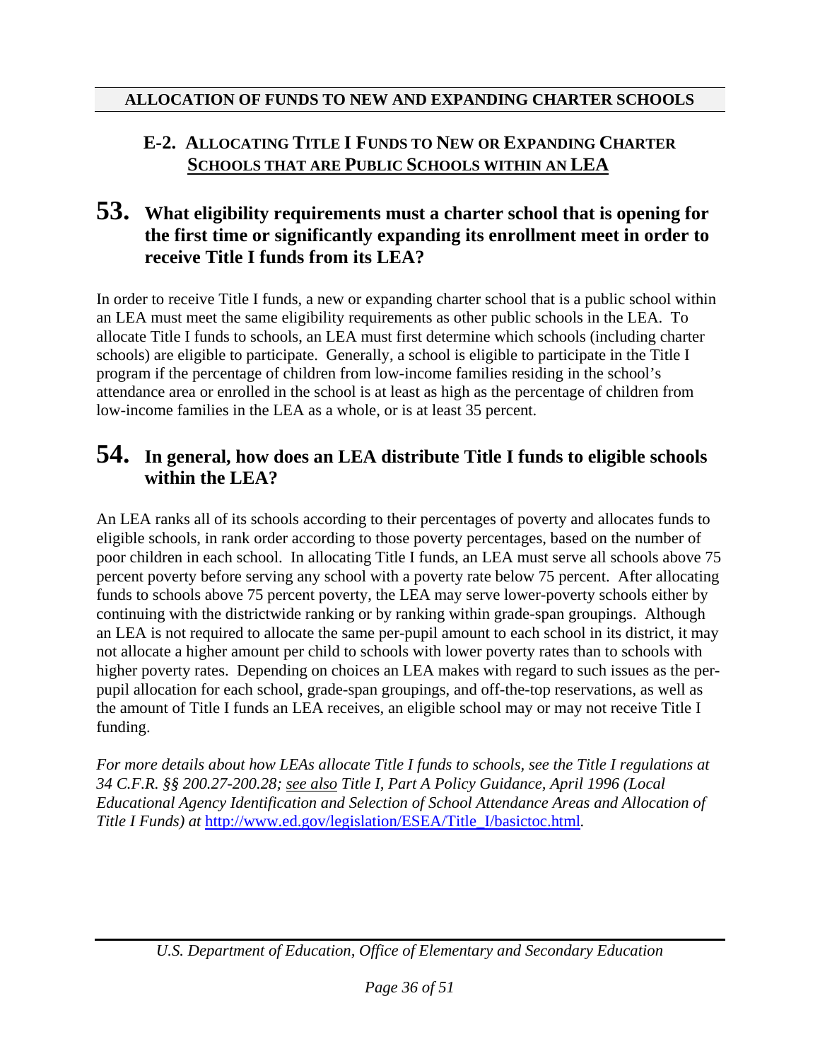## ALLOCATION OF FUNDS TO NEW AND EXPANDING CHARTER SCHOOLS

### E-2. ALLOCATING TITLE I FUNDS TO NEW OR EXPANDING CHARTER SCHOOLS THAT ARE PUBLIC SCHOOLS WITHIN AN LEA

### 53. What eligibility requirements must a charter school that is opening for the first time or significantly expanding its enrollment meet in order to receive Title I funds from its LEA?

In order to receive Title I funds, a new or expanding charter school that is a public school within an LEA must meet the same eligibility requirements as other public schools in the LEA. To allocate Title I funds to schools, an LEA must first determine which schools (including charter schools) are eligible to participate. Generally, a school is eligible to participate in the Title I program if the percentage of children from low-income families residing in the school's attendance area or enrolled in the school is at least as high as the percentage of children from low-income families in the LEA as a whole, or is at least 35 percent.

### 54. In general, how does an LEA distribute Title I funds to eligible schools within the LEA?

An LEA ranks all of its schools according to their percentages of poverty and allocates funds to eligible schools, in rank order according to those poverty percentages, based on the number of poor children in each school. In allocating Title I funds, an LEA must serve all schools above 75 percent poverty before serving any school with a poverty rate below 75 percent. After allocating funds to schools above 75 percent poverty, the LEA may serve lower-poverty schools either by continuing with the districtwide ranking or by ranking within grade-span groupings. Although an LEA is not required to allocate the same per-pupil amount to each school in its district, it may not allocate a higher amount per child to schools with lower poverty rates than to schools with higher poverty rates. Depending on choices an LEA makes with regard to such issues as the per-pupil allocation for each school, grade-span groupings, and off-the-top reservations, as well as the amount of Title I funds an LEA receives, an eligible school may or may not receive Title I funding.

*For more details about how LEAs allocate Title I funds to schools, see the Title I regulations at 34 C.F.R. §§ 200.27-200.28; see also Title I, Part A Policy Guidance, April 1996 (Local Educational Agency Identification and Selection of School Attendance Areas and Allocation of Title I Funds) at* http://www.ed.gov/legislation/ESEA/Title_I/basictoc.html.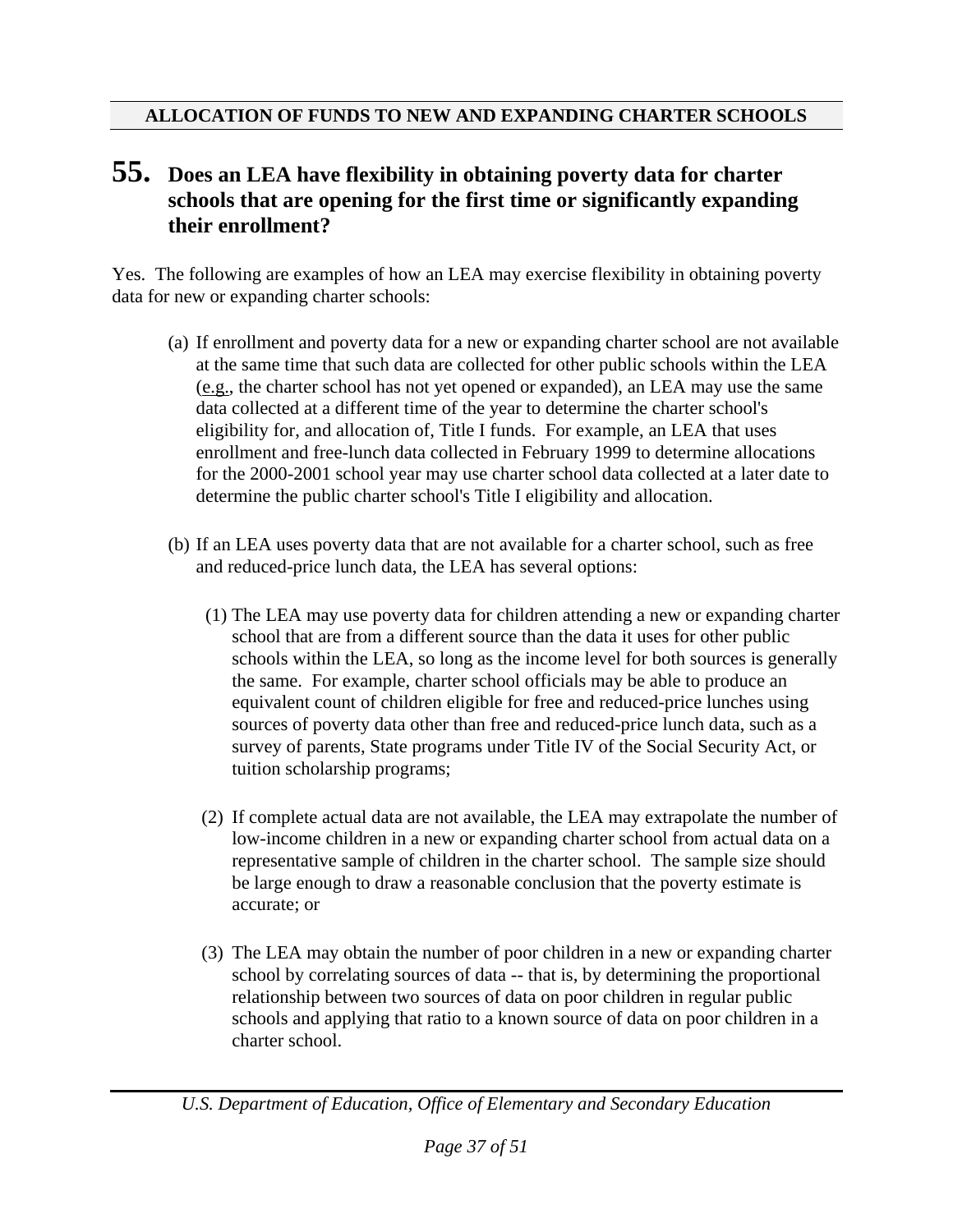## ALLOCATION OF FUNDS TO NEW AND EXPANDING CHARTER SCHOOLS

### 55. Does an LEA have flexibility in obtaining poverty data for charter schools that are opening for the first time or significantly expanding their enrollment?

Yes. The following are examples of how an LEA may exercise flexibility in obtaining poverty data for new or expanding charter schools:

(a) If enrollment and poverty data for a new or expanding charter school are not available at the same time that such data are collected for other public schools within the LEA (e.g., the charter school has not yet opened or expanded), an LEA may use the same data collected at a different time of the year to determine the charter school's eligibility for, and allocation of, Title I funds. For example, an LEA that uses enrollment and free-lunch data collected in February 1999 to determine allocations for the 2000-2001 school year may use charter school data collected at a later date to determine the public charter school's Title I eligibility and allocation.

(b) If an LEA uses poverty data that are not available for a charter school, such as free and reduced-price lunch data, the LEA has several options:

(1) The LEA may use poverty data for children attending a new or expanding charter school that are from a different source than the data it uses for other public schools within the LEA, so long as the income level for both sources is generally the same. For example, charter school officials may be able to produce an equivalent count of children eligible for free and reduced-price lunches using sources of poverty data other than free and reduced-price lunch data, such as a survey of parents, State programs under Title IV of the Social Security Act, or tuition scholarship programs;

(2) If complete actual data are not available, the LEA may extrapolate the number of low-income children in a new or expanding charter school from actual data on a representative sample of children in the charter school. The sample size should be large enough to draw a reasonable conclusion that the poverty estimate is accurate; or

(3) The LEA may obtain the number of poor children in a new or expanding charter school by correlating sources of data -- that is, by determining the proportional relationship between two sources of data on poor children in regular public schools and applying that ratio to a known source of data on poor children in a charter school.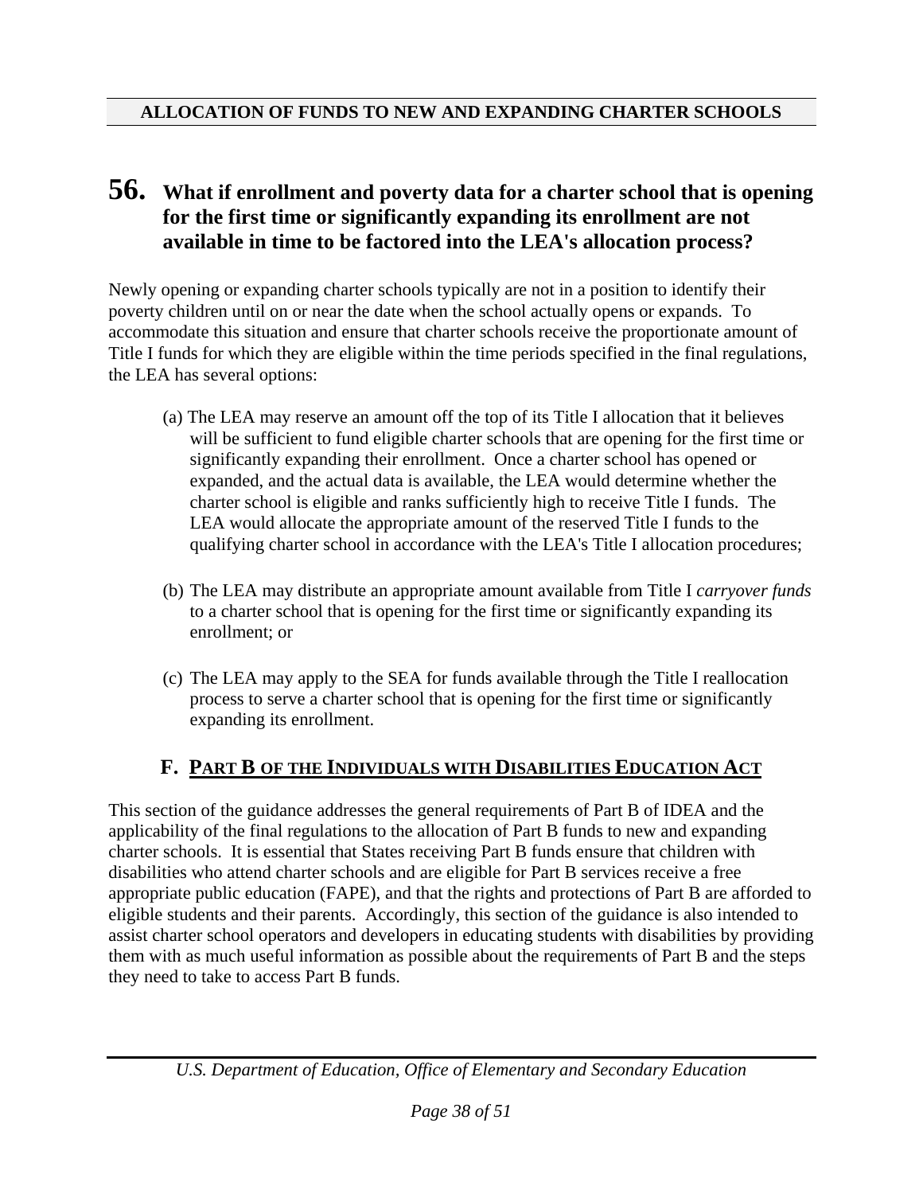## ALLOCATION OF FUNDS TO NEW AND EXPANDING CHARTER SCHOOLS

### 56. What if enrollment and poverty data for a charter school that is opening for the first time or significantly expanding its enrollment are not available in time to be factored into the LEA's allocation process?

Newly opening or expanding charter schools typically are not in a position to identify their poverty children until on or near the date when the school actually opens or expands. To accommodate this situation and ensure that charter schools receive the proportionate amount of Title I funds for which they are eligible within the time periods specified in the final regulations, the LEA has several options:

(a) The LEA may reserve an amount off the top of its Title I allocation that it believes will be sufficient to fund eligible charter schools that are opening for the first time or significantly expanding their enrollment. Once a charter school has opened or expanded, and the actual data is available, the LEA would determine whether the charter school is eligible and ranks sufficiently high to receive Title I funds. The LEA would allocate the appropriate amount of the reserved Title I funds to the qualifying charter school in accordance with the LEA's Title I allocation procedures;

(b) The LEA may distribute an appropriate amount available from Title I *carryover funds* to a charter school that is opening for the first time or significantly expanding its enrollment; or

(c) The LEA may apply to the SEA for funds available through the Title I reallocation process to serve a charter school that is opening for the first time or significantly expanding its enrollment.

## F. PART B OF THE INDIVIDUALS WITH DISABILITIES EDUCATION ACT

This section of the guidance addresses the general requirements of Part B of IDEA and the applicability of the final regulations to the allocation of Part B funds to new and expanding charter schools. It is essential that States receiving Part B funds ensure that children with disabilities who attend charter schools and are eligible for Part B services receive a free appropriate public education (FAPE), and that the rights and protections of Part B are afforded to eligible students and their parents. Accordingly, this section of the guidance is also intended to assist charter school operators and developers in educating students with disabilities by providing them with as much useful information as possible about the requirements of Part B and the steps they need to take to access Part B funds.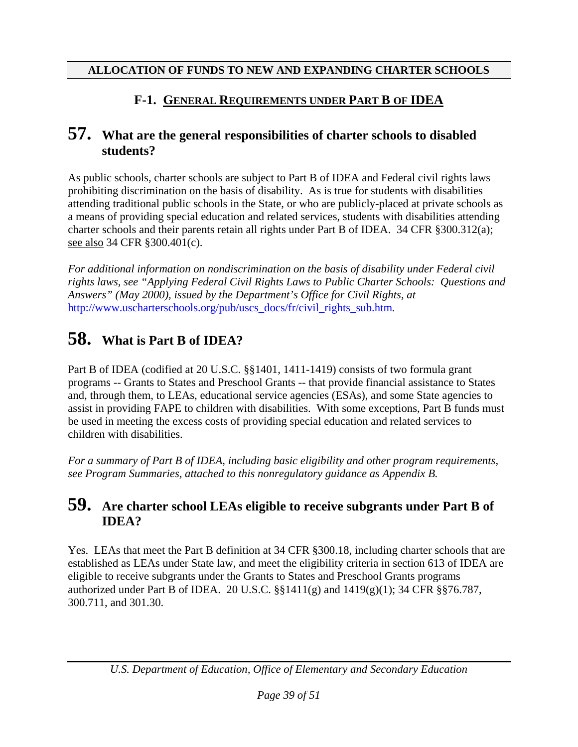## ALLOCATION OF FUNDS TO NEW AND EXPANDING CHARTER SCHOOLS

### F-1. General Requirements under Part B of IDEA

## 57. What are the general responsibilities of charter schools to disabled students?

As public schools, charter schools are subject to Part B of IDEA and Federal civil rights laws prohibiting discrimination on the basis of disability. As is true for students with disabilities attending traditional public schools in the State, or who are publicly-placed at private schools as a means of providing special education and related services, students with disabilities attending charter schools and their parents retain all rights under Part B of IDEA. 34 CFR §300.312(a); see also 34 CFR §300.401(c).

*For additional information on nondiscrimination on the basis of disability under Federal civil rights laws, see "Applying Federal Civil Rights Laws to Public Charter Schools: Questions and Answers" (May 2000), issued by the Department's Office for Civil Rights, at* [http://www.uscharterschools.org/pub/uscs_docs/fr/civil_rights_sub.htm](http://www.uscharterschools.org/pub/uscs_docs/fr/civil_rights_sub.htm).

## 58. What is Part B of IDEA?

Part B of IDEA (codified at 20 U.S.C. §§1401, 1411-1419) consists of two formula grant programs -- Grants to States and Preschool Grants -- that provide financial assistance to States and, through them, to LEAs, educational service agencies (ESAs), and some State agencies to assist in providing FAPE to children with disabilities. With some exceptions, Part B funds must be used in meeting the excess costs of providing special education and related services to children with disabilities.

*For a summary of Part B of IDEA, including basic eligibility and other program requirements, see Program Summaries, attached to this nonregulatory guidance as Appendix B.*

## 59. Are charter school LEAs eligible to receive subgrants under Part B of IDEA?

Yes. LEAs that meet the Part B definition at 34 CFR §300.18, including charter schools that are established as LEAs under State law, and meet the eligibility criteria in section 613 of IDEA are eligible to receive subgrants under the Grants to States and Preschool Grants programs authorized under Part B of IDEA. 20 U.S.C. §§1411(g) and 1419(g)(1); 34 CFR §§76.787, 300.711, and 301.30.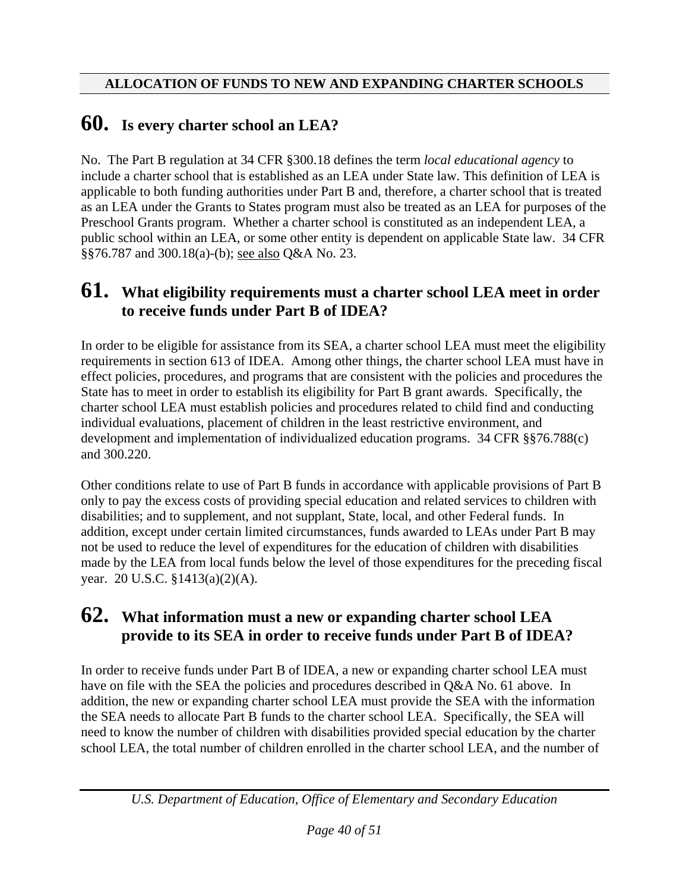## ALLOCATION OF FUNDS TO NEW AND EXPANDING CHARTER SCHOOLS

### 60. Is every charter school an LEA?

No. The Part B regulation at 34 CFR §300.18 defines the term *local educational agency* to include a charter school that is established as an LEA under State law. This definition of LEA is applicable to both funding authorities under Part B and, therefore, a charter school that is treated as an LEA under the Grants to States program must also be treated as an LEA for purposes of the Preschool Grants program. Whether a charter school is constituted as an independent LEA, a public school within an LEA, or some other entity is dependent on applicable State law. 34 CFR §§76.787 and 300.18(a)-(b); see also Q&A No. 23.

### 61. What eligibility requirements must a charter school LEA meet in order to receive funds under Part B of IDEA?

In order to be eligible for assistance from its SEA, a charter school LEA must meet the eligibility requirements in section 613 of IDEA. Among other things, the charter school LEA must have in effect policies, procedures, and programs that are consistent with the policies and procedures the State has to meet in order to establish its eligibility for Part B grant awards. Specifically, the charter school LEA must establish policies and procedures related to child find and conducting individual evaluations, placement of children in the least restrictive environment, and development and implementation of individualized education programs. 34 CFR §§76.788(c) and 300.220.

Other conditions relate to use of Part B funds in accordance with applicable provisions of Part B only to pay the excess costs of providing special education and related services to children with disabilities; and to supplement, and not supplant, State, local, and other Federal funds. In addition, except under certain limited circumstances, funds awarded to LEAs under Part B may not be used to reduce the level of expenditures for the education of children with disabilities made by the LEA from local funds below the level of those expenditures for the preceding fiscal year. 20 U.S.C. §1413(a)(2)(A).

### 62. What information must a new or expanding charter school LEA provide to its SEA in order to receive funds under Part B of IDEA?

In order to receive funds under Part B of IDEA, a new or expanding charter school LEA must have on file with the SEA the policies and procedures described in Q&A No. 61 above. In addition, the new or expanding charter school LEA must provide the SEA with the information the SEA needs to allocate Part B funds to the charter school LEA. Specifically, the SEA will need to know the number of children with disabilities provided special education by the charter school LEA, the total number of children enrolled in the charter school LEA, and the number of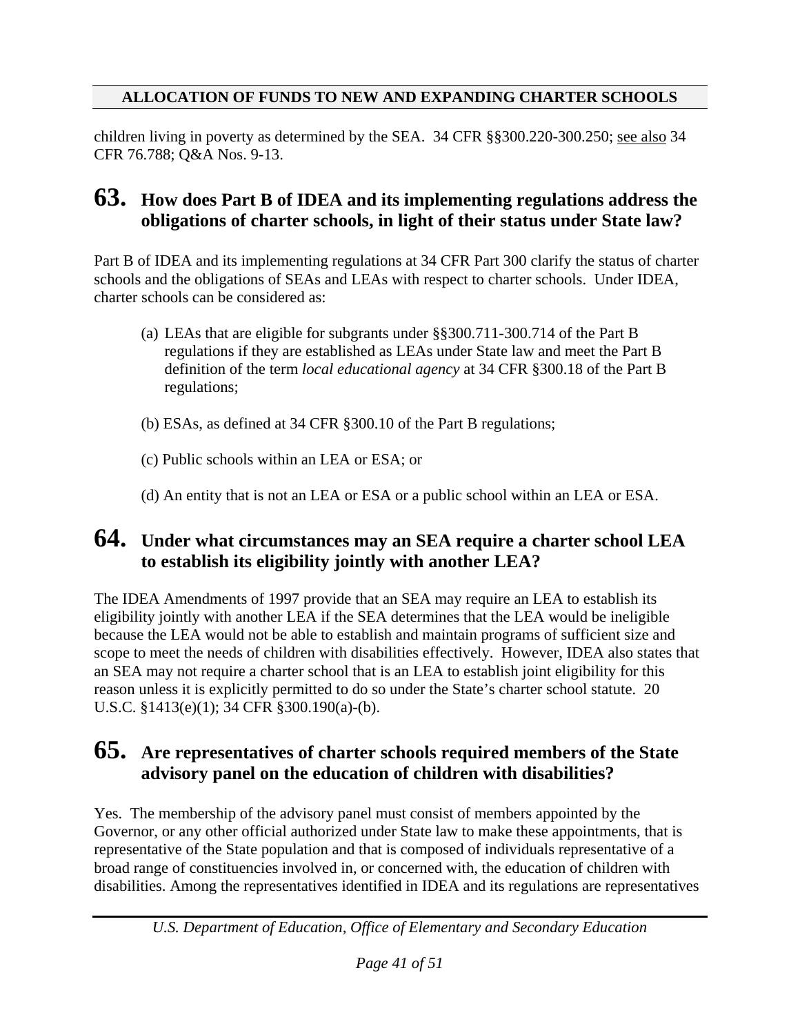children living in poverty as determined by the SEA. 34 CFR §§300.220-300.250; see also 34 CFR 76.788; Q&A Nos. 9-13.

## 63. How does Part B of IDEA and its implementing regulations address the obligations of charter schools, in light of their status under State law?

Part B of IDEA and its implementing regulations at 34 CFR Part 300 clarify the status of charter schools and the obligations of SEAs and LEAs with respect to charter schools. Under IDEA, charter schools can be considered as:

(a) LEAs that are eligible for subgrants under §§300.711-300.714 of the Part B regulations if they are established as LEAs under State law and meet the Part B definition of the term *local educational agency* at 34 CFR §300.18 of the Part B regulations;

(b) ESAs, as defined at 34 CFR §300.10 of the Part B regulations;

(c) Public schools within an LEA or ESA; or

(d) An entity that is not an LEA or ESA or a public school within an LEA or ESA.

## 64. Under what circumstances may an SEA require a charter school LEA to establish its eligibility jointly with another LEA?

The IDEA Amendments of 1997 provide that an SEA may require an LEA to establish its eligibility jointly with another LEA if the SEA determines that the LEA would be ineligible because the LEA would not be able to establish and maintain programs of sufficient size and scope to meet the needs of children with disabilities effectively. However, IDEA also states that an SEA may not require a charter school that is an LEA to establish joint eligibility for this reason unless it is explicitly permitted to do so under the State's charter school statute. 20 U.S.C. §1413(e)(1); 34 CFR §300.190(a)-(b).

## 65. Are representatives of charter schools required members of the State advisory panel on the education of children with disabilities?

Yes. The membership of the advisory panel must consist of members appointed by the Governor, or any other official authorized under State law to make these appointments, that is representative of the State population and that is composed of individuals representative of a broad range of constituencies involved in, or concerned with, the education of children with disabilities. Among the representatives identified in IDEA and its regulations are representatives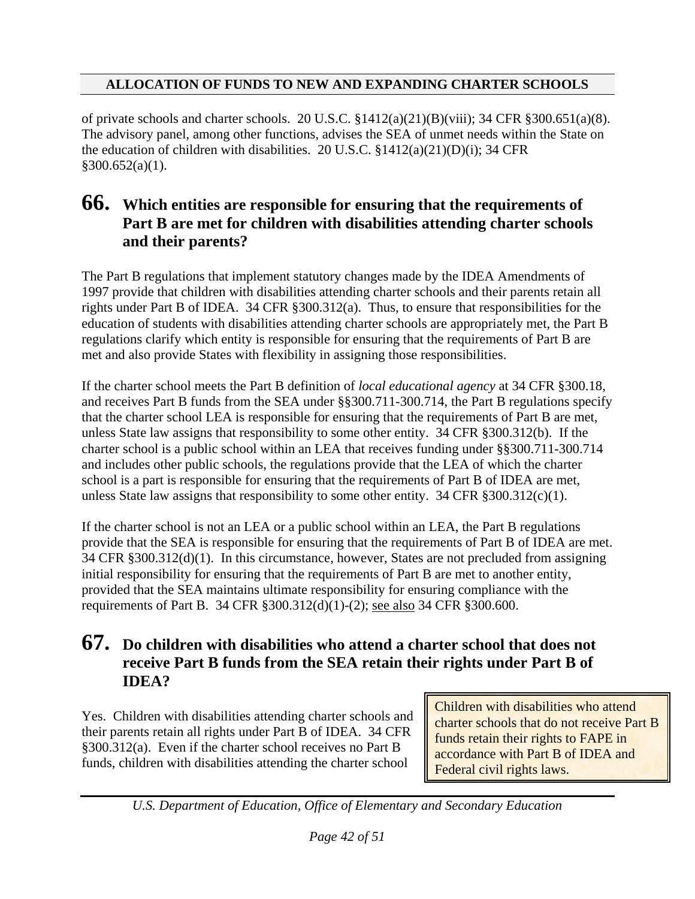of private schools and charter schools. 20 U.S.C. §1412(a)(21)(B)(viii); 34 CFR §300.651(a)(8). The advisory panel, among other functions, advises the SEA of unmet needs within the State on the education of children with disabilities. 20 U.S.C. §1412(a)(21)(D)(i); 34 CFR §300.652(a)(1).

## 66. Which entities are responsible for ensuring that the requirements of Part B are met for children with disabilities attending charter schools and their parents?

The Part B regulations that implement statutory changes made by the IDEA Amendments of 1997 provide that children with disabilities attending charter schools and their parents retain all rights under Part B of IDEA. 34 CFR §300.312(a). Thus, to ensure that responsibilities for the education of students with disabilities attending charter schools are appropriately met, the Part B regulations clarify which entity is responsible for ensuring that the requirements of Part B are met and also provide States with flexibility in assigning those responsibilities.

If the charter school meets the Part B definition of *local educational agency* at 34 CFR §300.18, and receives Part B funds from the SEA under §§300.711-300.714, the Part B regulations specify that the charter school LEA is responsible for ensuring that the requirements of Part B are met, unless State law assigns that responsibility to some other entity. 34 CFR §300.312(b). If the charter school is a public school within an LEA that receives funding under §§300.711-300.714 and includes other public schools, the regulations provide that the LEA of which the charter school is a part is responsible for ensuring that the requirements of Part B of IDEA are met, unless State law assigns that responsibility to some other entity. 34 CFR §300.312(c)(1).

If the charter school is not an LEA or a public school within an LEA, the Part B regulations provide that the SEA is responsible for ensuring that the requirements of Part B of IDEA are met. 34 CFR §300.312(d)(1). In this circumstance, however, States are not precluded from assigning initial responsibility for ensuring that the requirements of Part B are met to another entity, provided that the SEA maintains ultimate responsibility for ensuring compliance with the requirements of Part B. 34 CFR §300.312(d)(1)-(2); see also 34 CFR §300.600.

## 67. Do children with disabilities who attend a charter school that does not receive Part B funds from the SEA retain their rights under Part B of IDEA?

> Children with disabilities who attend charter schools that do not receive Part B funds retain their rights to FAPE in accordance with Part B of IDEA and Federal civil rights laws.

Yes. Children with disabilities attending charter schools and their parents retain all rights under Part B of IDEA. 34 CFR §300.312(a). Even if the charter school receives no Part B funds, children with disabilities attending the charter school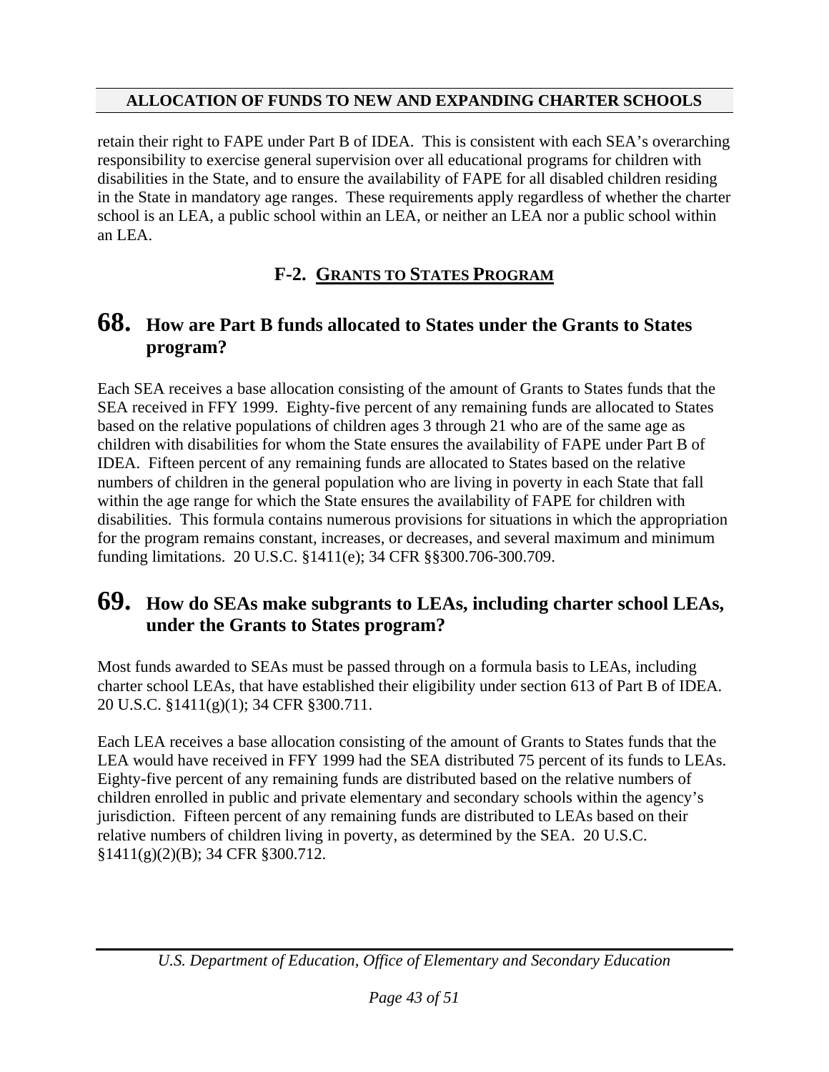retain their right to FAPE under Part B of IDEA. This is consistent with each SEA's overarching responsibility to exercise general supervision over all educational programs for children with disabilities in the State, and to ensure the availability of FAPE for all disabled children residing in the State in mandatory age ranges. These requirements apply regardless of whether the charter school is an LEA, a public school within an LEA, or neither an LEA nor a public school within an LEA.

## F-2. Grants to States Program

### 68. How are Part B funds allocated to States under the Grants to States program?

Each SEA receives a base allocation consisting of the amount of Grants to States funds that the SEA received in FFY 1999. Eighty-five percent of any remaining funds are allocated to States based on the relative populations of children ages 3 through 21 who are of the same age as children with disabilities for whom the State ensures the availability of FAPE under Part B of IDEA. Fifteen percent of any remaining funds are allocated to States based on the relative numbers of children in the general population who are living in poverty in each State that fall within the age range for which the State ensures the availability of FAPE for children with disabilities. This formula contains numerous provisions for situations in which the appropriation for the program remains constant, increases, or decreases, and several maximum and minimum funding limitations. 20 U.S.C. §1411(e); 34 CFR §§300.706-300.709.

### 69. How do SEAs make subgrants to LEAs, including charter school LEAs, under the Grants to States program?

Most funds awarded to SEAs must be passed through on a formula basis to LEAs, including charter school LEAs, that have established their eligibility under section 613 of Part B of IDEA. 20 U.S.C. §1411(g)(1); 34 CFR §300.711.

Each LEA receives a base allocation consisting of the amount of Grants to States funds that the LEA would have received in FFY 1999 had the SEA distributed 75 percent of its funds to LEAs. Eighty-five percent of any remaining funds are distributed based on the relative numbers of children enrolled in public and private elementary and secondary schools within the agency's jurisdiction. Fifteen percent of any remaining funds are distributed to LEAs based on their relative numbers of children living in poverty, as determined by the SEA. 20 U.S.C. §1411(g)(2)(B); 34 CFR §300.712.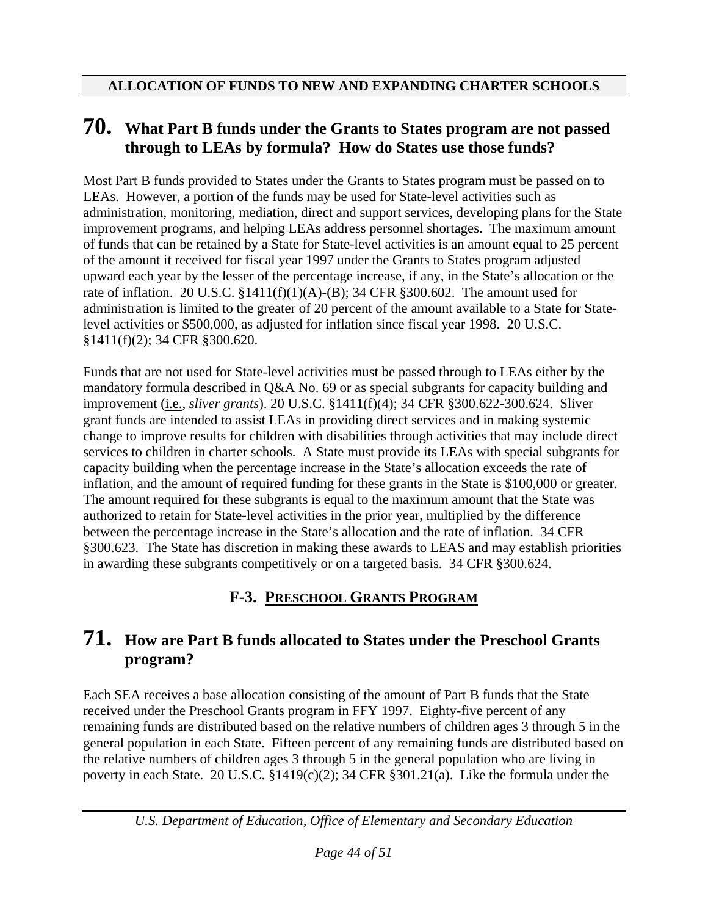**ALLOCATION OF FUNDS TO NEW AND EXPANDING CHARTER SCHOOLS**

## 70. What Part B funds under the Grants to States program are not passed through to LEAs by formula? How do States use those funds?

Most Part B funds provided to States under the Grants to States program must be passed on to LEAs. However, a portion of the funds may be used for State-level activities such as administration, monitoring, mediation, direct and support services, developing plans for the State improvement programs, and helping LEAs address personnel shortages. The maximum amount of funds that can be retained by a State for State-level activities is an amount equal to 25 percent of the amount it received for fiscal year 1997 under the Grants to States program adjusted upward each year by the lesser of the percentage increase, if any, in the State's allocation or the rate of inflation. 20 U.S.C. §1411(f)(1)(A)-(B); 34 CFR §300.602. The amount used for administration is limited to the greater of 20 percent of the amount available to a State for State-level activities or $500,000, as adjusted for inflation since fiscal year 1998. 20 U.S.C. §1411(f)(2); 34 CFR §300.620.

Funds that are not used for State-level activities must be passed through to LEAs either by the mandatory formula described in Q&A No. 69 or as special subgrants for capacity building and improvement (i.e., *sliver grants*). 20 U.S.C. §1411(f)(4); 34 CFR §300.622-300.624. Sliver grant funds are intended to assist LEAs in providing direct services and in making systemic change to improve results for children with disabilities through activities that may include direct services to children in charter schools. A State must provide its LEAs with special subgrants for capacity building when the percentage increase in the State's allocation exceeds the rate of inflation, and the amount of required funding for these grants in the State is $100,000 or greater. The amount required for these subgrants is equal to the maximum amount that the State was authorized to retain for State-level activities in the prior year, multiplied by the difference between the percentage increase in the State's allocation and the rate of inflation. 34 CFR §300.623. The State has discretion in making these awards to LEAS and may establish priorities in awarding these subgrants competitively or on a targeted basis. 34 CFR §300.624.

### F-3. PRESCHOOL GRANTS PROGRAM

## 71. How are Part B funds allocated to States under the Preschool Grants program?

Each SEA receives a base allocation consisting of the amount of Part B funds that the State received under the Preschool Grants program in FFY 1997. Eighty-five percent of any remaining funds are distributed based on the relative numbers of children ages 3 through 5 in the general population in each State. Fifteen percent of any remaining funds are distributed based on the relative numbers of children ages 3 through 5 in the general population who are living in poverty in each State. 20 U.S.C. §1419(c)(2); 34 CFR §301.21(a). Like the formula under the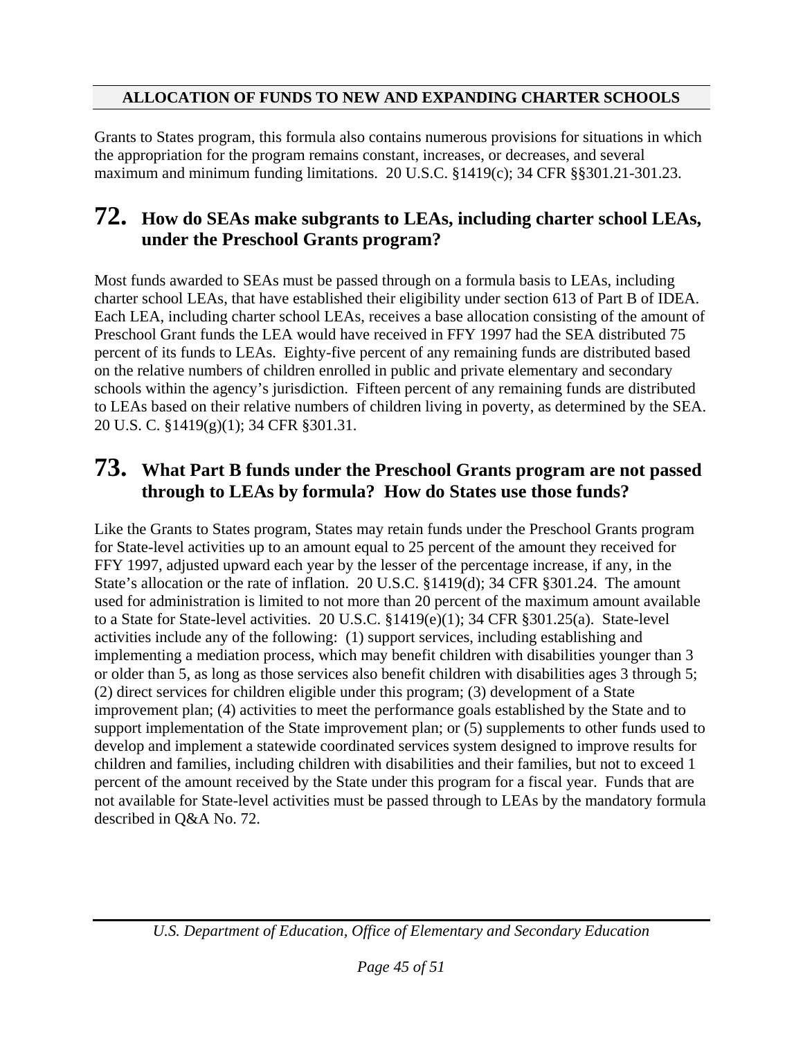Grants to States program, this formula also contains numerous provisions for situations in which the appropriation for the program remains constant, increases, or decreases, and several maximum and minimum funding limitations. 20 U.S.C. §1419(c); 34 CFR §§301.21-301.23.

## 72. How do SEAs make subgrants to LEAs, including charter school LEAs, under the Preschool Grants program?

Most funds awarded to SEAs must be passed through on a formula basis to LEAs, including charter school LEAs, that have established their eligibility under section 613 of Part B of IDEA. Each LEA, including charter school LEAs, receives a base allocation consisting of the amount of Preschool Grant funds the LEA would have received in FFY 1997 had the SEA distributed 75 percent of its funds to LEAs. Eighty-five percent of any remaining funds are distributed based on the relative numbers of children enrolled in public and private elementary and secondary schools within the agency's jurisdiction. Fifteen percent of any remaining funds are distributed to LEAs based on their relative numbers of children living in poverty, as determined by the SEA. 20 U.S. C. §1419(g)(1); 34 CFR §301.31.

## 73. What Part B funds under the Preschool Grants program are not passed through to LEAs by formula? How do States use those funds?

Like the Grants to States program, States may retain funds under the Preschool Grants program for State-level activities up to an amount equal to 25 percent of the amount they received for FFY 1997, adjusted upward each year by the lesser of the percentage increase, if any, in the State's allocation or the rate of inflation. 20 U.S.C. §1419(d); 34 CFR §301.24. The amount used for administration is limited to not more than 20 percent of the maximum amount available to a State for State-level activities. 20 U.S.C. §1419(e)(1); 34 CFR §301.25(a). State-level activities include any of the following: (1) support services, including establishing and implementing a mediation process, which may benefit children with disabilities younger than 3 or older than 5, as long as those services also benefit children with disabilities ages 3 through 5; (2) direct services for children eligible under this program; (3) development of a State improvement plan; (4) activities to meet the performance goals established by the State and to support implementation of the State improvement plan; or (5) supplements to other funds used to develop and implement a statewide coordinated services system designed to improve results for children and families, including children with disabilities and their families, but not to exceed 1 percent of the amount received by the State under this program for a fiscal year. Funds that are not available for State-level activities must be passed through to LEAs by the mandatory formula described in Q&A No. 72.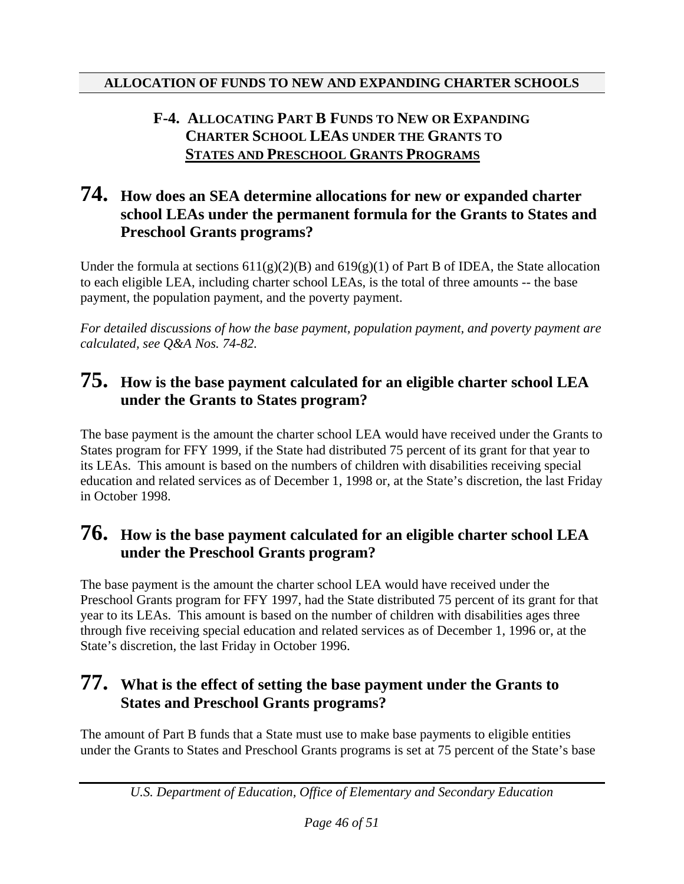**ALLOCATION OF FUNDS TO NEW AND EXPANDING CHARTER SCHOOLS**

## F-4. ALLOCATING PART B FUNDS TO NEW OR EXPANDING CHARTER SCHOOL LEAS UNDER THE GRANTS TO STATES AND PRESCHOOL GRANTS PROGRAMS

### 74. How does an SEA determine allocations for new or expanded charter school LEAs under the permanent formula for the Grants to States and Preschool Grants programs?

Under the formula at sections 611(g)(2)(B) and 619(g)(1) of Part B of IDEA, the State allocation to each eligible LEA, including charter school LEAs, is the total of three amounts -- the base payment, the population payment, and the poverty payment.

*For detailed discussions of how the base payment, population payment, and poverty payment are calculated, see Q&A Nos. 74-82.*

### 75. How is the base payment calculated for an eligible charter school LEA under the Grants to States program?

The base payment is the amount the charter school LEA would have received under the Grants to States program for FFY 1999, if the State had distributed 75 percent of its grant for that year to its LEAs. This amount is based on the numbers of children with disabilities receiving special education and related services as of December 1, 1998 or, at the State's discretion, the last Friday in October 1998.

### 76. How is the base payment calculated for an eligible charter school LEA under the Preschool Grants program?

The base payment is the amount the charter school LEA would have received under the Preschool Grants program for FFY 1997, had the State distributed 75 percent of its grant for that year to its LEAs. This amount is based on the number of children with disabilities ages three through five receiving special education and related services as of December 1, 1996 or, at the State's discretion, the last Friday in October 1996.

### 77. What is the effect of setting the base payment under the Grants to States and Preschool Grants programs?

The amount of Part B funds that a State must use to make base payments to eligible entities under the Grants to States and Preschool Grants programs is set at 75 percent of the State's base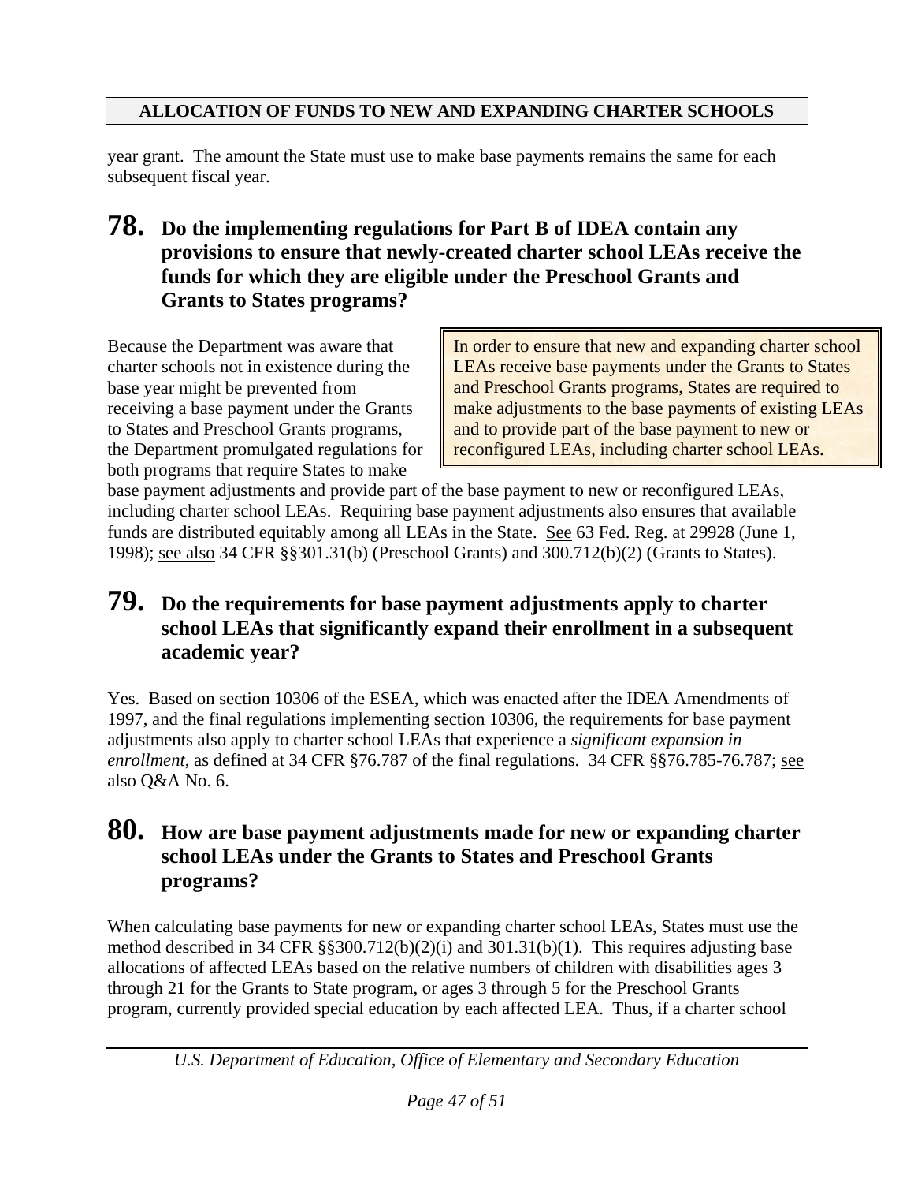year grant. The amount the State must use to make base payments remains the same for each subsequent fiscal year.

## 78. Do the implementing regulations for Part B of IDEA contain any provisions to ensure that newly-created charter school LEAs receive the funds for which they are eligible under the Preschool Grants and Grants to States programs?

> In order to ensure that new and expanding charter school LEAs receive base payments under the Grants to States and Preschool Grants programs, States are required to make adjustments to the base payments of existing LEAs and to provide part of the base payment to new or reconfigured LEAs, including charter school LEAs.

Because the Department was aware that charter schools not in existence during the base year might be prevented from receiving a base payment under the Grants to States and Preschool Grants programs, the Department promulgated regulations for both programs that require States to make base payment adjustments and provide part of the base payment to new or reconfigured LEAs, including charter school LEAs. Requiring base payment adjustments also ensures that available funds are distributed equitably among all LEAs in the State. See 63 Fed. Reg. at 29928 (June 1, 1998); see also 34 CFR §§301.31(b) (Preschool Grants) and 300.712(b)(2) (Grants to States).

## 79. Do the requirements for base payment adjustments apply to charter school LEAs that significantly expand their enrollment in a subsequent academic year?

Yes. Based on section 10306 of the ESEA, which was enacted after the IDEA Amendments of 1997, and the final regulations implementing section 10306, the requirements for base payment adjustments also apply to charter school LEAs that experience a *significant expansion in enrollment*, as defined at 34 CFR §76.787 of the final regulations. 34 CFR §§76.785-76.787; see also Q&A No. 6.

## 80. How are base payment adjustments made for new or expanding charter school LEAs under the Grants to States and Preschool Grants programs?

When calculating base payments for new or expanding charter school LEAs, States must use the method described in 34 CFR §§300.712(b)(2)(i) and 301.31(b)(1). This requires adjusting base allocations of affected LEAs based on the relative numbers of children with disabilities ages 3 through 21 for the Grants to State program, or ages 3 through 5 for the Preschool Grants program, currently provided special education by each affected LEA. Thus, if a charter school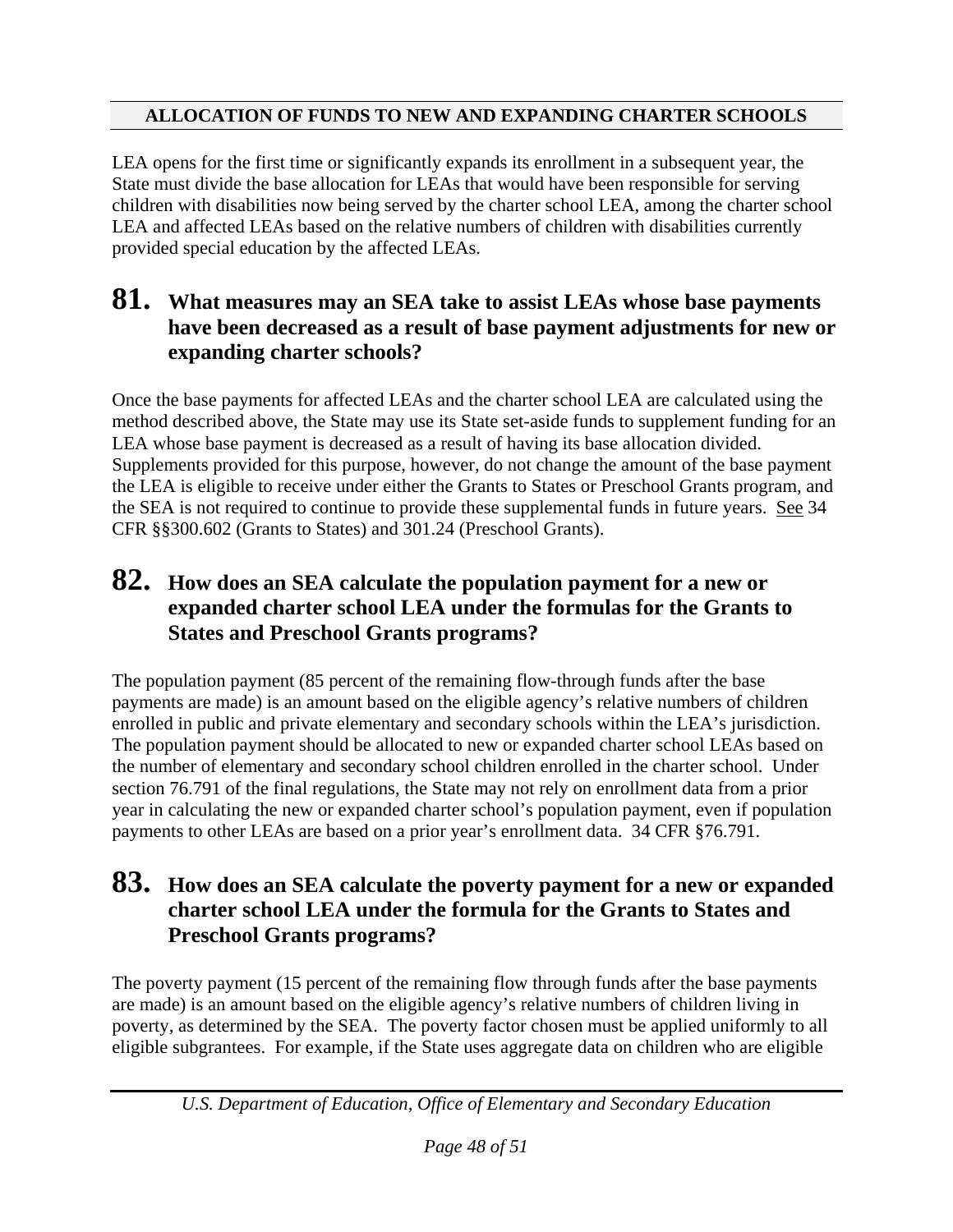**ALLOCATION OF FUNDS TO NEW AND EXPANDING CHARTER SCHOOLS**

LEA opens for the first time or significantly expands its enrollment in a subsequent year, the State must divide the base allocation for LEAs that would have been responsible for serving children with disabilities now being served by the charter school LEA, among the charter school LEA and affected LEAs based on the relative numbers of children with disabilities currently provided special education by the affected LEAs.

## 81. What measures may an SEA take to assist LEAs whose base payments have been decreased as a result of base payment adjustments for new or expanding charter schools?

Once the base payments for affected LEAs and the charter school LEA are calculated using the method described above, the State may use its State set-aside funds to supplement funding for an LEA whose base payment is decreased as a result of having its base allocation divided. Supplements provided for this purpose, however, do not change the amount of the base payment the LEA is eligible to receive under either the Grants to States or Preschool Grants program, and the SEA is not required to continue to provide these supplemental funds in future years. See 34 CFR §§300.602 (Grants to States) and 301.24 (Preschool Grants).

## 82. How does an SEA calculate the population payment for a new or expanded charter school LEA under the formulas for the Grants to States and Preschool Grants programs?

The population payment (85 percent of the remaining flow-through funds after the base payments are made) is an amount based on the eligible agency's relative numbers of children enrolled in public and private elementary and secondary schools within the LEA's jurisdiction. The population payment should be allocated to new or expanded charter school LEAs based on the number of elementary and secondary school children enrolled in the charter school. Under section 76.791 of the final regulations, the State may not rely on enrollment data from a prior year in calculating the new or expanded charter school's population payment, even if population payments to other LEAs are based on a prior year's enrollment data. 34 CFR §76.791.

## 83. How does an SEA calculate the poverty payment for a new or expanded charter school LEA under the formula for the Grants to States and Preschool Grants programs?

The poverty payment (15 percent of the remaining flow through funds after the base payments are made) is an amount based on the eligible agency's relative numbers of children living in poverty, as determined by the SEA. The poverty factor chosen must be applied uniformly to all eligible subgrantees. For example, if the State uses aggregate data on children who are eligible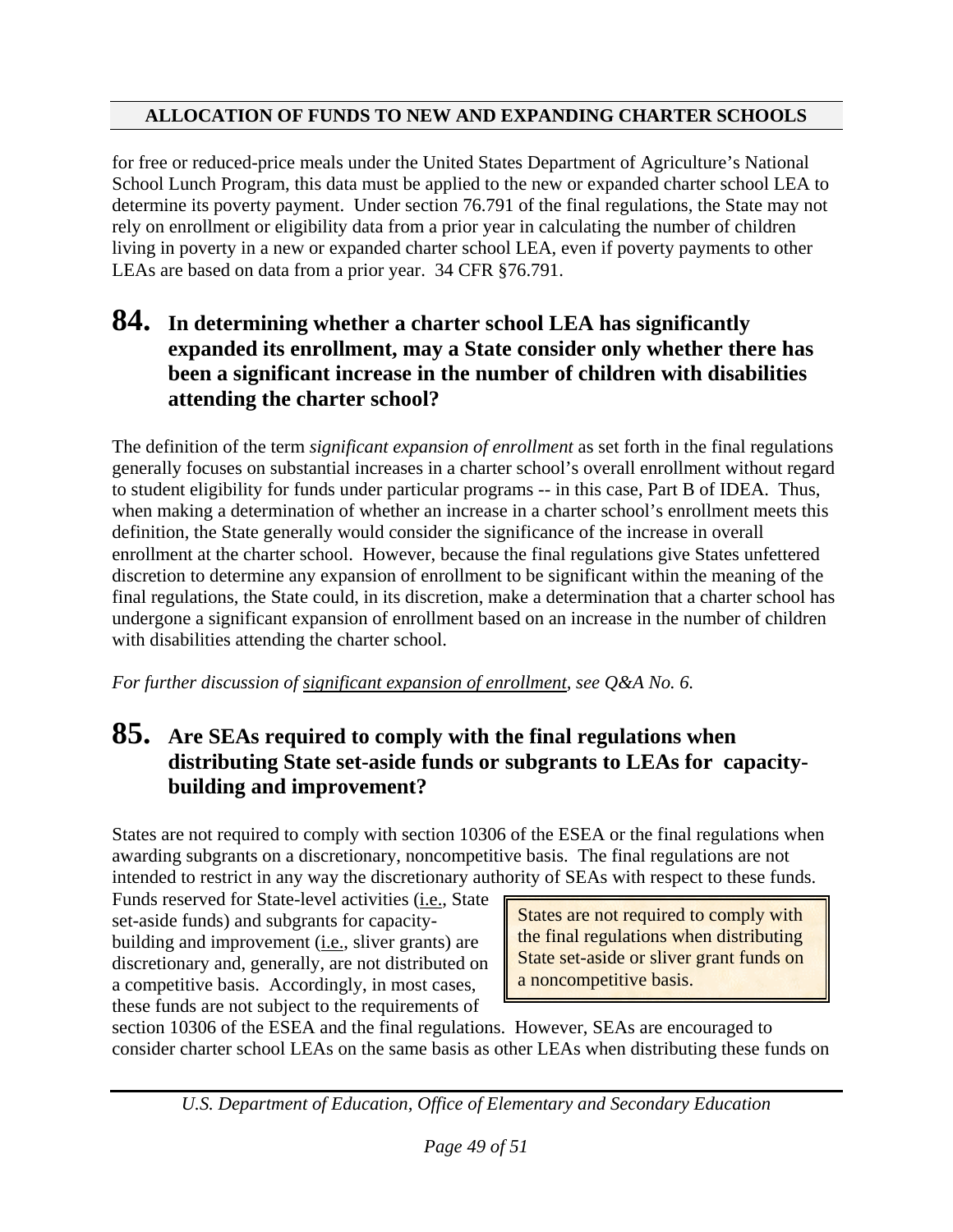for free or reduced-price meals under the United States Department of Agriculture's National School Lunch Program, this data must be applied to the new or expanded charter school LEA to determine its poverty payment. Under section 76.791 of the final regulations, the State may not rely on enrollment or eligibility data from a prior year in calculating the number of children living in poverty in a new or expanded charter school LEA, even if poverty payments to other LEAs are based on data from a prior year. 34 CFR §76.791.

## 84. In determining whether a charter school LEA has significantly expanded its enrollment, may a State consider only whether there has been a significant increase in the number of children with disabilities attending the charter school?

The definition of the term *significant expansion of enrollment* as set forth in the final regulations generally focuses on substantial increases in a charter school's overall enrollment without regard to student eligibility for funds under particular programs -- in this case, Part B of IDEA. Thus, when making a determination of whether an increase in a charter school's enrollment meets this definition, the State generally would consider the significance of the increase in overall enrollment at the charter school. However, because the final regulations give States unfettered discretion to determine any expansion of enrollment to be significant within the meaning of the final regulations, the State could, in its discretion, make a determination that a charter school has undergone a significant expansion of enrollment based on an increase in the number of children with disabilities attending the charter school.

*For further discussion of significant expansion of enrollment, see Q&A No. 6.*

## 85. Are SEAs required to comply with the final regulations when distributing State set-aside funds or subgrants to LEAs for capacity-building and improvement?

States are not required to comply with section 10306 of the ESEA or the final regulations when awarding subgrants on a discretionary, noncompetitive basis. The final regulations are not intended to restrict in any way the discretionary authority of SEAs with respect to these funds.

> States are not required to comply with the final regulations when distributing State set-aside or sliver grant funds on a noncompetitive basis.

Funds reserved for State-level activities (i.e., State set-aside funds) and subgrants for capacity-building and improvement (i.e., sliver grants) are discretionary and, generally, are not distributed on a competitive basis. Accordingly, in most cases, these funds are not subject to the requirements of section 10306 of the ESEA and the final regulations. However, SEAs are encouraged to consider charter school LEAs on the same basis as other LEAs when distributing these funds on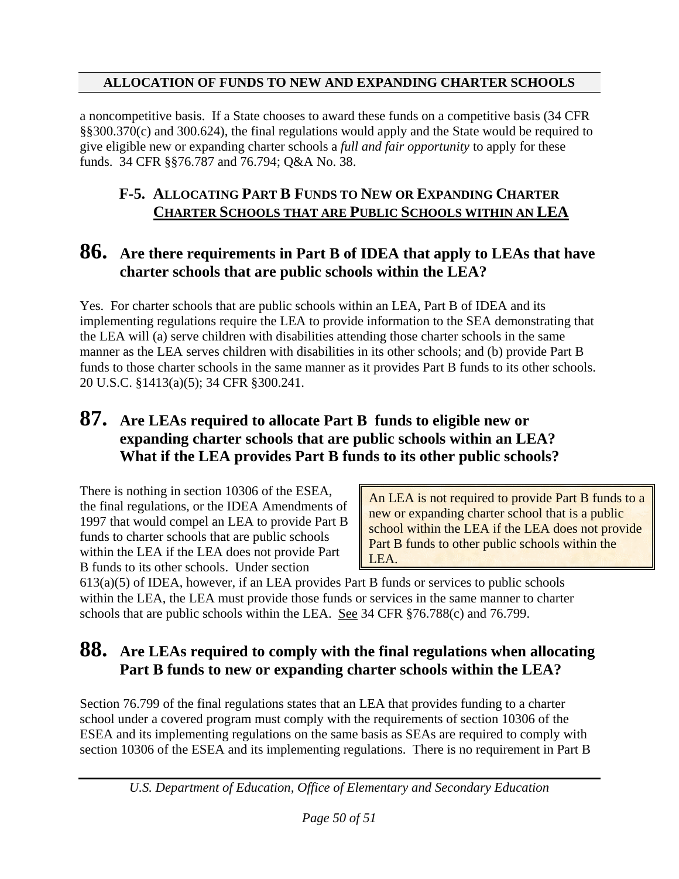a noncompetitive basis. If a State chooses to award these funds on a competitive basis (34 CFR §§300.370(c) and 300.624), the final regulations would apply and the State would be required to give eligible new or expanding charter schools a *full and fair opportunity* to apply for these funds. 34 CFR §§76.787 and 76.794; Q&A No. 38.

### F-5. ALLOCATING PART B FUNDS TO NEW OR EXPANDING CHARTER CHARTER SCHOOLS THAT ARE PUBLIC SCHOOLS WITHIN AN LEA

## 86. Are there requirements in Part B of IDEA that apply to LEAs that have charter schools that are public schools within the LEA?

Yes. For charter schools that are public schools within an LEA, Part B of IDEA and its implementing regulations require the LEA to provide information to the SEA demonstrating that the LEA will (a) serve children with disabilities attending those charter schools in the same manner as the LEA serves children with disabilities in its other schools; and (b) provide Part B funds to those charter schools in the same manner as it provides Part B funds to its other schools. 20 U.S.C. §1413(a)(5); 34 CFR §300.241.

## 87. Are LEAs required to allocate Part B funds to eligible new or expanding charter schools that are public schools within an LEA? What if the LEA provides Part B funds to its other public schools?

> An LEA is not required to provide Part B funds to a new or expanding charter school that is a public school within the LEA if the LEA does not provide Part B funds to other public schools within the LEA.

There is nothing in section 10306 of the ESEA, the final regulations, or the IDEA Amendments of 1997 that would compel an LEA to provide Part B funds to charter schools that are public schools within the LEA if the LEA does not provide Part B funds to its other schools. Under section 613(a)(5) of IDEA, however, if an LEA provides Part B funds or services to public schools within the LEA, the LEA must provide those funds or services in the same manner to charter schools that are public schools within the LEA. See 34 CFR §76.788(c) and 76.799.

## 88. Are LEAs required to comply with the final regulations when allocating Part B funds to new or expanding charter schools within the LEA?

Section 76.799 of the final regulations states that an LEA that provides funding to a charter school under a covered program must comply with the requirements of section 10306 of the ESEA and its implementing regulations on the same basis as SEAs are required to comply with section 10306 of the ESEA and its implementing regulations. There is no requirement in Part B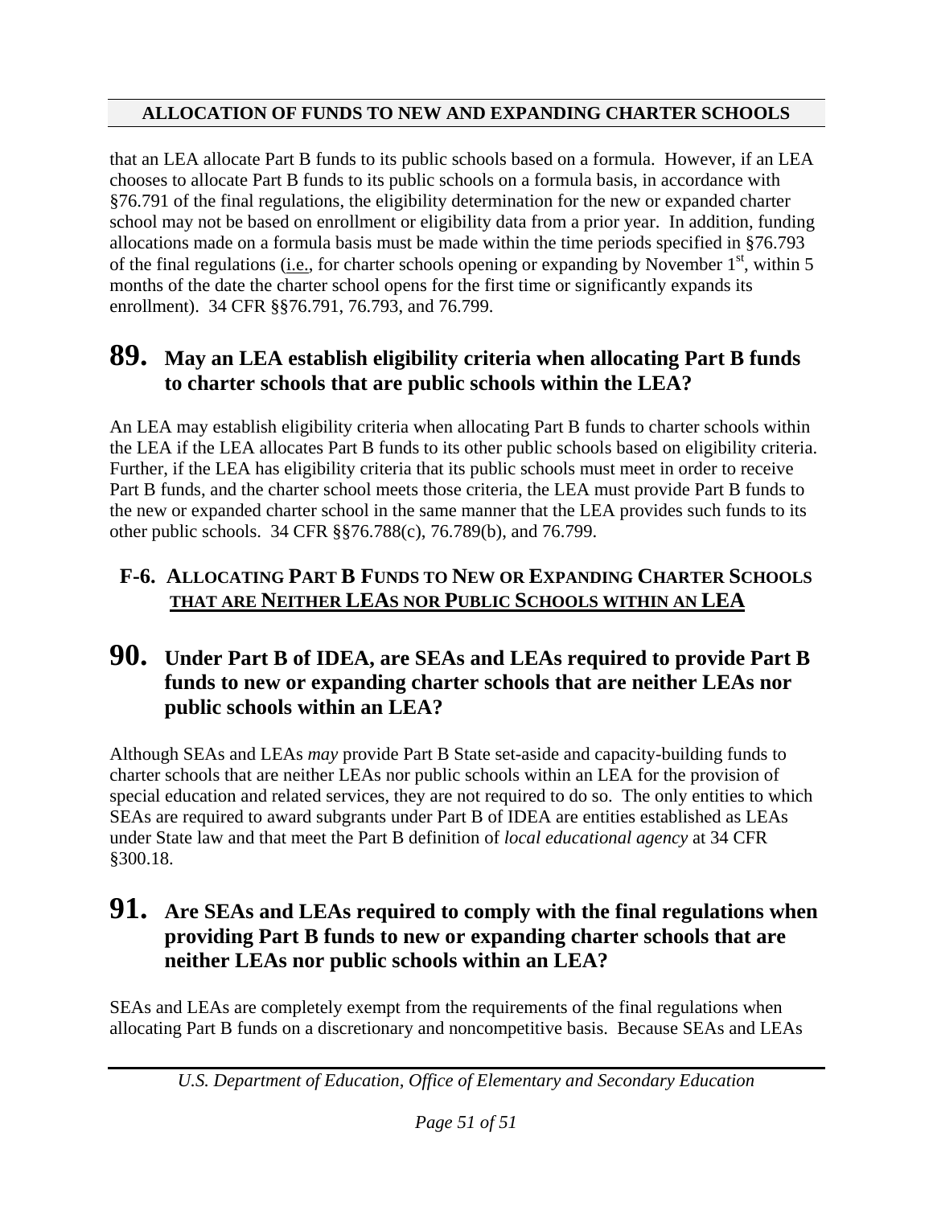that an LEA allocate Part B funds to its public schools based on a formula. However, if an LEA chooses to allocate Part B funds to its public schools on a formula basis, in accordance with §76.791 of the final regulations, the eligibility determination for the new or expanded charter school may not be based on enrollment or eligibility data from a prior year. In addition, funding allocations made on a formula basis must be made within the time periods specified in §76.793 of the final regulations (i.e., for charter schools opening or expanding by November 1st, within 5 months of the date the charter school opens for the first time or significantly expands its enrollment). 34 CFR §§76.791, 76.793, and 76.799.

## 89. May an LEA establish eligibility criteria when allocating Part B funds to charter schools that are public schools within the LEA?

An LEA may establish eligibility criteria when allocating Part B funds to charter schools within the LEA if the LEA allocates Part B funds to its other public schools based on eligibility criteria. Further, if the LEA has eligibility criteria that its public schools must meet in order to receive Part B funds, and the charter school meets those criteria, the LEA must provide Part B funds to the new or expanded charter school in the same manner that the LEA provides such funds to its other public schools. 34 CFR §§76.788(c), 76.789(b), and 76.799.

### F-6. ALLOCATING PART B FUNDS TO NEW OR EXPANDING CHARTER SCHOOLS THAT ARE NEITHER LEAS NOR PUBLIC SCHOOLS WITHIN AN LEA

## 90. Under Part B of IDEA, are SEAs and LEAs required to provide Part B funds to new or expanding charter schools that are neither LEAs nor public schools within an LEA?

Although SEAs and LEAs *may* provide Part B State set-aside and capacity-building funds to charter schools that are neither LEAs nor public schools within an LEA for the provision of special education and related services, they are not required to do so. The only entities to which SEAs are required to award subgrants under Part B of IDEA are entities established as LEAs under State law and that meet the Part B definition of *local educational agency* at 34 CFR §300.18.

## 91. Are SEAs and LEAs required to comply with the final regulations when providing Part B funds to new or expanding charter schools that are neither LEAs nor public schools within an LEA?

SEAs and LEAs are completely exempt from the requirements of the final regulations when allocating Part B funds on a discretionary and noncompetitive basis. Because SEAs and LEAs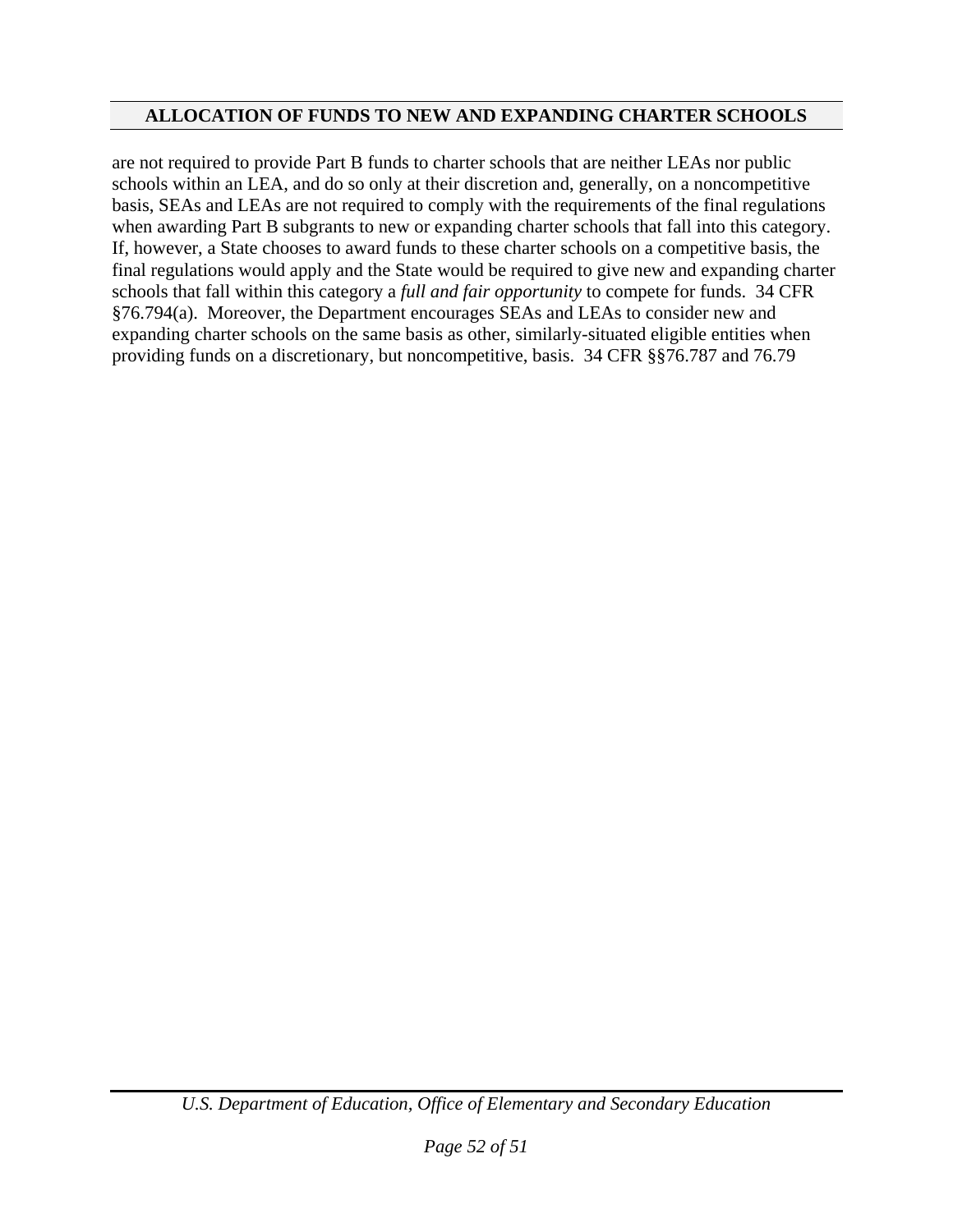are not required to provide Part B funds to charter schools that are neither LEAs nor public schools within an LEA, and do so only at their discretion and, generally, on a noncompetitive basis, SEAs and LEAs are not required to comply with the requirements of the final regulations when awarding Part B subgrants to new or expanding charter schools that fall into this category. If, however, a State chooses to award funds to these charter schools on a competitive basis, the final regulations would apply and the State would be required to give new and expanding charter schools that fall within this category a *full and fair opportunity* to compete for funds. 34 CFR §76.794(a). Moreover, the Department encourages SEAs and LEAs to consider new and expanding charter schools on the same basis as other, similarly-situated eligible entities when providing funds on a discretionary, but noncompetitive, basis. 34 CFR §§76.787 and 76.79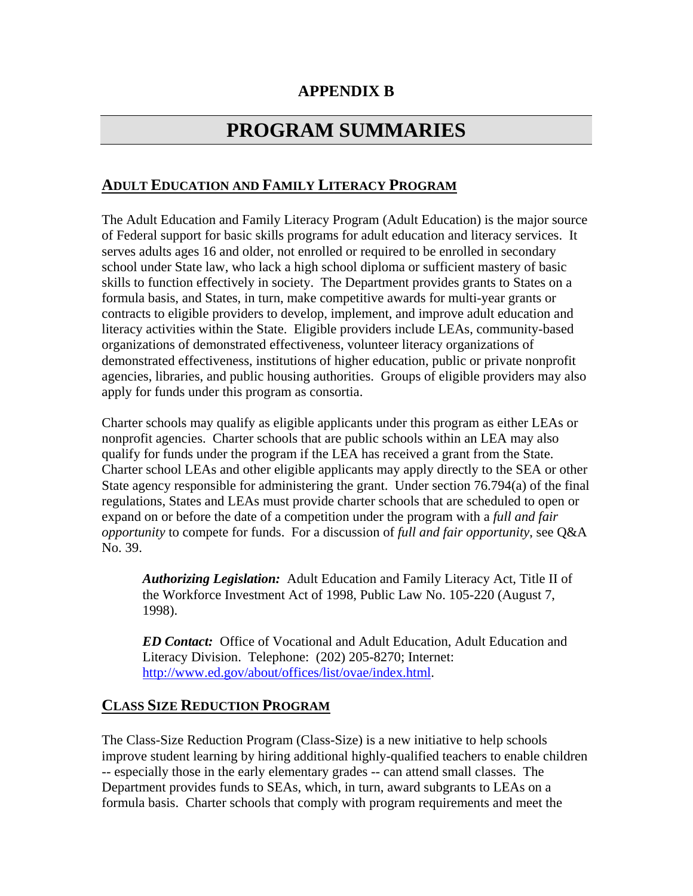# APPENDIX B

# PROGRAM SUMMARIES

## ADULT EDUCATION AND FAMILY LITERACY PROGRAM

The Adult Education and Family Literacy Program (Adult Education) is the major source of Federal support for basic skills programs for adult education and literacy services. It serves adults ages 16 and older, not enrolled or required to be enrolled in secondary school under State law, who lack a high school diploma or sufficient mastery of basic skills to function effectively in society. The Department provides grants to States on a formula basis, and States, in turn, make competitive awards for multi-year grants or contracts to eligible providers to develop, implement, and improve adult education and literacy activities within the State. Eligible providers include LEAs, community-based organizations of demonstrated effectiveness, volunteer literacy organizations of demonstrated effectiveness, institutions of higher education, public or private nonprofit agencies, libraries, and public housing authorities. Groups of eligible providers may also apply for funds under this program as consortia.

Charter schools may qualify as eligible applicants under this program as either LEAs or nonprofit agencies. Charter schools that are public schools within an LEA may also qualify for funds under the program if the LEA has received a grant from the State. Charter school LEAs and other eligible applicants may apply directly to the SEA or other State agency responsible for administering the grant. Under section 76.794(a) of the final regulations, States and LEAs must provide charter schools that are scheduled to open or expand on or before the date of a competition under the program with a *full and fair opportunity* to compete for funds. For a discussion of *full and fair opportunity*, see Q&A No. 39.

> ***Authorizing Legislation:*** Adult Education and Family Literacy Act, Title II of the Workforce Investment Act of 1998, Public Law No. 105-220 (August 7, 1998).
>
> ***ED Contact:*** Office of Vocational and Adult Education, Adult Education and Literacy Division. Telephone: (202) 205-8270; Internet: [http://www.ed.gov/about/offices/list/ovae/index.html](http://www.ed.gov/about/offices/list/ovae/index.html).

## CLASS SIZE REDUCTION PROGRAM

The Class-Size Reduction Program (Class-Size) is a new initiative to help schools improve student learning by hiring additional highly-qualified teachers to enable children -- especially those in the early elementary grades -- can attend small classes. The Department provides funds to SEAs, which, in turn, award subgrants to LEAs on a formula basis. Charter schools that comply with program requirements and meet the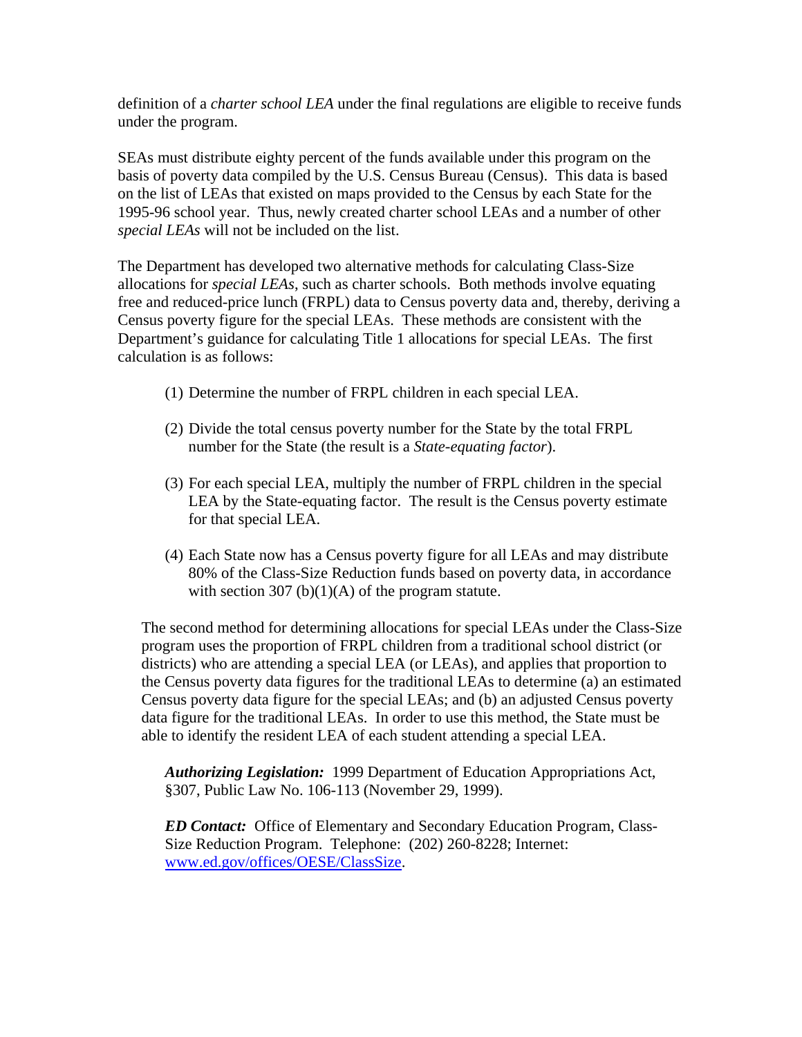definition of a *charter school LEA* under the final regulations are eligible to receive funds under the program.

SEAs must distribute eighty percent of the funds available under this program on the basis of poverty data compiled by the U.S. Census Bureau (Census). This data is based on the list of LEAs that existed on maps provided to the Census by each State for the 1995-96 school year. Thus, newly created charter school LEAs and a number of other *special LEAs* will not be included on the list.

The Department has developed two alternative methods for calculating Class-Size allocations for *special LEAs*, such as charter schools. Both methods involve equating free and reduced-price lunch (FRPL) data to Census poverty data and, thereby, deriving a Census poverty figure for the special LEAs. These methods are consistent with the Department's guidance for calculating Title 1 allocations for special LEAs. The first calculation is as follows:

(1) Determine the number of FRPL children in each special LEA.

(2) Divide the total census poverty number for the State by the total FRPL number for the State (the result is a *State-equating factor*).

(3) For each special LEA, multiply the number of FRPL children in the special LEA by the State-equating factor. The result is the Census poverty estimate for that special LEA.

(4) Each State now has a Census poverty figure for all LEAs and may distribute 80% of the Class-Size Reduction funds based on poverty data, in accordance with section 307 (b)(1)(A) of the program statute.

The second method for determining allocations for special LEAs under the Class-Size program uses the proportion of FRPL children from a traditional school district (or districts) who are attending a special LEA (or LEAs), and applies that proportion to the Census poverty data figures for the traditional LEAs to determine (a) an estimated Census poverty data figure for the special LEAs; and (b) an adjusted Census poverty data figure for the traditional LEAs. In order to use this method, the State must be able to identify the resident LEA of each student attending a special LEA.

***Authorizing Legislation:*** 1999 Department of Education Appropriations Act, §307, Public Law No. 106-113 (November 29, 1999).

***ED Contact:*** Office of Elementary and Secondary Education Program, Class-Size Reduction Program. Telephone: (202) 260-8228; Internet: www.ed.gov/offices/OESE/ClassSize.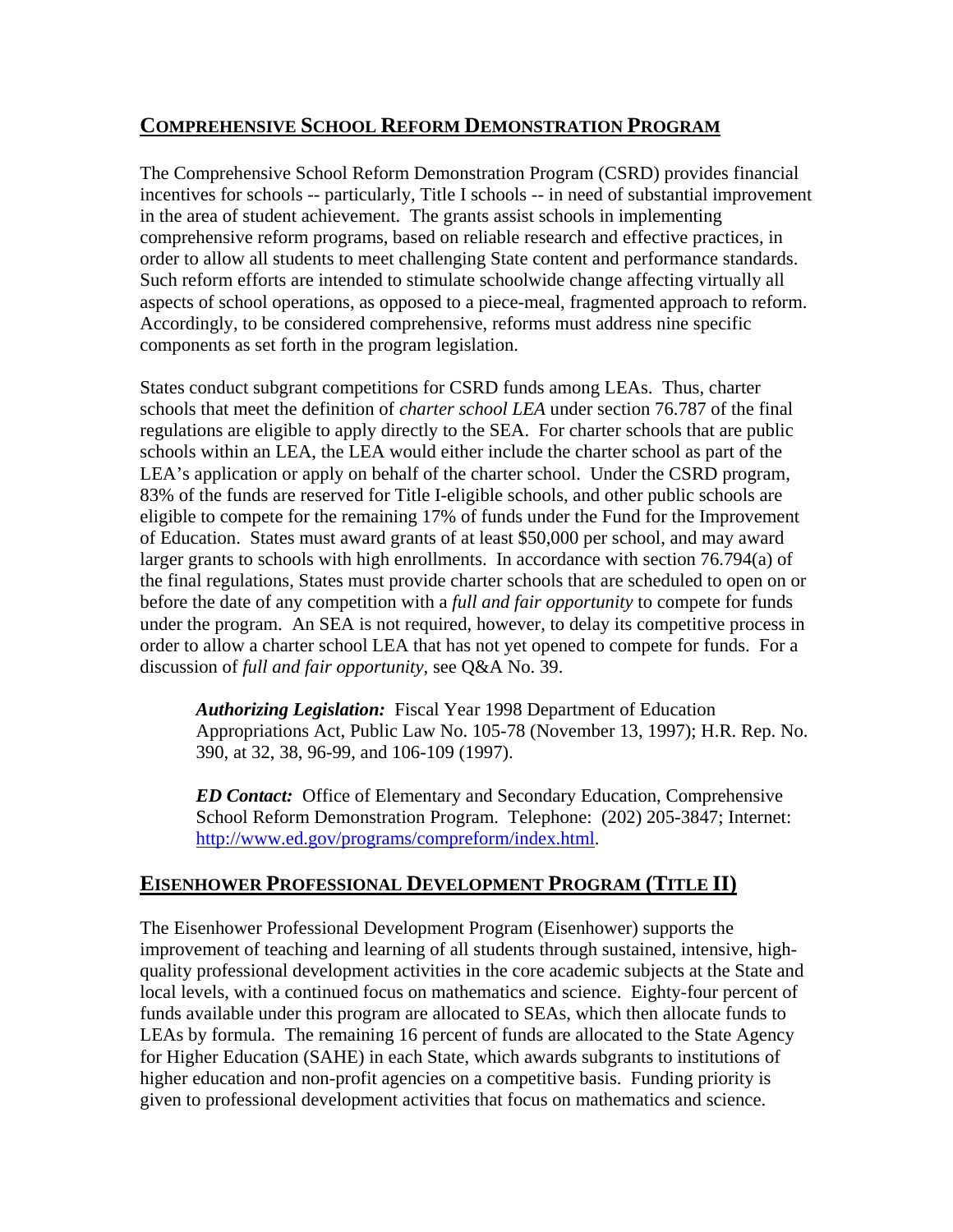## COMPREHENSIVE SCHOOL REFORM DEMONSTRATION PROGRAM

The Comprehensive School Reform Demonstration Program (CSRD) provides financial incentives for schools -- particularly, Title I schools -- in need of substantial improvement in the area of student achievement. The grants assist schools in implementing comprehensive reform programs, based on reliable research and effective practices, in order to allow all students to meet challenging State content and performance standards. Such reform efforts are intended to stimulate schoolwide change affecting virtually all aspects of school operations, as opposed to a piece-meal, fragmented approach to reform. Accordingly, to be considered comprehensive, reforms must address nine specific components as set forth in the program legislation.

States conduct subgrant competitions for CSRD funds among LEAs. Thus, charter schools that meet the definition of *charter school LEA* under section 76.787 of the final regulations are eligible to apply directly to the SEA. For charter schools that are public schools within an LEA, the LEA would either include the charter school as part of the LEA's application or apply on behalf of the charter school. Under the CSRD program, 83% of the funds are reserved for Title I-eligible schools, and other public schools are eligible to compete for the remaining 17% of funds under the Fund for the Improvement of Education. States must award grants of at least $50,000 per school, and may award larger grants to schools with high enrollments. In accordance with section 76.794(a) of the final regulations, States must provide charter schools that are scheduled to open on or before the date of any competition with a *full and fair opportunity* to compete for funds under the program. An SEA is not required, however, to delay its competitive process in order to allow a charter school LEA that has not yet opened to compete for funds. For a discussion of *full and fair opportunity*, see Q&A No. 39.

> ***Authorizing Legislation:*** Fiscal Year 1998 Department of Education Appropriations Act, Public Law No. 105-78 (November 13, 1997); H.R. Rep. No. 390, at 32, 38, 96-99, and 106-109 (1997).
>
> ***ED Contact:*** Office of Elementary and Secondary Education, Comprehensive School Reform Demonstration Program. Telephone: (202) 205-3847; Internet: http://www.ed.gov/programs/compreform/index.html.

## EISENHOWER PROFESSIONAL DEVELOPMENT PROGRAM (TITLE II)

The Eisenhower Professional Development Program (Eisenhower) supports the improvement of teaching and learning of all students through sustained, intensive, high-quality professional development activities in the core academic subjects at the State and local levels, with a continued focus on mathematics and science. Eighty-four percent of funds available under this program are allocated to SEAs, which then allocate funds to LEAs by formula. The remaining 16 percent of funds are allocated to the State Agency for Higher Education (SAHE) in each State, which awards subgrants to institutions of higher education and non-profit agencies on a competitive basis. Funding priority is given to professional development activities that focus on mathematics and science.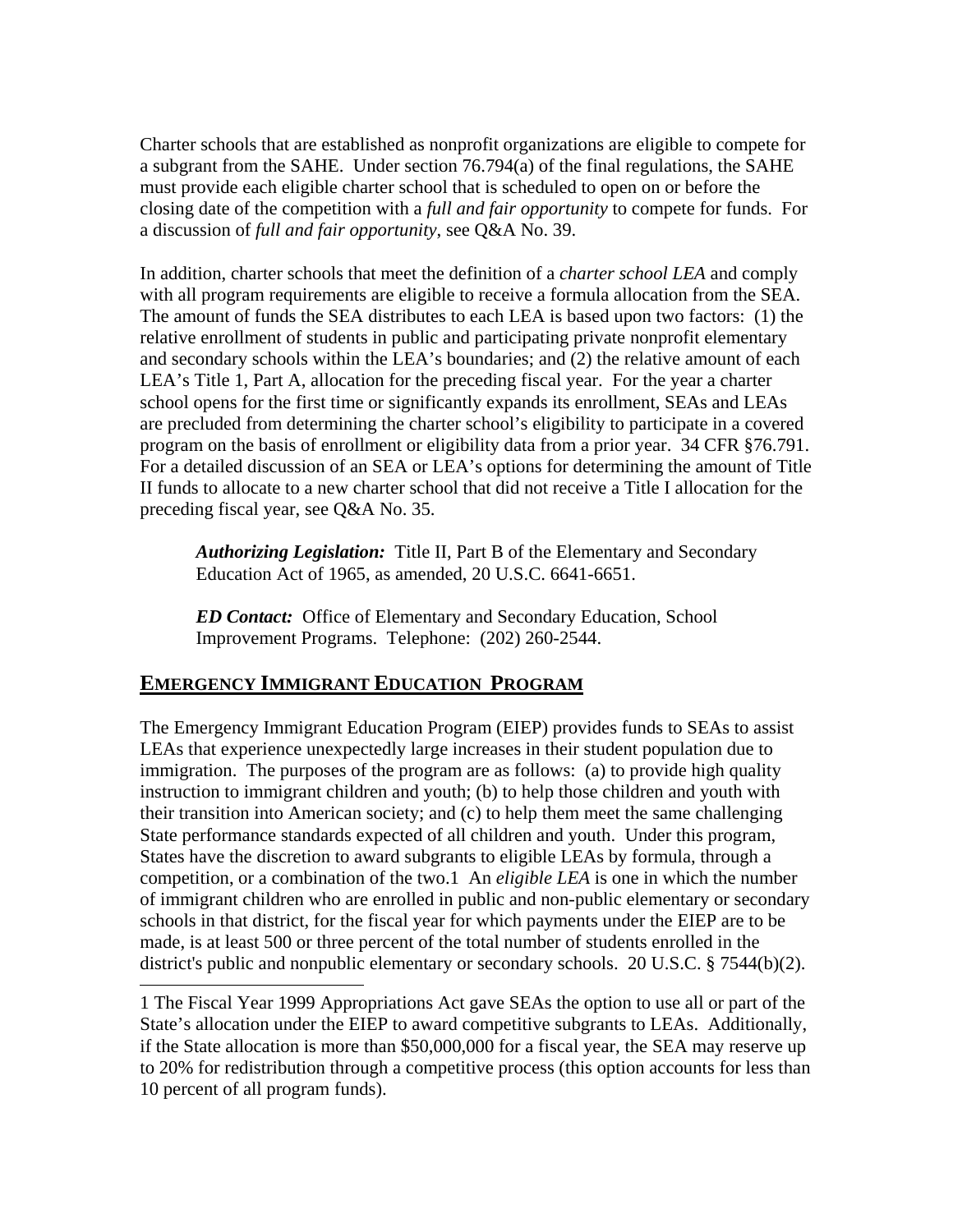Charter schools that are established as nonprofit organizations are eligible to compete for a subgrant from the SAHE. Under section 76.794(a) of the final regulations, the SAHE must provide each eligible charter school that is scheduled to open on or before the closing date of the competition with a *full and fair opportunity* to compete for funds. For a discussion of *full and fair opportunity*, see Q&A No. 39.

In addition, charter schools that meet the definition of a *charter school LEA* and comply with all program requirements are eligible to receive a formula allocation from the SEA. The amount of funds the SEA distributes to each LEA is based upon two factors: (1) the relative enrollment of students in public and participating private nonprofit elementary and secondary schools within the LEA's boundaries; and (2) the relative amount of each LEA's Title 1, Part A, allocation for the preceding fiscal year. For the year a charter school opens for the first time or significantly expands its enrollment, SEAs and LEAs are precluded from determining the charter school's eligibility to participate in a covered program on the basis of enrollment or eligibility data from a prior year. 34 CFR §76.791. For a detailed discussion of an SEA or LEA's options for determining the amount of Title II funds to allocate to a new charter school that did not receive a Title I allocation for the preceding fiscal year, see Q&A No. 35.

> ***Authorizing Legislation:*** Title II, Part B of the Elementary and Secondary Education Act of 1965, as amended, 20 U.S.C. 6641-6651.
>
> ***ED Contact:*** Office of Elementary and Secondary Education, School Improvement Programs. Telephone: (202) 260-2544.

## EMERGENCY IMMIGRANT EDUCATION PROGRAM

The Emergency Immigrant Education Program (EIEP) provides funds to SEAs to assist LEAs that experience unexpectedly large increases in their student population due to immigration. The purposes of the program are as follows: (a) to provide high quality instruction to immigrant children and youth; (b) to help those children and youth with their transition into American society; and (c) to help them meet the same challenging State performance standards expected of all children and youth. Under this program, States have the discretion to award subgrants to eligible LEAs by formula, through a competition, or a combination of the two.[1] An *eligible LEA* is one in which the number of immigrant children who are enrolled in public and non-public elementary or secondary schools in that district, for the fiscal year for which payments under the EIEP are to be made, is at least 500 or three percent of the total number of students enrolled in the district's public and nonpublic elementary or secondary schools. 20 U.S.C. § 7544(b)(2).

---

1 The Fiscal Year 1999 Appropriations Act gave SEAs the option to use all or part of the State's allocation under the EIEP to award competitive subgrants to LEAs. Additionally, if the State allocation is more than $50,000,000 for a fiscal year, the SEA may reserve up to 20% for redistribution through a competitive process (this option accounts for less than 10 percent of all program funds).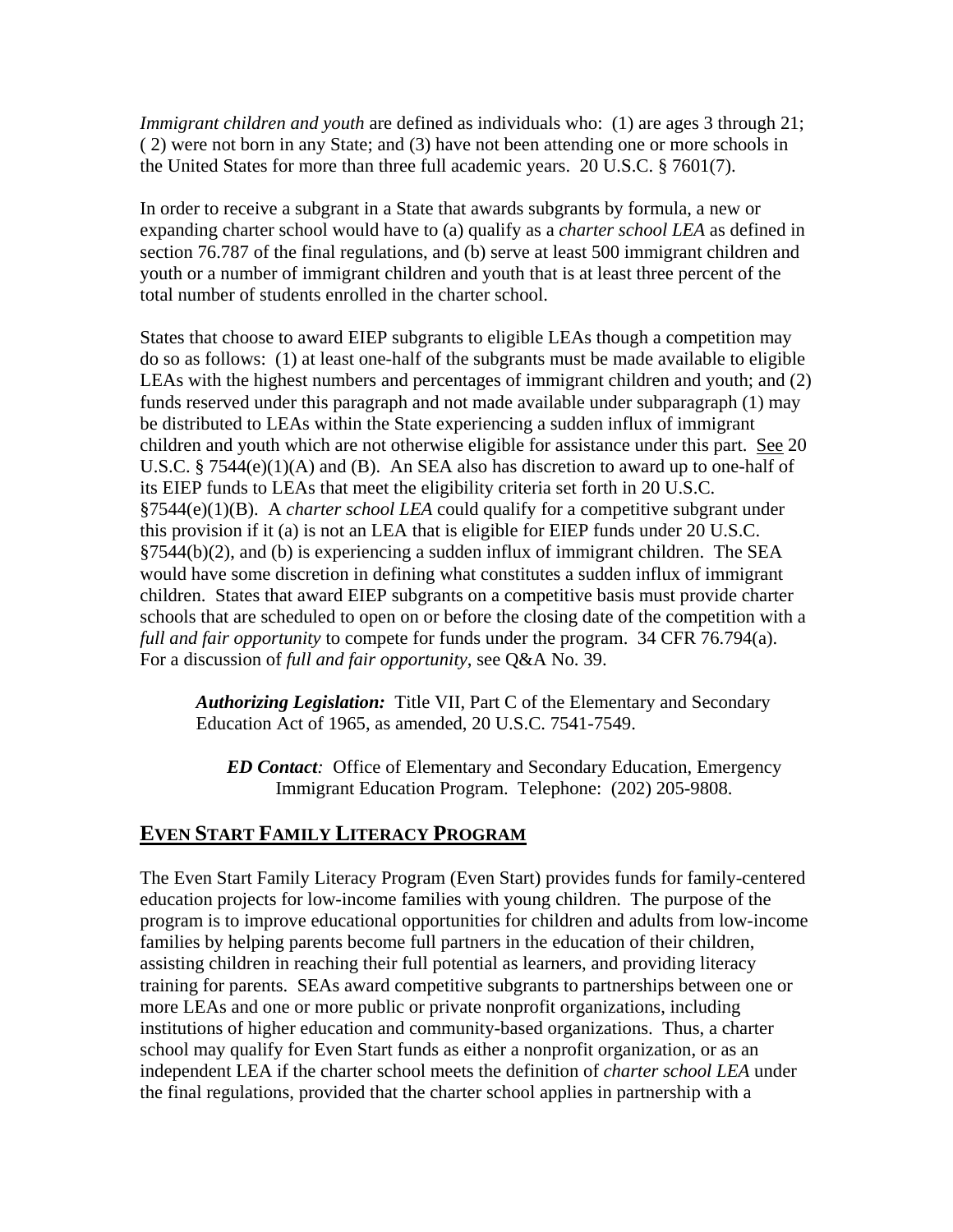*Immigrant children and youth* are defined as individuals who: (1) are ages 3 through 21; ( 2) were not born in any State; and (3) have not been attending one or more schools in the United States for more than three full academic years. 20 U.S.C. § 7601(7).

In order to receive a subgrant in a State that awards subgrants by formula, a new or expanding charter school would have to (a) qualify as a *charter school LEA* as defined in section 76.787 of the final regulations, and (b) serve at least 500 immigrant children and youth or a number of immigrant children and youth that is at least three percent of the total number of students enrolled in the charter school.

States that choose to award EIEP subgrants to eligible LEAs though a competition may do so as follows: (1) at least one-half of the subgrants must be made available to eligible LEAs with the highest numbers and percentages of immigrant children and youth; and (2) funds reserved under this paragraph and not made available under subparagraph (1) may be distributed to LEAs within the State experiencing a sudden influx of immigrant children and youth which are not otherwise eligible for assistance under this part. See 20 U.S.C. § 7544(e)(1)(A) and (B). An SEA also has discretion to award up to one-half of its EIEP funds to LEAs that meet the eligibility criteria set forth in 20 U.S.C. §7544(e)(1)(B). A *charter school LEA* could qualify for a competitive subgrant under this provision if it (a) is not an LEA that is eligible for EIEP funds under 20 U.S.C. §7544(b)(2), and (b) is experiencing a sudden influx of immigrant children. The SEA would have some discretion in defining what constitutes a sudden influx of immigrant children. States that award EIEP subgrants on a competitive basis must provide charter schools that are scheduled to open on or before the closing date of the competition with a *full and fair opportunity* to compete for funds under the program. 34 CFR 76.794(a). For a discussion of *full and fair opportunity*, see Q&A No. 39.

***Authorizing Legislation:*** Title VII, Part C of the Elementary and Secondary Education Act of 1965, as amended, 20 U.S.C. 7541-7549.

***ED Contact:*** Office of Elementary and Secondary Education, Emergency Immigrant Education Program. Telephone: (202) 205-9808.

## EVEN START FAMILY LITERACY PROGRAM

The Even Start Family Literacy Program (Even Start) provides funds for family-centered education projects for low-income families with young children. The purpose of the program is to improve educational opportunities for children and adults from low-income families by helping parents become full partners in the education of their children, assisting children in reaching their full potential as learners, and providing literacy training for parents. SEAs award competitive subgrants to partnerships between one or more LEAs and one or more public or private nonprofit organizations, including institutions of higher education and community-based organizations. Thus, a charter school may qualify for Even Start funds as either a nonprofit organization, or as an independent LEA if the charter school meets the definition of *charter school LEA* under the final regulations, provided that the charter school applies in partnership with a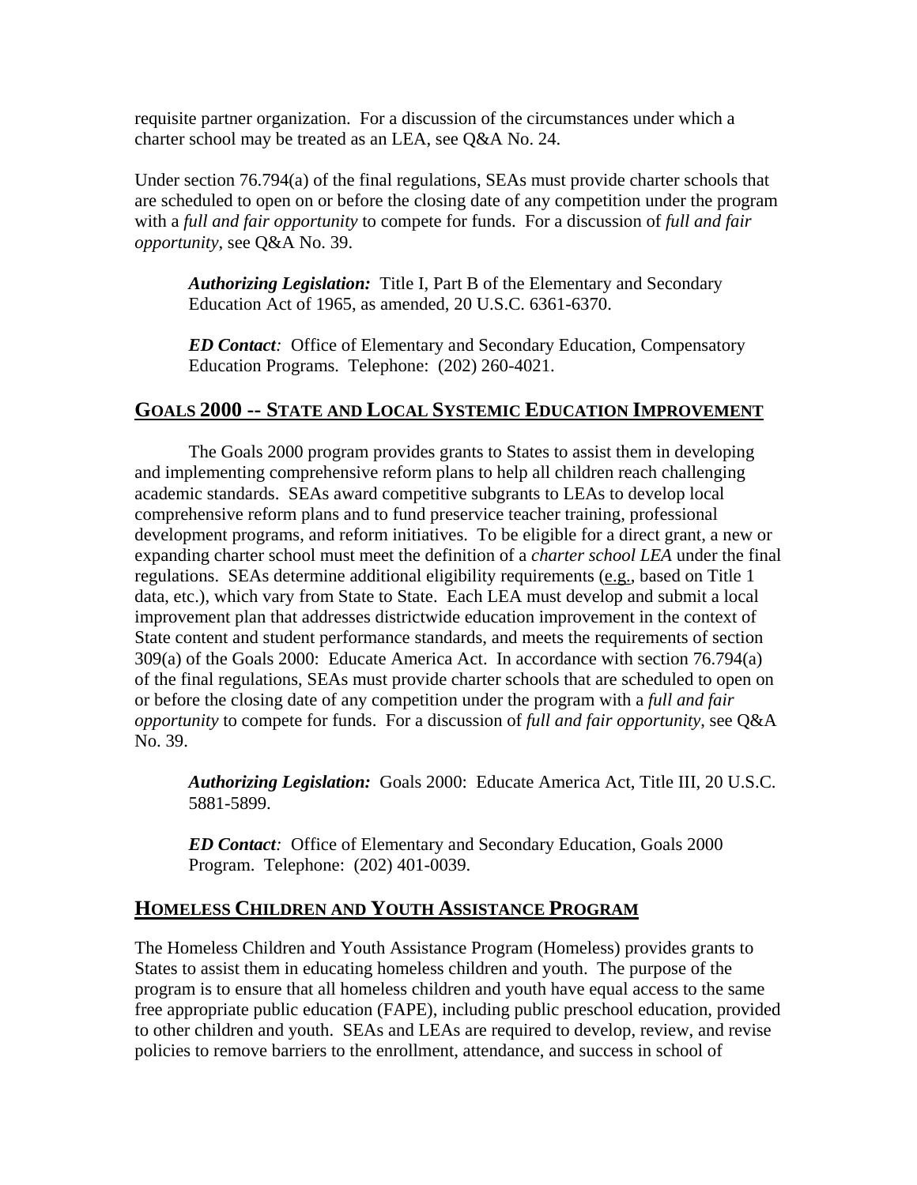requisite partner organization. For a discussion of the circumstances under which a charter school may be treated as an LEA, see Q&A No. 24.

Under section 76.794(a) of the final regulations, SEAs must provide charter schools that are scheduled to open on or before the closing date of any competition under the program with a *full and fair opportunity* to compete for funds. For a discussion of *full and fair opportunity*, see Q&A No. 39.

> ***Authorizing Legislation:*** Title I, Part B of the Elementary and Secondary Education Act of 1965, as amended, 20 U.S.C. 6361-6370.
>
> ***ED Contact:*** Office of Elementary and Secondary Education, Compensatory Education Programs. Telephone: (202) 260-4021.

## GOALS 2000 -- STATE AND LOCAL SYSTEMIC EDUCATION IMPROVEMENT

The Goals 2000 program provides grants to States to assist them in developing and implementing comprehensive reform plans to help all children reach challenging academic standards. SEAs award competitive subgrants to LEAs to develop local comprehensive reform plans and to fund preservice teacher training, professional development programs, and reform initiatives. To be eligible for a direct grant, a new or expanding charter school must meet the definition of a *charter school LEA* under the final regulations. SEAs determine additional eligibility requirements (e.g., based on Title 1 data, etc.), which vary from State to State. Each LEA must develop and submit a local improvement plan that addresses districtwide education improvement in the context of State content and student performance standards, and meets the requirements of section 309(a) of the Goals 2000: Educate America Act. In accordance with section 76.794(a) of the final regulations, SEAs must provide charter schools that are scheduled to open on or before the closing date of any competition under the program with a *full and fair opportunity* to compete for funds. For a discussion of *full and fair opportunity*, see Q&A No. 39.

> ***Authorizing Legislation:*** Goals 2000: Educate America Act, Title III, 20 U.S.C. 5881-5899.
>
> ***ED Contact:*** Office of Elementary and Secondary Education, Goals 2000 Program. Telephone: (202) 401-0039.

## HOMELESS CHILDREN AND YOUTH ASSISTANCE PROGRAM

The Homeless Children and Youth Assistance Program (Homeless) provides grants to States to assist them in educating homeless children and youth. The purpose of the program is to ensure that all homeless children and youth have equal access to the same free appropriate public education (FAPE), including public preschool education, provided to other children and youth. SEAs and LEAs are required to develop, review, and revise policies to remove barriers to the enrollment, attendance, and success in school of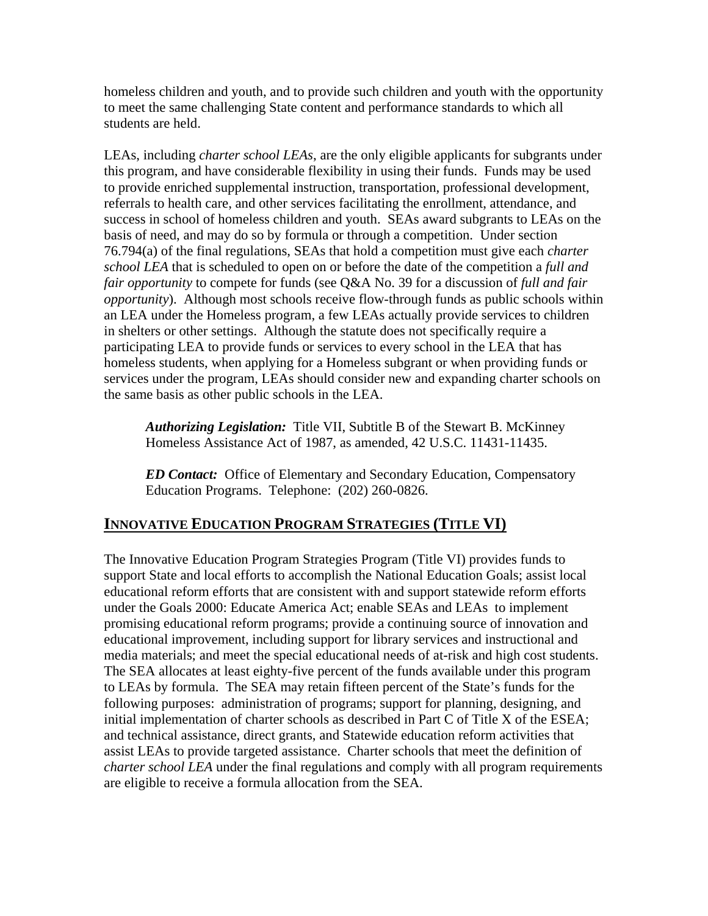homeless children and youth, and to provide such children and youth with the opportunity to meet the same challenging State content and performance standards to which all students are held.

LEAs, including *charter school LEAs*, are the only eligible applicants for subgrants under this program, and have considerable flexibility in using their funds. Funds may be used to provide enriched supplemental instruction, transportation, professional development, referrals to health care, and other services facilitating the enrollment, attendance, and success in school of homeless children and youth. SEAs award subgrants to LEAs on the basis of need, and may do so by formula or through a competition. Under section 76.794(a) of the final regulations, SEAs that hold a competition must give each *charter school LEA* that is scheduled to open on or before the date of the competition a *full and fair opportunity* to compete for funds (see Q&A No. 39 for a discussion of *full and fair opportunity*). Although most schools receive flow-through funds as public schools within an LEA under the Homeless program, a few LEAs actually provide services to children in shelters or other settings. Although the statute does not specifically require a participating LEA to provide funds or services to every school in the LEA that has homeless students, when applying for a Homeless subgrant or when providing funds or services under the program, LEAs should consider new and expanding charter schools on the same basis as other public schools in the LEA.

> ***Authorizing Legislation:*** Title VII, Subtitle B of the Stewart B. McKinney Homeless Assistance Act of 1987, as amended, 42 U.S.C. 11431-11435.
>
> ***ED Contact:*** Office of Elementary and Secondary Education, Compensatory Education Programs. Telephone: (202) 260-0826.

## INNOVATIVE EDUCATION PROGRAM STRATEGIES (TITLE VI)

The Innovative Education Program Strategies Program (Title VI) provides funds to support State and local efforts to accomplish the National Education Goals; assist local educational reform efforts that are consistent with and support statewide reform efforts under the Goals 2000: Educate America Act; enable SEAs and LEAs to implement promising educational reform programs; provide a continuing source of innovation and educational improvement, including support for library services and instructional and media materials; and meet the special educational needs of at-risk and high cost students. The SEA allocates at least eighty-five percent of the funds available under this program to LEAs by formula. The SEA may retain fifteen percent of the State's funds for the following purposes: administration of programs; support for planning, designing, and initial implementation of charter schools as described in Part C of Title X of the ESEA; and technical assistance, direct grants, and Statewide education reform activities that assist LEAs to provide targeted assistance. Charter schools that meet the definition of *charter school LEA* under the final regulations and comply with all program requirements are eligible to receive a formula allocation from the SEA.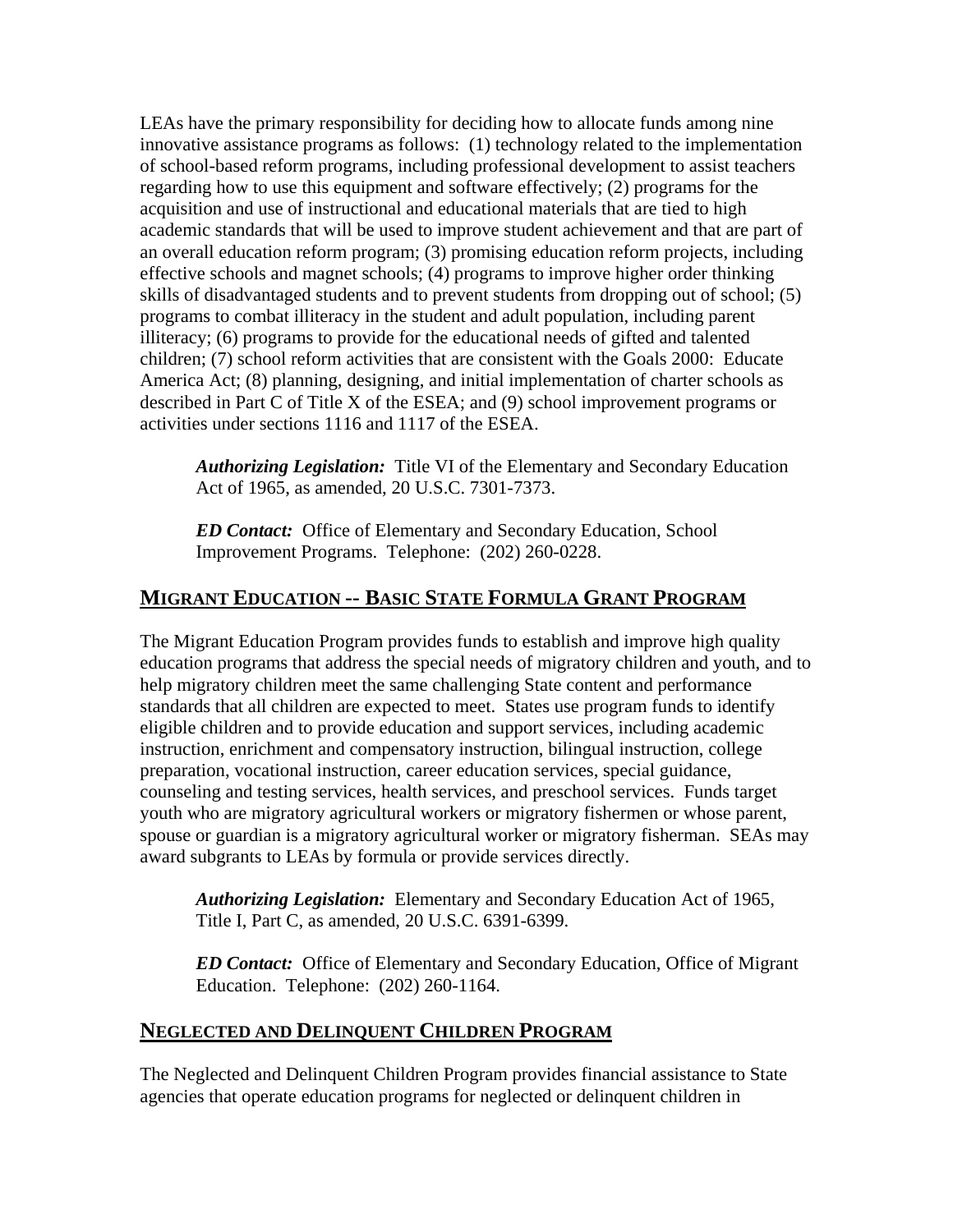LEAs have the primary responsibility for deciding how to allocate funds among nine innovative assistance programs as follows: (1) technology related to the implementation of school-based reform programs, including professional development to assist teachers regarding how to use this equipment and software effectively; (2) programs for the acquisition and use of instructional and educational materials that are tied to high academic standards that will be used to improve student achievement and that are part of an overall education reform program; (3) promising education reform projects, including effective schools and magnet schools; (4) programs to improve higher order thinking skills of disadvantaged students and to prevent students from dropping out of school; (5) programs to combat illiteracy in the student and adult population, including parent illiteracy; (6) programs to provide for the educational needs of gifted and talented children; (7) school reform activities that are consistent with the Goals 2000: Educate America Act; (8) planning, designing, and initial implementation of charter schools as described in Part C of Title X of the ESEA; and (9) school improvement programs or activities under sections 1116 and 1117 of the ESEA.

> ***Authorizing Legislation:*** Title VI of the Elementary and Secondary Education Act of 1965, as amended, 20 U.S.C. 7301-7373.
>
> ***ED Contact:*** Office of Elementary and Secondary Education, School Improvement Programs. Telephone: (202) 260-0228.

## MIGRANT EDUCATION -- BASIC STATE FORMULA GRANT PROGRAM

The Migrant Education Program provides funds to establish and improve high quality education programs that address the special needs of migratory children and youth, and to help migratory children meet the same challenging State content and performance standards that all children are expected to meet. States use program funds to identify eligible children and to provide education and support services, including academic instruction, enrichment and compensatory instruction, bilingual instruction, college preparation, vocational instruction, career education services, special guidance, counseling and testing services, health services, and preschool services. Funds target youth who are migratory agricultural workers or migratory fishermen or whose parent, spouse or guardian is a migratory agricultural worker or migratory fisherman. SEAs may award subgrants to LEAs by formula or provide services directly.

> ***Authorizing Legislation:*** Elementary and Secondary Education Act of 1965, Title I, Part C, as amended, 20 U.S.C. 6391-6399.
>
> ***ED Contact:*** Office of Elementary and Secondary Education, Office of Migrant Education. Telephone: (202) 260-1164.

## NEGLECTED AND DELINQUENT CHILDREN PROGRAM

The Neglected and Delinquent Children Program provides financial assistance to State agencies that operate education programs for neglected or delinquent children in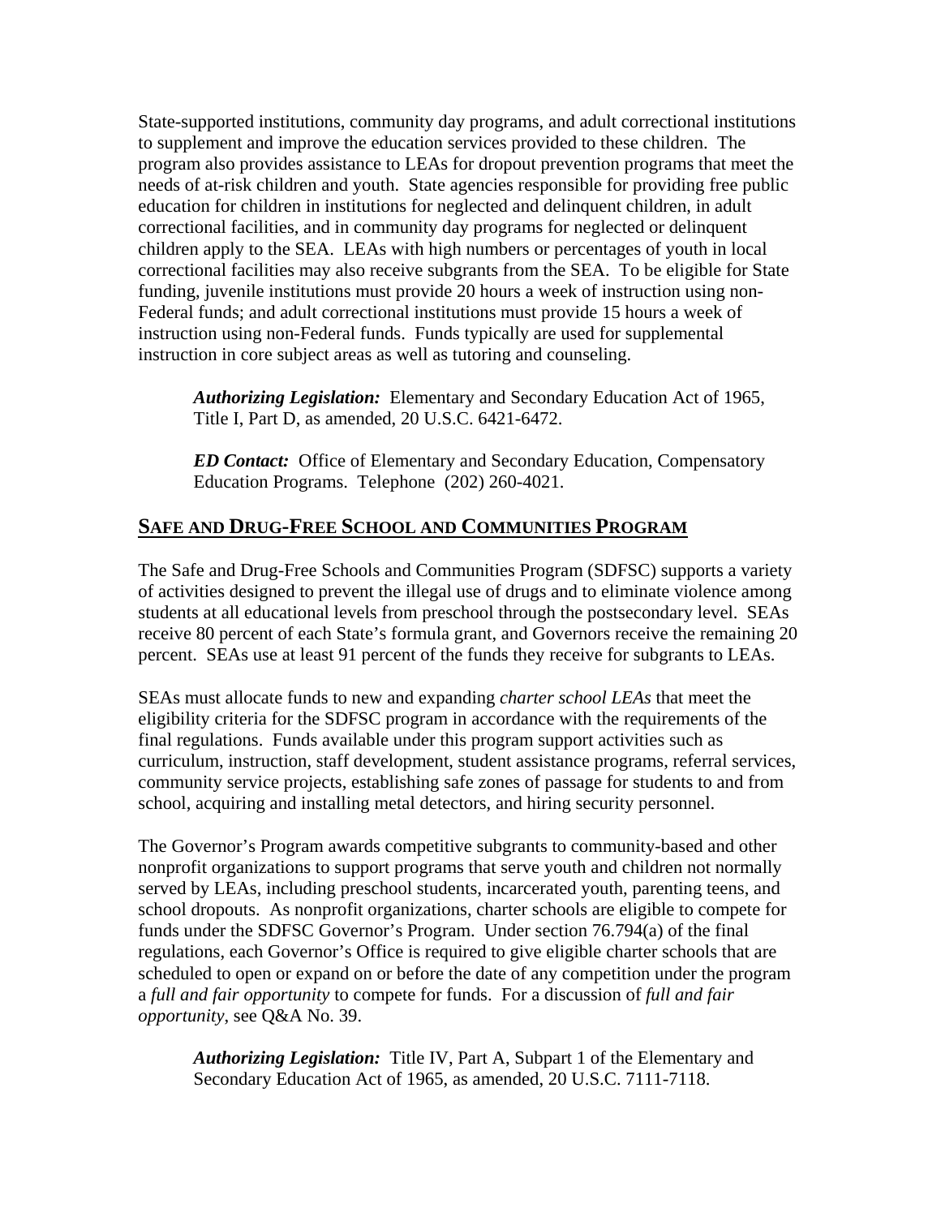State-supported institutions, community day programs, and adult correctional institutions to supplement and improve the education services provided to these children. The program also provides assistance to LEAs for dropout prevention programs that meet the needs of at-risk children and youth. State agencies responsible for providing free public education for children in institutions for neglected and delinquent children, in adult correctional facilities, and in community day programs for neglected or delinquent children apply to the SEA. LEAs with high numbers or percentages of youth in local correctional facilities may also receive subgrants from the SEA. To be eligible for State funding, juvenile institutions must provide 20 hours a week of instruction using non-Federal funds; and adult correctional institutions must provide 15 hours a week of instruction using non-Federal funds. Funds typically are used for supplemental instruction in core subject areas as well as tutoring and counseling.

> ***Authorizing Legislation:*** Elementary and Secondary Education Act of 1965, Title I, Part D, as amended, 20 U.S.C. 6421-6472.
>
> ***ED Contact:*** Office of Elementary and Secondary Education, Compensatory Education Programs. Telephone (202) 260-4021.

## SAFE AND DRUG-FREE SCHOOL AND COMMUNITIES PROGRAM

The Safe and Drug-Free Schools and Communities Program (SDFSC) supports a variety of activities designed to prevent the illegal use of drugs and to eliminate violence among students at all educational levels from preschool through the postsecondary level. SEAs receive 80 percent of each State's formula grant, and Governors receive the remaining 20 percent. SEAs use at least 91 percent of the funds they receive for subgrants to LEAs.

SEAs must allocate funds to new and expanding *charter school LEAs* that meet the eligibility criteria for the SDFSC program in accordance with the requirements of the final regulations. Funds available under this program support activities such as curriculum, instruction, staff development, student assistance programs, referral services, community service projects, establishing safe zones of passage for students to and from school, acquiring and installing metal detectors, and hiring security personnel.

The Governor's Program awards competitive subgrants to community-based and other nonprofit organizations to support programs that serve youth and children not normally served by LEAs, including preschool students, incarcerated youth, parenting teens, and school dropouts. As nonprofit organizations, charter schools are eligible to compete for funds under the SDFSC Governor's Program. Under section 76.794(a) of the final regulations, each Governor's Office is required to give eligible charter schools that are scheduled to open or expand on or before the date of any competition under the program a *full and fair opportunity* to compete for funds. For a discussion of *full and fair opportunity*, see Q&A No. 39.

> ***Authorizing Legislation:*** Title IV, Part A, Subpart 1 of the Elementary and Secondary Education Act of 1965, as amended, 20 U.S.C. 7111-7118.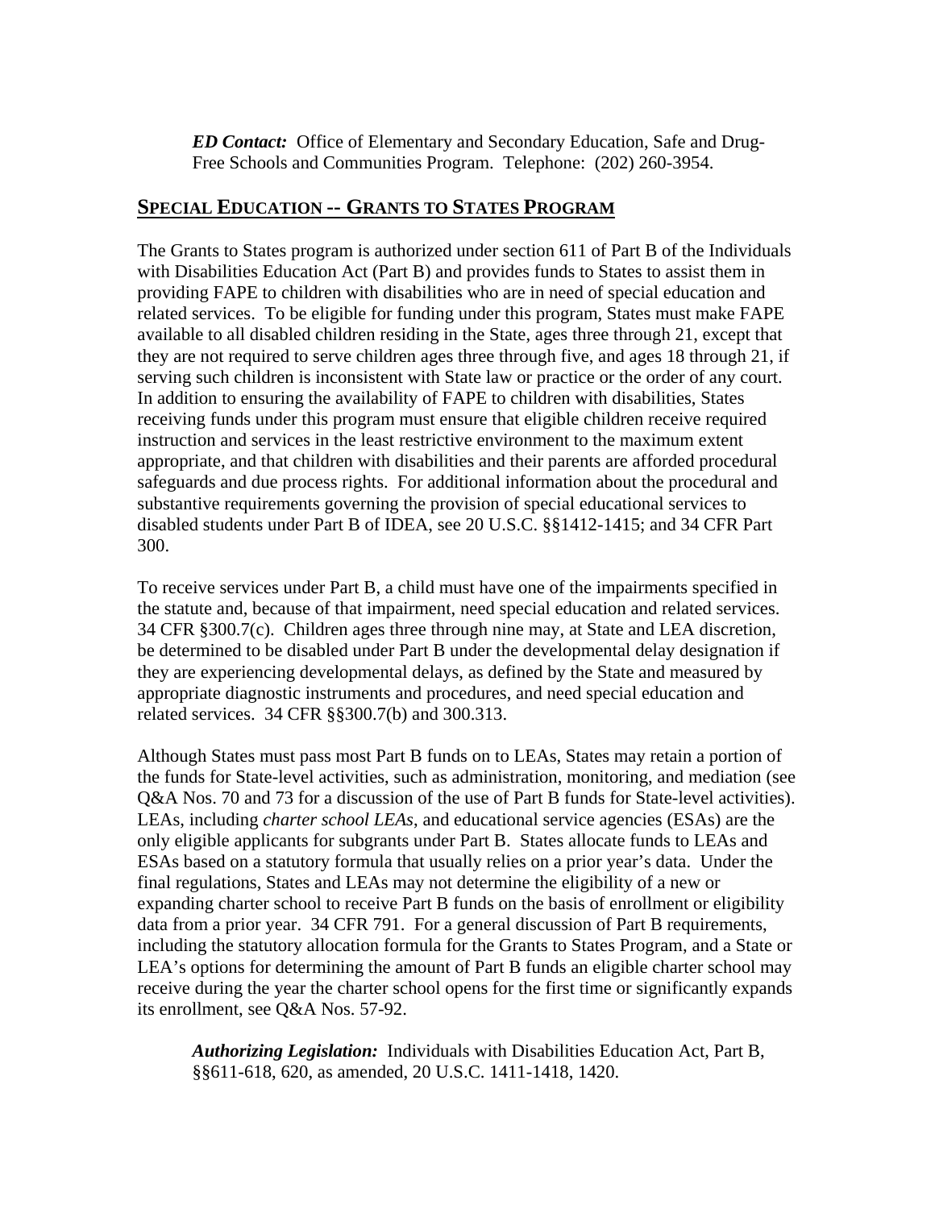***ED Contact:*** Office of Elementary and Secondary Education, Safe and Drug-Free Schools and Communities Program. Telephone: (202) 260-3954.

## SPECIAL EDUCATION -- GRANTS TO STATES PROGRAM

The Grants to States program is authorized under section 611 of Part B of the Individuals with Disabilities Education Act (Part B) and provides funds to States to assist them in providing FAPE to children with disabilities who are in need of special education and related services. To be eligible for funding under this program, States must make FAPE available to all disabled children residing in the State, ages three through 21, except that they are not required to serve children ages three through five, and ages 18 through 21, if serving such children is inconsistent with State law or practice or the order of any court. In addition to ensuring the availability of FAPE to children with disabilities, States receiving funds under this program must ensure that eligible children receive required instruction and services in the least restrictive environment to the maximum extent appropriate, and that children with disabilities and their parents are afforded procedural safeguards and due process rights. For additional information about the procedural and substantive requirements governing the provision of special educational services to disabled students under Part B of IDEA, see 20 U.S.C. §§1412-1415; and 34 CFR Part 300.

To receive services under Part B, a child must have one of the impairments specified in the statute and, because of that impairment, need special education and related services. 34 CFR §300.7(c). Children ages three through nine may, at State and LEA discretion, be determined to be disabled under Part B under the developmental delay designation if they are experiencing developmental delays, as defined by the State and measured by appropriate diagnostic instruments and procedures, and need special education and related services. 34 CFR §§300.7(b) and 300.313.

Although States must pass most Part B funds on to LEAs, States may retain a portion of the funds for State-level activities, such as administration, monitoring, and mediation (see Q&A Nos. 70 and 73 for a discussion of the use of Part B funds for State-level activities). LEAs, including *charter school LEAs*, and educational service agencies (ESAs) are the only eligible applicants for subgrants under Part B. States allocate funds to LEAs and ESAs based on a statutory formula that usually relies on a prior year's data. Under the final regulations, States and LEAs may not determine the eligibility of a new or expanding charter school to receive Part B funds on the basis of enrollment or eligibility data from a prior year. 34 CFR 791. For a general discussion of Part B requirements, including the statutory allocation formula for the Grants to States Program, and a State or LEA's options for determining the amount of Part B funds an eligible charter school may receive during the year the charter school opens for the first time or significantly expands its enrollment, see Q&A Nos. 57-92.

***Authorizing Legislation:*** Individuals with Disabilities Education Act, Part B, §§611-618, 620, as amended, 20 U.S.C. 1411-1418, 1420.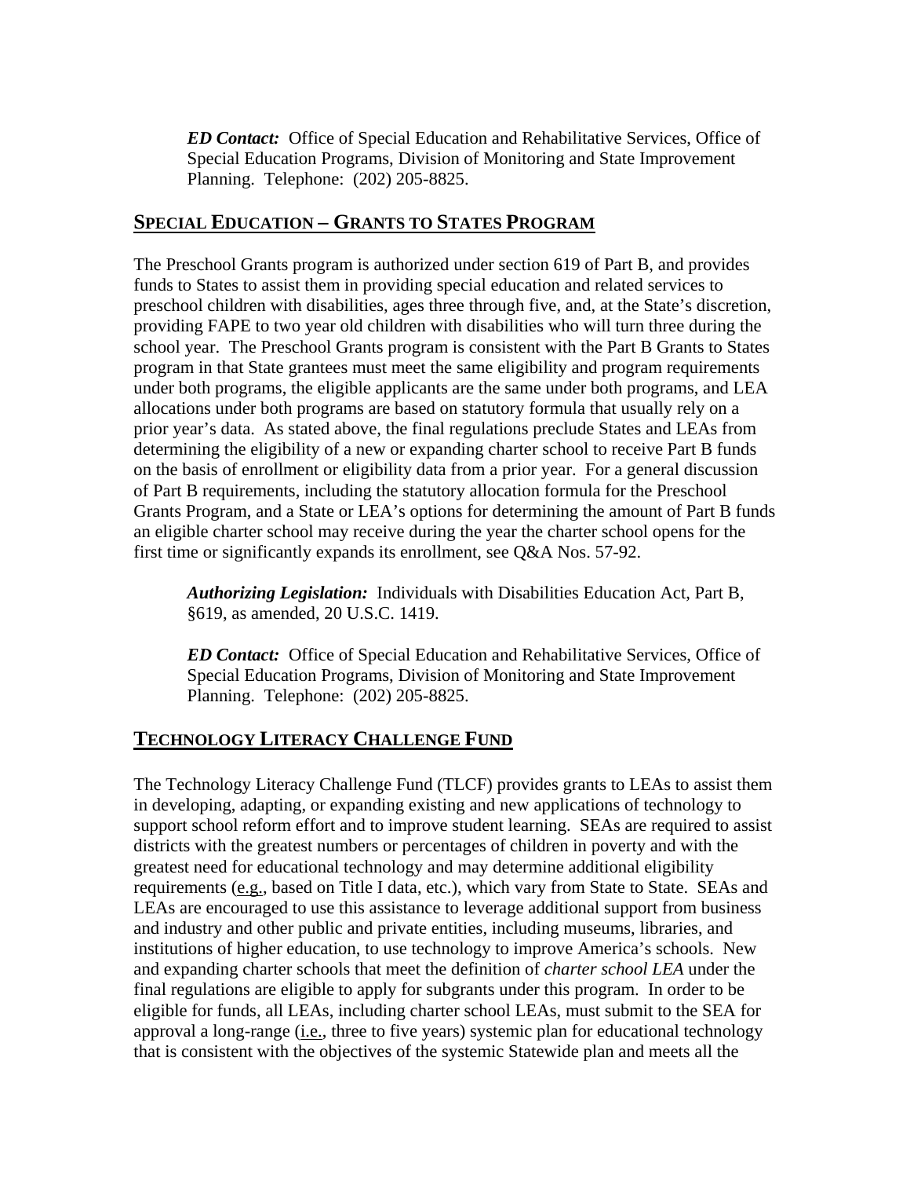*ED Contact:* Office of Special Education and Rehabilitative Services, Office of Special Education Programs, Division of Monitoring and State Improvement Planning. Telephone: (202) 205-8825.

## SPECIAL EDUCATION – GRANTS TO STATES PROGRAM

The Preschool Grants program is authorized under section 619 of Part B, and provides funds to States to assist them in providing special education and related services to preschool children with disabilities, ages three through five, and, at the State's discretion, providing FAPE to two year old children with disabilities who will turn three during the school year. The Preschool Grants program is consistent with the Part B Grants to States program in that State grantees must meet the same eligibility and program requirements under both programs, the eligible applicants are the same under both programs, and LEA allocations under both programs are based on statutory formula that usually rely on a prior year's data. As stated above, the final regulations preclude States and LEAs from determining the eligibility of a new or expanding charter school to receive Part B funds on the basis of enrollment or eligibility data from a prior year. For a general discussion of Part B requirements, including the statutory allocation formula for the Preschool Grants Program, and a State or LEA's options for determining the amount of Part B funds an eligible charter school may receive during the year the charter school opens for the first time or significantly expands its enrollment, see Q&A Nos. 57-92.

*Authorizing Legislation:* Individuals with Disabilities Education Act, Part B, §619, as amended, 20 U.S.C. 1419.

*ED Contact:* Office of Special Education and Rehabilitative Services, Office of Special Education Programs, Division of Monitoring and State Improvement Planning. Telephone: (202) 205-8825.

## TECHNOLOGY LITERACY CHALLENGE FUND

The Technology Literacy Challenge Fund (TLCF) provides grants to LEAs to assist them in developing, adapting, or expanding existing and new applications of technology to support school reform effort and to improve student learning. SEAs are required to assist districts with the greatest numbers or percentages of children in poverty and with the greatest need for educational technology and may determine additional eligibility requirements (e.g., based on Title I data, etc.), which vary from State to State. SEAs and LEAs are encouraged to use this assistance to leverage additional support from business and industry and other public and private entities, including museums, libraries, and institutions of higher education, to use technology to improve America's schools. New and expanding charter schools that meet the definition of *charter school LEA* under the final regulations are eligible to apply for subgrants under this program. In order to be eligible for funds, all LEAs, including charter school LEAs, must submit to the SEA for approval a long-range (i.e., three to five years) systemic plan for educational technology that is consistent with the objectives of the systemic Statewide plan and meets all the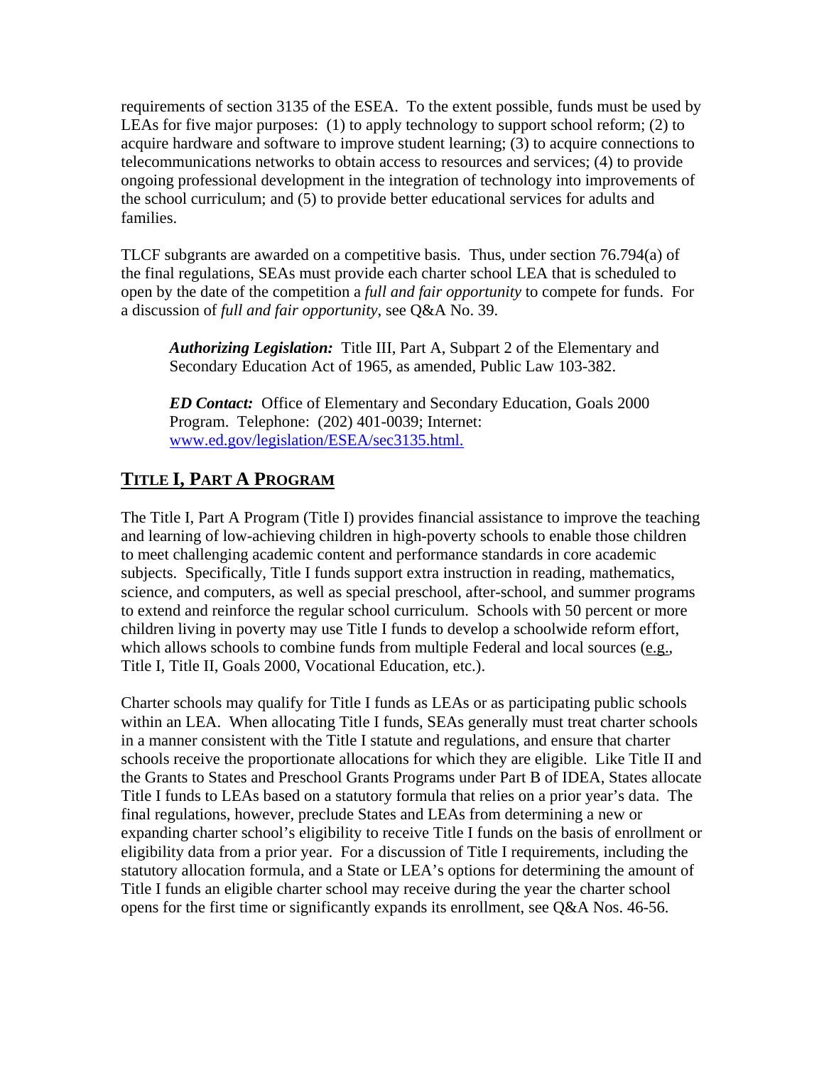requirements of section 3135 of the ESEA. To the extent possible, funds must be used by LEAs for five major purposes: (1) to apply technology to support school reform; (2) to acquire hardware and software to improve student learning; (3) to acquire connections to telecommunications networks to obtain access to resources and services; (4) to provide ongoing professional development in the integration of technology into improvements of the school curriculum; and (5) to provide better educational services for adults and families.

TLCF subgrants are awarded on a competitive basis. Thus, under section 76.794(a) of the final regulations, SEAs must provide each charter school LEA that is scheduled to open by the date of the competition a *full and fair opportunity* to compete for funds. For a discussion of *full and fair opportunity*, see Q&A No. 39.

> ***Authorizing Legislation:*** Title III, Part A, Subpart 2 of the Elementary and Secondary Education Act of 1965, as amended, Public Law 103-382.
>
> ***ED Contact:*** Office of Elementary and Secondary Education, Goals 2000 Program. Telephone: (202) 401-0039; Internet: www.ed.gov/legislation/ESEA/sec3135.html.

## TITLE I, PART A PROGRAM

The Title I, Part A Program (Title I) provides financial assistance to improve the teaching and learning of low-achieving children in high-poverty schools to enable those children to meet challenging academic content and performance standards in core academic subjects. Specifically, Title I funds support extra instruction in reading, mathematics, science, and computers, as well as special preschool, after-school, and summer programs to extend and reinforce the regular school curriculum. Schools with 50 percent or more children living in poverty may use Title I funds to develop a schoolwide reform effort, which allows schools to combine funds from multiple Federal and local sources (e.g., Title I, Title II, Goals 2000, Vocational Education, etc.).

Charter schools may qualify for Title I funds as LEAs or as participating public schools within an LEA. When allocating Title I funds, SEAs generally must treat charter schools in a manner consistent with the Title I statute and regulations, and ensure that charter schools receive the proportionate allocations for which they are eligible. Like Title II and the Grants to States and Preschool Grants Programs under Part B of IDEA, States allocate Title I funds to LEAs based on a statutory formula that relies on a prior year's data. The final regulations, however, preclude States and LEAs from determining a new or expanding charter school's eligibility to receive Title I funds on the basis of enrollment or eligibility data from a prior year. For a discussion of Title I requirements, including the statutory allocation formula, and a State or LEA's options for determining the amount of Title I funds an eligible charter school may receive during the year the charter school opens for the first time or significantly expands its enrollment, see Q&A Nos. 46-56.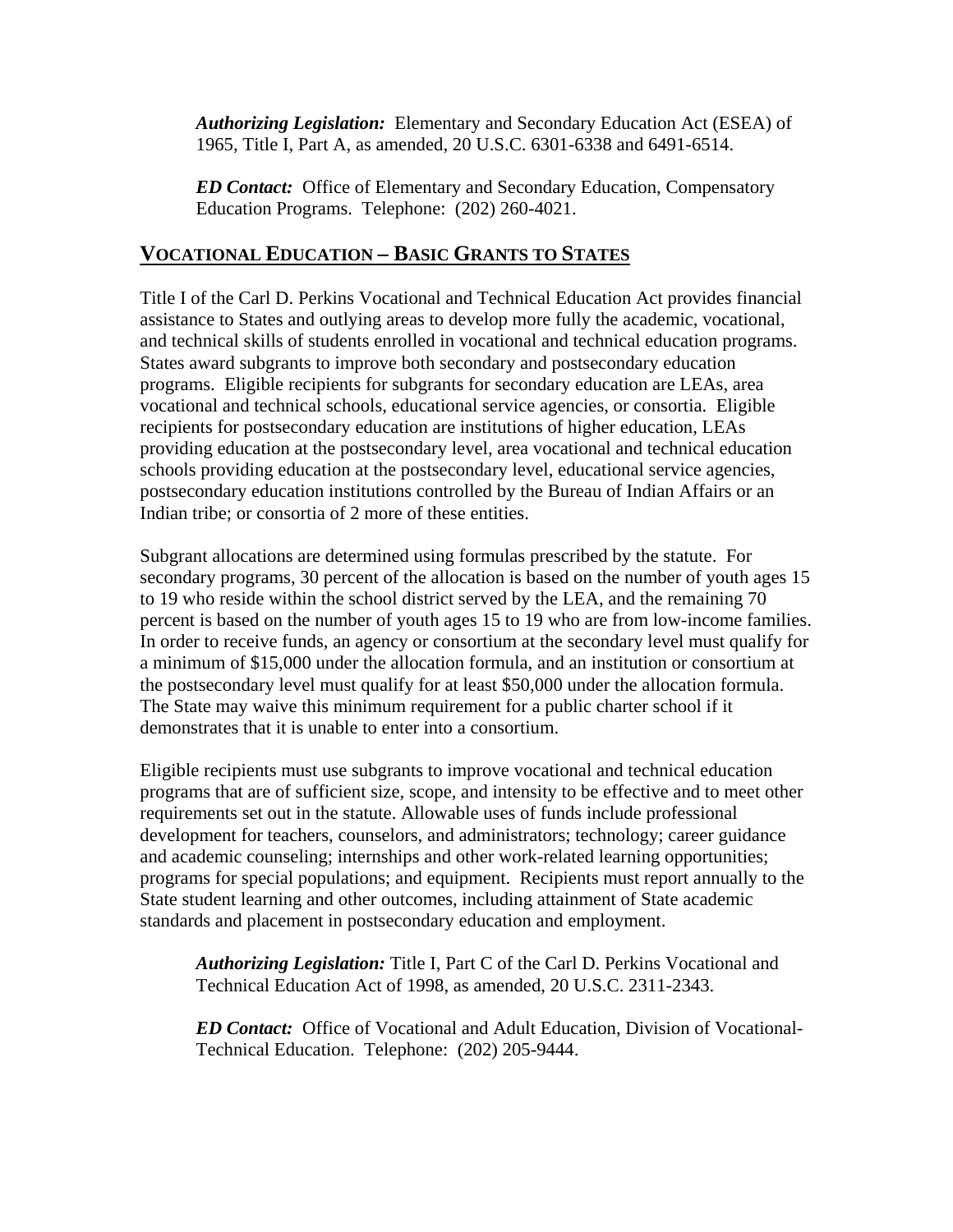***Authorizing Legislation:*** Elementary and Secondary Education Act (ESEA) of 1965, Title I, Part A, as amended, 20 U.S.C. 6301-6338 and 6491-6514.

***ED Contact:*** Office of Elementary and Secondary Education, Compensatory Education Programs. Telephone: (202) 260-4021.

## VOCATIONAL EDUCATION – BASIC GRANTS TO STATES

Title I of the Carl D. Perkins Vocational and Technical Education Act provides financial assistance to States and outlying areas to develop more fully the academic, vocational, and technical skills of students enrolled in vocational and technical education programs. States award subgrants to improve both secondary and postsecondary education programs. Eligible recipients for subgrants for secondary education are LEAs, area vocational and technical schools, educational service agencies, or consortia. Eligible recipients for postsecondary education are institutions of higher education, LEAs providing education at the postsecondary level, area vocational and technical education schools providing education at the postsecondary level, educational service agencies, postsecondary education institutions controlled by the Bureau of Indian Affairs or an Indian tribe; or consortia of 2 more of these entities.

Subgrant allocations are determined using formulas prescribed by the statute. For secondary programs, 30 percent of the allocation is based on the number of youth ages 15 to 19 who reside within the school district served by the LEA, and the remaining 70 percent is based on the number of youth ages 15 to 19 who are from low-income families. In order to receive funds, an agency or consortium at the secondary level must qualify for a minimum of $15,000 under the allocation formula, and an institution or consortium at the postsecondary level must qualify for at least $50,000 under the allocation formula. The State may waive this minimum requirement for a public charter school if it demonstrates that it is unable to enter into a consortium.

Eligible recipients must use subgrants to improve vocational and technical education programs that are of sufficient size, scope, and intensity to be effective and to meet other requirements set out in the statute. Allowable uses of funds include professional development for teachers, counselors, and administrators; technology; career guidance and academic counseling; internships and other work-related learning opportunities; programs for special populations; and equipment. Recipients must report annually to the State student learning and other outcomes, including attainment of State academic standards and placement in postsecondary education and employment.

***Authorizing Legislation:*** Title I, Part C of the Carl D. Perkins Vocational and Technical Education Act of 1998, as amended, 20 U.S.C. 2311-2343.

***ED Contact:*** Office of Vocational and Adult Education, Division of Vocational-Technical Education. Telephone: (202) 205-9444.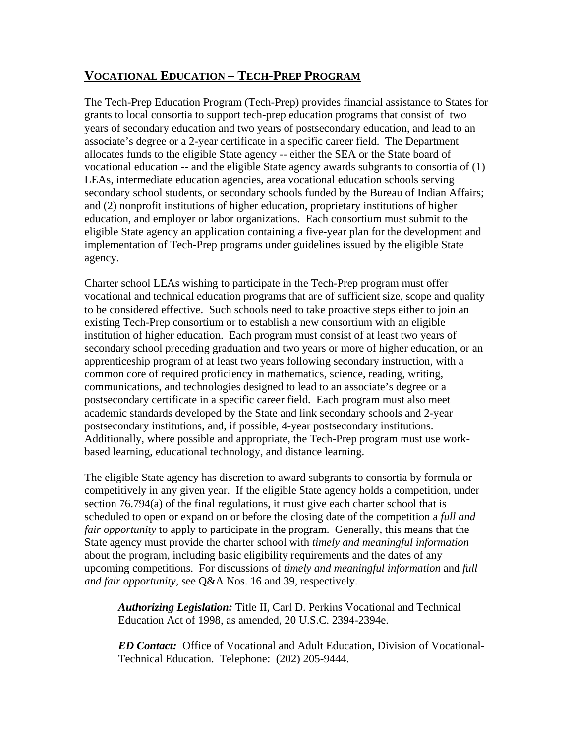## VOCATIONAL EDUCATION – TECH-PREP PROGRAM

The Tech-Prep Education Program (Tech-Prep) provides financial assistance to States for grants to local consortia to support tech-prep education programs that consist of two years of secondary education and two years of postsecondary education, and lead to an associate's degree or a 2-year certificate in a specific career field. The Department allocates funds to the eligible State agency -- either the SEA or the State board of vocational education -- and the eligible State agency awards subgrants to consortia of (1) LEAs, intermediate education agencies, area vocational education schools serving secondary school students, or secondary schools funded by the Bureau of Indian Affairs; and (2) nonprofit institutions of higher education, proprietary institutions of higher education, and employer or labor organizations. Each consortium must submit to the eligible State agency an application containing a five-year plan for the development and implementation of Tech-Prep programs under guidelines issued by the eligible State agency.

Charter school LEAs wishing to participate in the Tech-Prep program must offer vocational and technical education programs that are of sufficient size, scope and quality to be considered effective. Such schools need to take proactive steps either to join an existing Tech-Prep consortium or to establish a new consortium with an eligible institution of higher education. Each program must consist of at least two years of secondary school preceding graduation and two years or more of higher education, or an apprenticeship program of at least two years following secondary instruction, with a common core of required proficiency in mathematics, science, reading, writing, communications, and technologies designed to lead to an associate's degree or a postsecondary certificate in a specific career field. Each program must also meet academic standards developed by the State and link secondary schools and 2-year postsecondary institutions, and, if possible, 4-year postsecondary institutions. Additionally, where possible and appropriate, the Tech-Prep program must use work-based learning, educational technology, and distance learning.

The eligible State agency has discretion to award subgrants to consortia by formula or competitively in any given year. If the eligible State agency holds a competition, under section 76.794(a) of the final regulations, it must give each charter school that is scheduled to open or expand on or before the closing date of the competition a *full and fair opportunity* to apply to participate in the program. Generally, this means that the State agency must provide the charter school with *timely and meaningful information* about the program, including basic eligibility requirements and the dates of any upcoming competitions. For discussions of *timely and meaningful information* and *full and fair opportunity*, see Q&A Nos. 16 and 39, respectively.

> ***Authorizing Legislation:*** Title II, Carl D. Perkins Vocational and Technical Education Act of 1998, as amended, 20 U.S.C. 2394-2394e.
>
> ***ED Contact:*** Office of Vocational and Adult Education, Division of Vocational-Technical Education. Telephone: (202) 205-9444.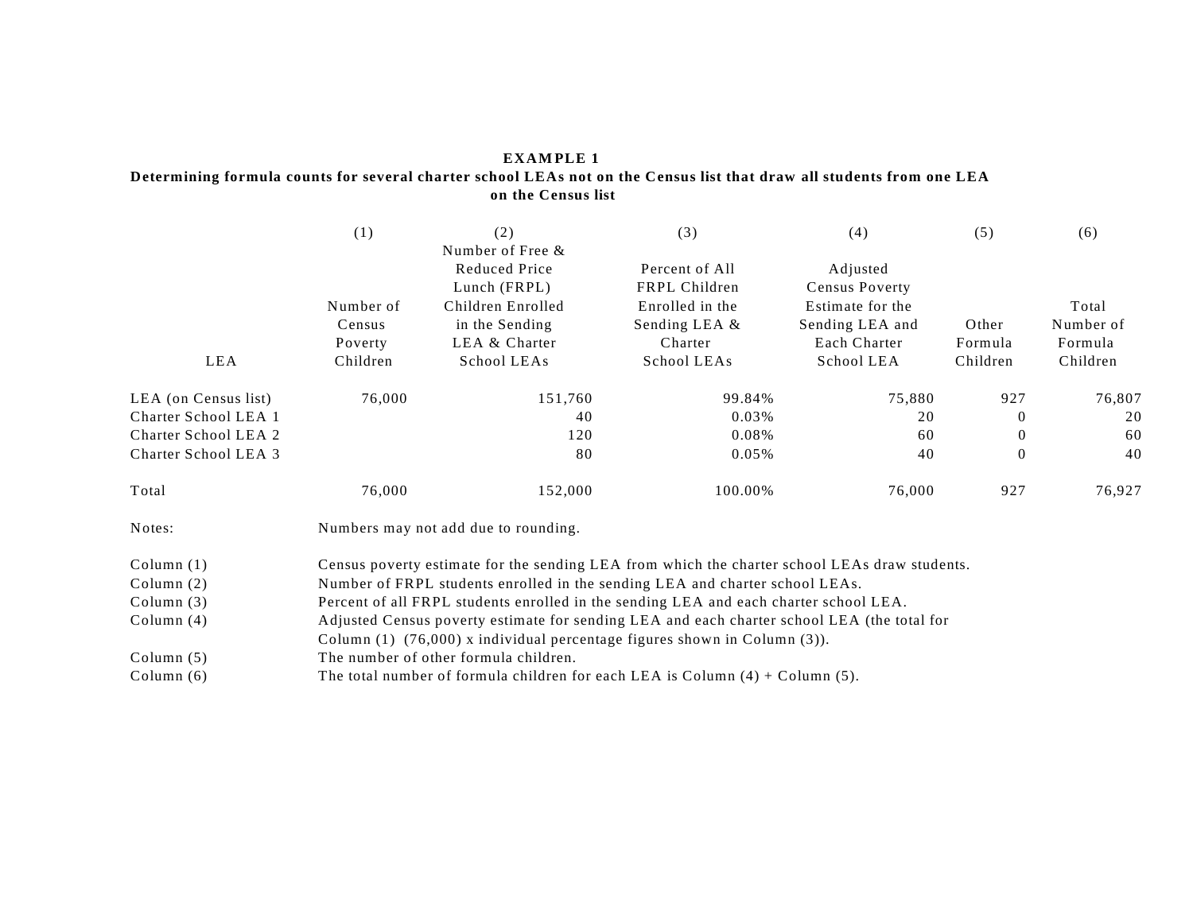**EXAMPLE 1**

**Determining formula counts for several charter school LEAs not on the Census list that draw all students from one LEA on the Census list**

| LEA | (1) Number of Census Poverty Children | (2) Number of Free & Reduced Price Lunch (FRPL) Children Enrolled in the Sending LEA & Charter School LEAs | (3) Percent of All FRPL Children Enrolled in the Sending LEA & Charter School LEAs | (4) Adjusted Census Poverty Estimate for the Sending LEA and Each Charter School LEA | (5) Other Formula Children | (6) Total Number of Formula Children |
|---|---|---|---|---|---|---|
| LEA (on Census list) | 76,000 | 151,760 | 99.84% | 75,880 | 927 | 76,807 |
| Charter School LEA 1 | | 40 | 0.03% | 20 | 0 | 20 |
| Charter School LEA 2 | | 120 | 0.08% | 60 | 0 | 60 |
| Charter School LEA 3 | | 80 | 0.05% | 40 | 0 | 40 |
| Total | 76,000 | 152,000 | 100.00% | 76,000 | 927 | 76,927 |

Notes: Numbers may not add due to rounding.

Column (1) Census poverty estimate for the sending LEA from which the charter school LEAs draw students.

Column (2) Number of FRPL students enrolled in the sending LEA and charter school LEAs.

Column (3) Percent of all FRPL students enrolled in the sending LEA and each charter school LEA.

Column (4) Adjusted Census poverty estimate for sending LEA and each charter school LEA (the total for Column (1) (76,000) x individual percentage figures shown in Column (3)).

Column (5) The number of other formula children.

Column (6) The total number of formula children for each LEA is Column (4) + Column (5).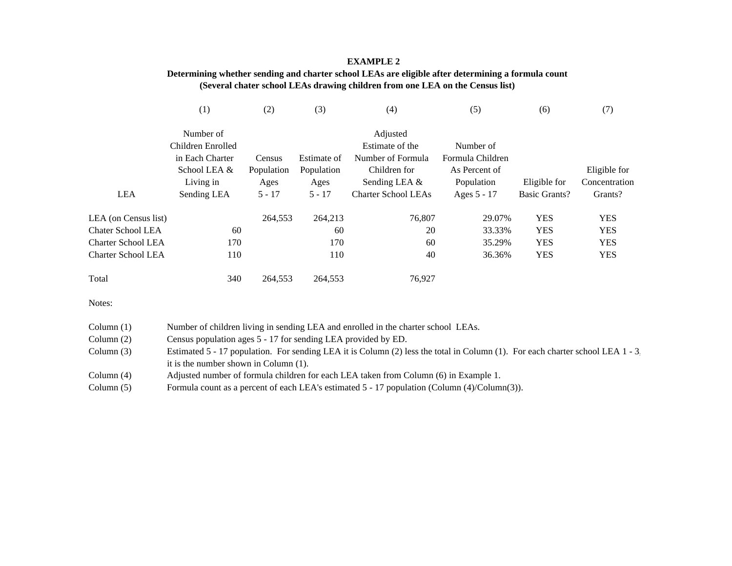**EXAMPLE 2**

**Determining whether sending and charter school LEAs are eligible after determining a formula count**
**(Several chater school LEAs drawing children from one LEA on the Census list)**

| LEA | (1) Number of Children Enrolled in Each Charter School LEA & Living in Sending LEA | (2) Census Population Ages 5 - 17 | (3) Estimate of Population Ages 5 - 17 | (4) Adjusted Estimate of the Number of Formula Children for Sending LEA & Charter School LEAs | (5) Number of Formula Children As Percent of Population Ages 5 - 17 | (6) Eligible for Basic Grants? | (7) Eligible for Concentration Grants? |
|---|---|---|---|---|---|---|---|
| LEA (on Census list) | | 264,553 | 264,213 | 76,807 | 29.07% | YES | YES |
| Chater School LEA | 60 | | 60 | 20 | 33.33% | YES | YES |
| Charter School LEA | 170 | | 170 | 60 | 35.29% | YES | YES |
| Charter School LEA | 110 | | 110 | 40 | 36.36% | YES | YES |
| Total | 340 | 264,553 | 264,553 | 76,927 | | | |

Notes:

Column (1) Number of children living in sending LEA and enrolled in the charter school LEAs.
Column (2) Census population ages 5 - 17 for sending LEA provided by ED.
Column (3) Estimated 5 - 17 population. For sending LEA it is Column (2) less the total in Column (1). For each charter school LEA 1 - 3, it is the number shown in Column (1).
Column (4) Adjusted number of formula children for each LEA taken from Column (6) in Example 1.
Column (5) Formula count as a percent of each LEA's estimated 5 - 17 population (Column (4)/Column(3)).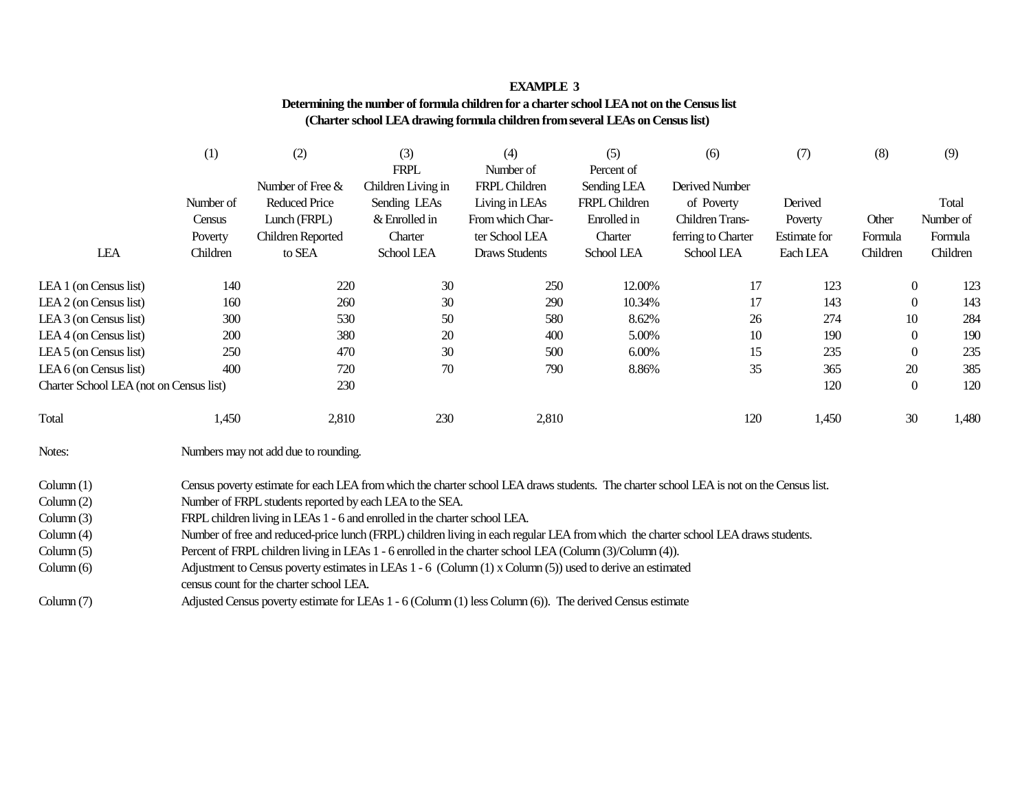**EXAMPLE 3**

**Determining the number of formula children for a charter school LEA not on the Census list**
**(Charter school LEA drawing formula children from several LEAs on Census list)**

| LEA | (1) Number of Census Poverty Children | (2) Number of Free & Reduced Price Lunch (FRPL) Children Reported to SEA | (3) FRPL Children Living in Sending LEAs & Enrolled in Charter School LEA | (4) Number of FRPL Children Living in LEAs From which Charter School LEA Draws Students | (5) Percent of Sending LEA FRPL Children Enrolled in Charter School LEA | (6) Derived Number of Poverty Children Transferring to Charter School LEA | (7) Derived Poverty Estimate for Each LEA | (8) Other Formula Children | (9) Total Number of Formula Children |
|---|---|---|---|---|---|---|---|---|---|
| LEA 1 (on Census list) | 140 | 220 | 30 | 250 | 12.00% | 17 | 123 | 0 | 123 |
| LEA 2 (on Census list) | 160 | 260 | 30 | 290 | 10.34% | 17 | 143 | 0 | 143 |
| LEA 3 (on Census list) | 300 | 530 | 50 | 580 | 8.62% | 26 | 274 | 10 | 284 |
| LEA 4 (on Census list) | 200 | 380 | 20 | 400 | 5.00% | 10 | 190 | 0 | 190 |
| LEA 5 (on Census list) | 250 | 470 | 30 | 500 | 6.00% | 15 | 235 | 0 | 235 |
| LEA 6 (on Census list) | 400 | 720 | 70 | 790 | 8.86% | 35 | 365 | 20 | 385 |
| Charter School LEA (not on Census list) | | 230 | | | | | 120 | 0 | 120 |
| Total | 1,450 | 2,810 | 230 | 2,810 | | 120 | 1,450 | 30 | 1,480 |

Notes: Numbers may not add due to rounding.

Column (1) Census poverty estimate for each LEA from which the charter school LEA draws students. The charter school LEA is not on the Census list.

Column (2) Number of FRPL students reported by each LEA to the SEA.

Column (3) FRPL children living in LEAs 1 - 6 and enrolled in the charter school LEA.

Column (4) Number of free and reduced-price lunch (FRPL) children living in each regular LEA from which the charter school LEA draws students.

Column (5) Percent of FRPL children living in LEAs 1 - 6 enrolled in the charter school LEA (Column (3)/Column (4)).

Column (6) Adjustment to Census poverty estimates in LEAs 1 - 6 (Column (1) x Column (5)) used to derive an estimated census count for the charter school LEA.

Column (7) Adjusted Census poverty estimate for LEAs 1 - 6 (Column (1) less Column (6)). The derived Census estimate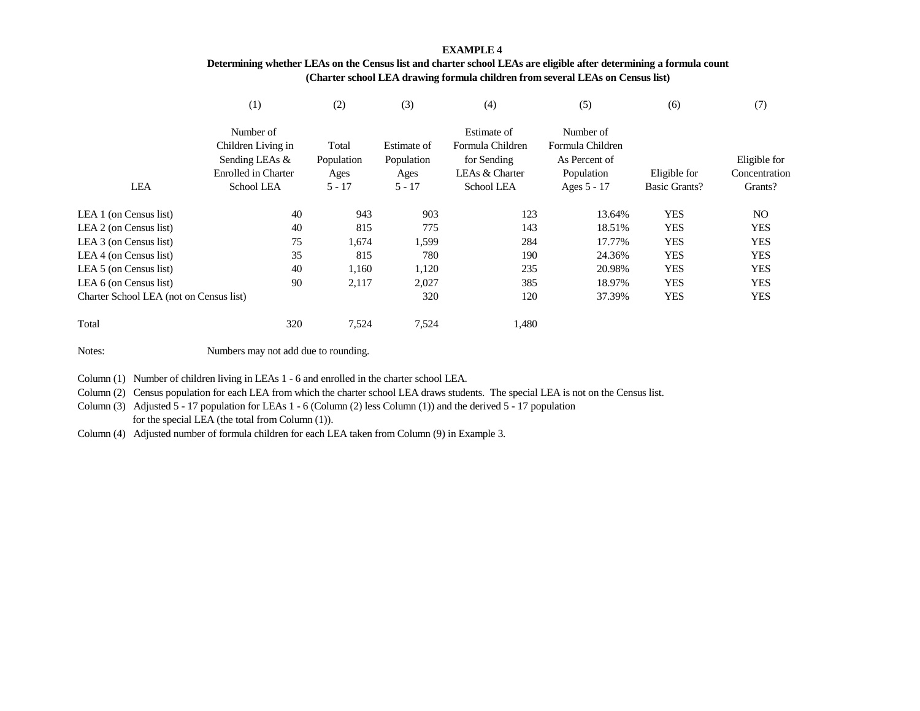**EXAMPLE 4**

**Determining whether LEAs on the Census list and charter school LEAs are eligible after determining a formula count**
**(Charter school LEA drawing formula children from several LEAs on Census list)**

| LEA | (1) Number of Children Living in Sending LEAs & Enrolled in Charter School LEA | (2) Total Population Ages 5 - 17 | (3) Estimate of Population Ages 5 - 17 | (4) Estimate of Formula Children for Sending LEAs & Charter School LEA | (5) Number of Formula Children As Percent of Population Ages 5 - 17 | (6) Eligible for Basic Grants? | (7) Eligible for Concentration Grants? |
|---|---|---|---|---|---|---|---|
| LEA 1 (on Census list) | 40 | 943 | 903 | 123 | 13.64% | YES | NO |
| LEA 2 (on Census list) | 40 | 815 | 775 | 143 | 18.51% | YES | YES |
| LEA 3 (on Census list) | 75 | 1,674 | 1,599 | 284 | 17.77% | YES | YES |
| LEA 4 (on Census list) | 35 | 815 | 780 | 190 | 24.36% | YES | YES |
| LEA 5 (on Census list) | 40 | 1,160 | 1,120 | 235 | 20.98% | YES | YES |
| LEA 6 (on Census list) | 90 | 2,117 | 2,027 | 385 | 18.97% | YES | YES |
| Charter School LEA (not on Census list) | | | 320 | 120 | 37.39% | YES | YES |
| Total | 320 | 7,524 | 7,524 | 1,480 | | | |

Notes: Numbers may not add due to rounding.

Column (1) Number of children living in LEAs 1 - 6 and enrolled in the charter school LEA.

Column (2) Census population for each LEA from which the charter school LEA draws students. The special LEA is not on the Census list.

Column (3) Adjusted 5 - 17 population for LEAs 1 - 6 (Column (2) less Column (1)) and the derived 5 - 17 population for the special LEA (the total from Column (1)).

Column (4) Adjusted number of formula children for each LEA taken from Column (9) in Example 3.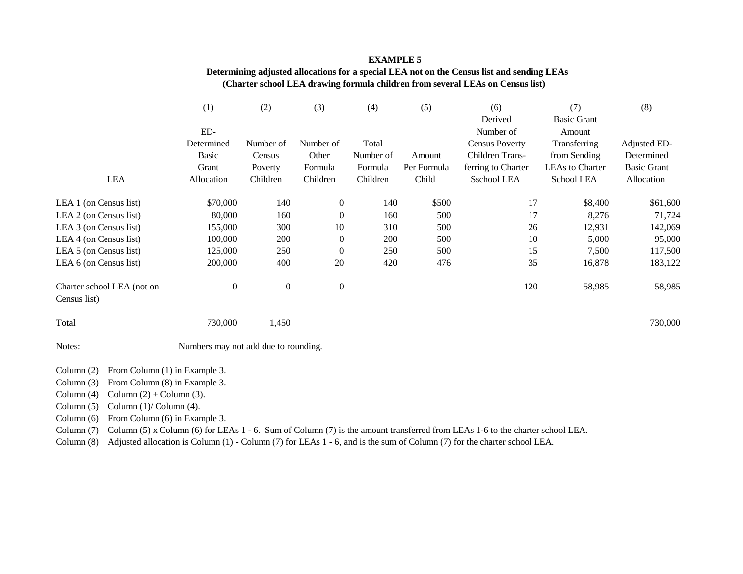**EXAMPLE 5**

**Determining adjusted allocations for a special LEA not on the Census list and sending LEAs**
**(Charter school LEA drawing formula children from several LEAs on Census list)**

| LEA | (1) ED-Determined Basic Grant Allocation | (2) Number of Census Poverty Children | (3) Number of Other Formula Children | (4) Total Number of Formula Children | (5) Amount Per Formula Child | (6) Derived Number of Census Poverty Children Trans-ferring to Charter Sschool LEA | (7) Basic Grant Amount Transferring from Sending LEAs to Charter School LEA | (8) Adjusted ED-Determined Basic Grant Allocation |
|---|---|---|---|---|---|---|---|---|
| LEA 1 (on Census list) | $70,000 | 140 | 0 | 140 | $500 | 17 | $8,400 | $61,600 |
| LEA 2 (on Census list) | 80,000 | 160 | 0 | 160 | 500 | 17 | 8,276 | 71,724 |
| LEA 3 (on Census list) | 155,000 | 300 | 10 | 310 | 500 | 26 | 12,931 | 142,069 |
| LEA 4 (on Census list) | 100,000 | 200 | 0 | 200 | 500 | 10 | 5,000 | 95,000 |
| LEA 5 (on Census list) | 125,000 | 250 | 0 | 250 | 500 | 15 | 7,500 | 117,500 |
| LEA 6 (on Census list) | 200,000 | 400 | 20 | 420 | 476 | 35 | 16,878 | 183,122 |
| Charter school LEA (not on Census list) | 0 | 0 | 0 | | | 120 | 58,985 | 58,985 |
| Total | 730,000 | 1,450 | | | | | | 730,000 |

Notes: Numbers may not add due to rounding.

Column (2) From Column (1) in Example 3.
Column (3) From Column (8) in Example 3.
Column (4) Column (2) + Column (3).
Column (5) Column (1)/ Column (4).
Column (6) From Column (6) in Example 3.
Column (7) Column (5) x Column (6) for LEAs 1 - 6. Sum of Column (7) is the amount transferred from LEAs 1-6 to the charter school LEA.
Column (8) Adjusted allocation is Column (1) - Column (7) for LEAs 1 - 6, and is the sum of Column (7) for the charter school LEA.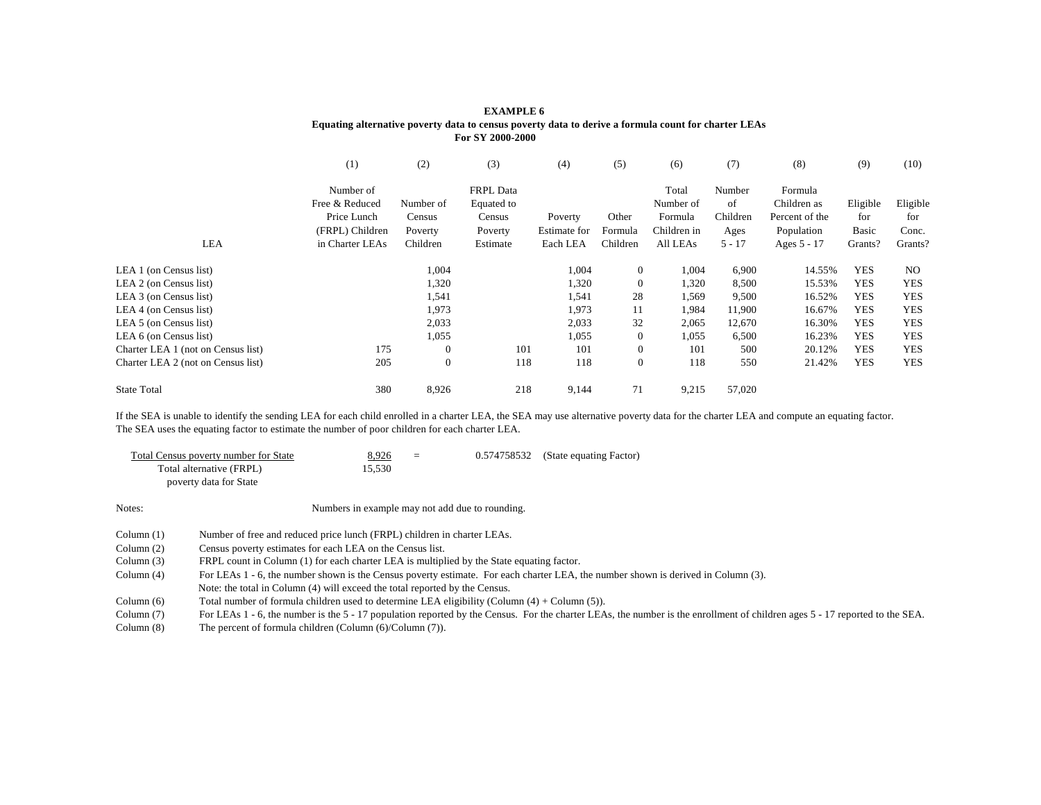**EXAMPLE 6**
**Equating alternative poverty data to census poverty data to derive a formula count for charter LEAs**
**For SY 2000-2000**

| | (1) | (2) | (3) | (4) | (5) | (6) | (7) | (8) | (9) | (10) |
|---|---|---|---|---|---|---|---|---|---|---|
| LEA | Number of Free & Reduced Price Lunch (FRPL) Children in Charter LEAs | Number of Census Poverty Children | FRPL Data Equated to Census Poverty Estimate | Poverty Estimate for Each LEA | Other Formula Children | Total Number of Formula Children in All LEAs | Number of Children Ages 5 - 17 | Formula Children as Percent of the Population Ages 5 - 17 | Eligible for Basic Grants? | Eligible for Conc. Grants? |
| LEA 1 (on Census list) | | 1,004 | | 1,004 | 0 | 1,004 | 6,900 | 14.55% | YES | NO |
| LEA 2 (on Census list) | | 1,320 | | 1,320 | 0 | 1,320 | 8,500 | 15.53% | YES | YES |
| LEA 3 (on Census list) | | 1,541 | | 1,541 | 28 | 1,569 | 9,500 | 16.52% | YES | YES |
| LEA 4 (on Census list) | | 1,973 | | 1,973 | 11 | 1,984 | 11,900 | 16.67% | YES | YES |
| LEA 5 (on Census list) | | 2,033 | | 2,033 | 32 | 2,065 | 12,670 | 16.30% | YES | YES |
| LEA 6 (on Census list) | | 1,055 | | 1,055 | 0 | 1,055 | 6,500 | 16.23% | YES | YES |
| Charter LEA 1 (not on Census list) | 175 | 0 | 101 | 101 | 0 | 101 | 500 | 20.12% | YES | YES |
| Charter LEA 2 (not on Census list) | 205 | 0 | 118 | 118 | 0 | 118 | 550 | 21.42% | YES | YES |
| State Total | 380 | 8,926 | 218 | 9,144 | 71 | 9,215 | 57,020 | | | |

If the SEA is unable to identify the sending LEA for each child enrolled in a charter LEA, the SEA may use alternative poverty data for the charter LEA and compute an equating factor. The SEA uses the equating factor to estimate the number of poor children for each charter LEA.

$$\frac{\text{Total Census poverty number for State}}{\text{Total alternative (FRPL) poverty data for State}} = \frac{8{,}926}{15{,}530} = 0.574758532 \quad \text{(State equating Factor)}$$

Notes: Numbers in example may not add due to rounding.

Column (1) Number of free and reduced price lunch (FRPL) children in charter LEAs.
Column (2) Census poverty estimates for each LEA on the Census list.
Column (3) FRPL count in Column (1) for each charter LEA is multiplied by the State equating factor.
Column (4) For LEAs 1 - 6, the number shown is the Census poverty estimate. For each charter LEA, the number shown is derived in Column (3).
Note: the total in Column (4) will exceed the total reported by the Census.
Column (6) Total number of formula children used to determine LEA eligibility (Column (4) + Column (5)).
Column (7) For LEAs 1 - 6, the number is the 5 - 17 population reported by the Census. For the charter LEAs, the number is the enrollment of children ages 5 - 17 reported to the SEA.
Column (8) The percent of formula children (Column (6)/Column (7)).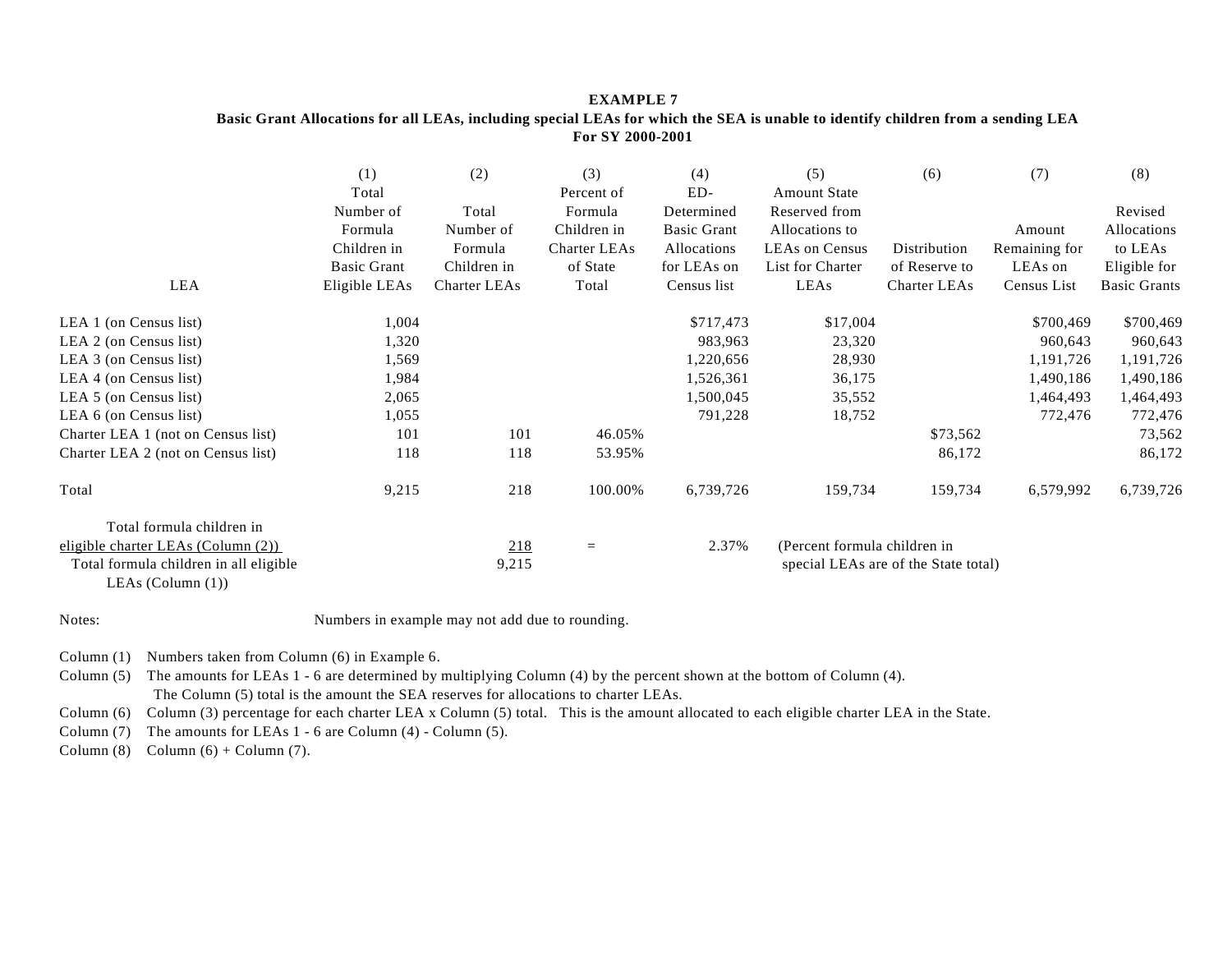**EXAMPLE 7**
**Basic Grant Allocations for all LEAs, including special LEAs for which the SEA is unable to identify children from a sending LEA**
**For SY 2000-2001**

| LEA | (1) Total Number of Formula Children in Basic Grant Eligible LEAs | (2) Total Number of Formula Children in Charter LEAs | (3) Percent of Formula Children in Charter LEAs of State Total | (4) ED-Determined Basic Grant Allocations for LEAs on Census list | (5) Amount State Reserved from Allocations to LEAs on Census List for Charter LEAs | (6) Distribution of Reserve to Charter LEAs | (7) Amount Remaining for LEAs on Census List | (8) Revised Allocations to LEAs Eligible for Basic Grants |
|---|---|---|---|---|---|---|---|---|
| LEA 1 (on Census list) | 1,004 | | | $717,473 | $17,004 | | $700,469 | $700,469 |
| LEA 2 (on Census list) | 1,320 | | | 983,963 | 23,320 | | 960,643 | 960,643 |
| LEA 3 (on Census list) | 1,569 | | | 1,220,656 | 28,930 | | 1,191,726 | 1,191,726 |
| LEA 4 (on Census list) | 1,984 | | | 1,526,361 | 36,175 | | 1,490,186 | 1,490,186 |
| LEA 5 (on Census list) | 2,065 | | | 1,500,045 | 35,552 | | 1,464,493 | 1,464,493 |
| LEA 6 (on Census list) | 1,055 | | | 791,228 | 18,752 | | 772,476 | 772,476 |
| Charter LEA 1 (not on Census list) | 101 | 101 | 46.05% | | | $73,562 | | 73,562 |
| Charter LEA 2 (not on Census list) | 118 | 118 | 53.95% | | | 86,172 | | 86,172 |
| Total | 9,215 | 218 | 100.00% | 6,739,726 | 159,734 | 159,734 | 6,579,992 | 6,739,726 |

$$\frac{\text{Total formula children in eligible charter LEAs (Column (2))}}{\text{Total formula children in all eligible LEAs (Column (1))}} = \frac{218}{9,215} = 2.37\%$$

(Percent formula children in special LEAs are of the State total)

Notes: Numbers in example may not add due to rounding.

Column (1) Numbers taken from Column (6) in Example 6.

Column (5) The amounts for LEAs 1 - 6 are determined by multiplying Column (4) by the percent shown at the bottom of Column (4). The Column (5) total is the amount the SEA reserves for allocations to charter LEAs.

Column (6) Column (3) percentage for each charter LEA x Column (5) total. This is the amount allocated to each eligible charter LEA in the State.

Column (7) The amounts for LEAs 1 - 6 are Column (4) - Column (5).

Column (8) Column (6) + Column (7).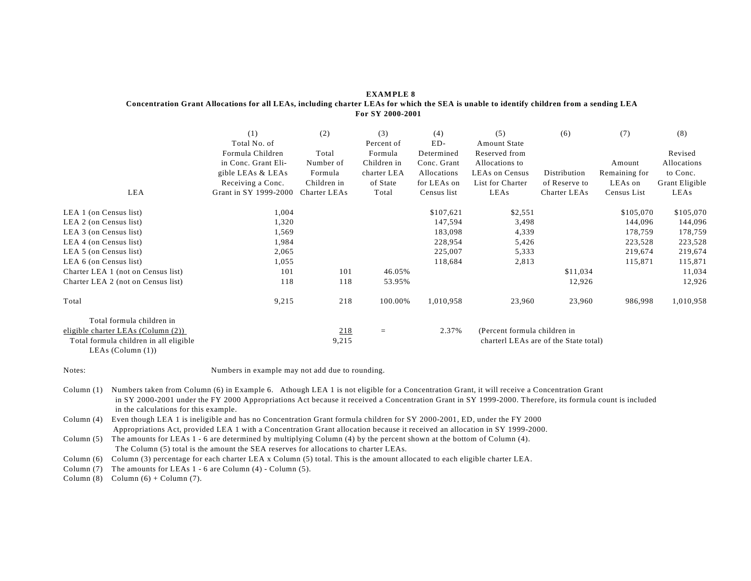**EXAMPLE 8**
**Concentration Grant Allocations for all LEAs, including charter LEAs for which the SEA is unable to identify children from a sending LEA**
**For SY 2000-2001**

| LEA | (1) Total No. of Formula Children in Conc. Grant Eligible LEAs & LEAs Receiving a Conc. Grant in SY 1999-2000 | (2) Total Number of Formula Children in Charter LEAs | (3) Percent of Formula Children in charter LEA of State Total | (4) ED-Determined Conc. Grant Allocations for LEAs on Census list | (5) Amount State Reserved from Allocations to LEAs on Census List for Charter LEAs | (6) Distribution of Reserve to Charter LEAs | (7) Amount Remaining for LEAs on Census List | (8) Revised Allocations to Conc. Grant Eligible LEAs |
|---|---|---|---|---|---|---|---|---|
| LEA 1 (on Census list) | 1,004 | | | $107,621 | $2,551 | | $105,070 | $105,070 |
| LEA 2 (on Census list) | 1,320 | | | 147,594 | 3,498 | | 144,096 | 144,096 |
| LEA 3 (on Census list) | 1,569 | | | 183,098 | 4,339 | | 178,759 | 178,759 |
| LEA 4 (on Census list) | 1,984 | | | 228,954 | 5,426 | | 223,528 | 223,528 |
| LEA 5 (on Census list) | 2,065 | | | 225,007 | 5,333 | | 219,674 | 219,674 |
| LEA 6 (on Census list) | 1,055 | | | 118,684 | 2,813 | | 115,871 | 115,871 |
| Charter LEA 1 (not on Census list) | 101 | 101 | 46.05% | | | $11,034 | | 11,034 |
| Charter LEA 2 (not on Census list) | 118 | 118 | 53.95% | | | 12,926 | | 12,926 |
| Total | 9,215 | 218 | 100.00% | 1,010,958 | 23,960 | 23,960 | 986,998 | 1,010,958 |

Total formula children in eligible charter LEAs (Column (2)) / Total formula children in all eligible LEAs (Column (1)) = 218 / 9,215 = 2.37% (Percent formula children in charterl LEAs are of the State total)

Notes: Numbers in example may not add due to rounding.

Column (1) Numbers taken from Column (6) in Example 6. Athough LEA 1 is not eligible for a Concentration Grant, it will receive a Concentration Grant in SY 2000-2001 under the FY 2000 Appropriations Act because it received a Concentration Grant in SY 1999-2000. Therefore, its formula count is included in the calculations for this example.

Column (4) Even though LEA 1 is ineligible and has no Concentration Grant formula children for SY 2000-2001, ED, under the FY 2000 Appropriations Act, provided LEA 1 with a Concentration Grant allocation because it received an allocation in SY 1999-2000.

Column (5) The amounts for LEAs 1 - 6 are determined by multiplying Column (4) by the percent shown at the bottom of Column (4). The Column (5) total is the amount the SEA reserves for allocations to charter LEAs.

Column (6) Column (3) percentage for each charter LEA x Column (5) total. This is the amount allocated to each eligible charter LEA.

Column (7) The amounts for LEAs 1 - 6 are Column (4) - Column (5).

Column (8) Column (6) + Column (7).